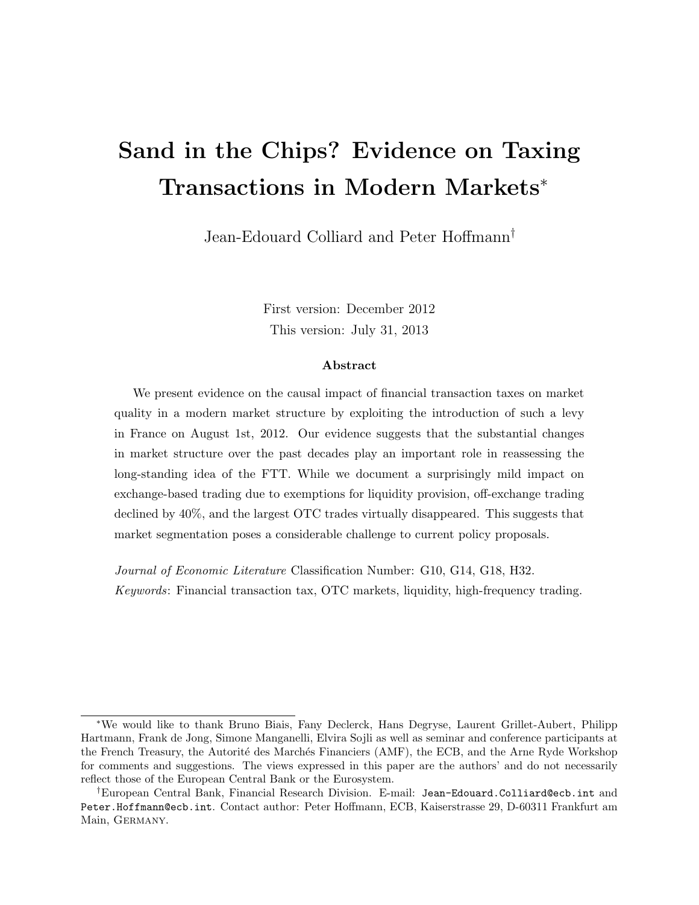# Sand in the Chips? Evidence on Taxing Transactions in Modern Markets[*]

Jean-Edouard Colliard and Peter Hoffmann[†]

First version: December 2012

This version: July 31, 2013

### Abstract

We present evidence on the causal impact of financial transaction taxes on market quality in a modern market structure by exploiting the introduction of such a levy in France on August 1st, 2012. Our evidence suggests that the substantial changes in market structure over the past decades play an important role in reassessing the long-standing idea of the FTT. While we document a surprisingly mild impact on exchange-based trading due to exemptions for liquidity provision, off-exchange trading declined by 40%, and the largest OTC trades virtually disappeared. This suggests that market segmentation poses a considerable challenge to current policy proposals.

*Journal of Economic Literature* Classification Number: G10, G14, G18, H32.

*Keywords*: Financial transaction tax, OTC markets, liquidity, high-frequency trading.

---

[*]We would like to thank Bruno Biais, Fany Declerck, Hans Degryse, Laurent Grillet-Aubert, Philipp Hartmann, Frank de Jong, Simone Manganelli, Elvira Sojli as well as seminar and conference participants at the French Treasury, the Autorité des Marchés Financiers (AMF), the ECB, and the Arne Ryde Workshop for comments and suggestions. The views expressed in this paper are the authors' and do not necessarily reflect those of the European Central Bank or the Eurosystem.

[†]European Central Bank, Financial Research Division. E-mail: `Jean-Edouard.Colliard@ecb.int` and `Peter.Hoffmann@ecb.int`. Contact author: Peter Hoffmann, ECB, Kaiserstrasse 29, D-60311 Frankfurt am Main, Germany.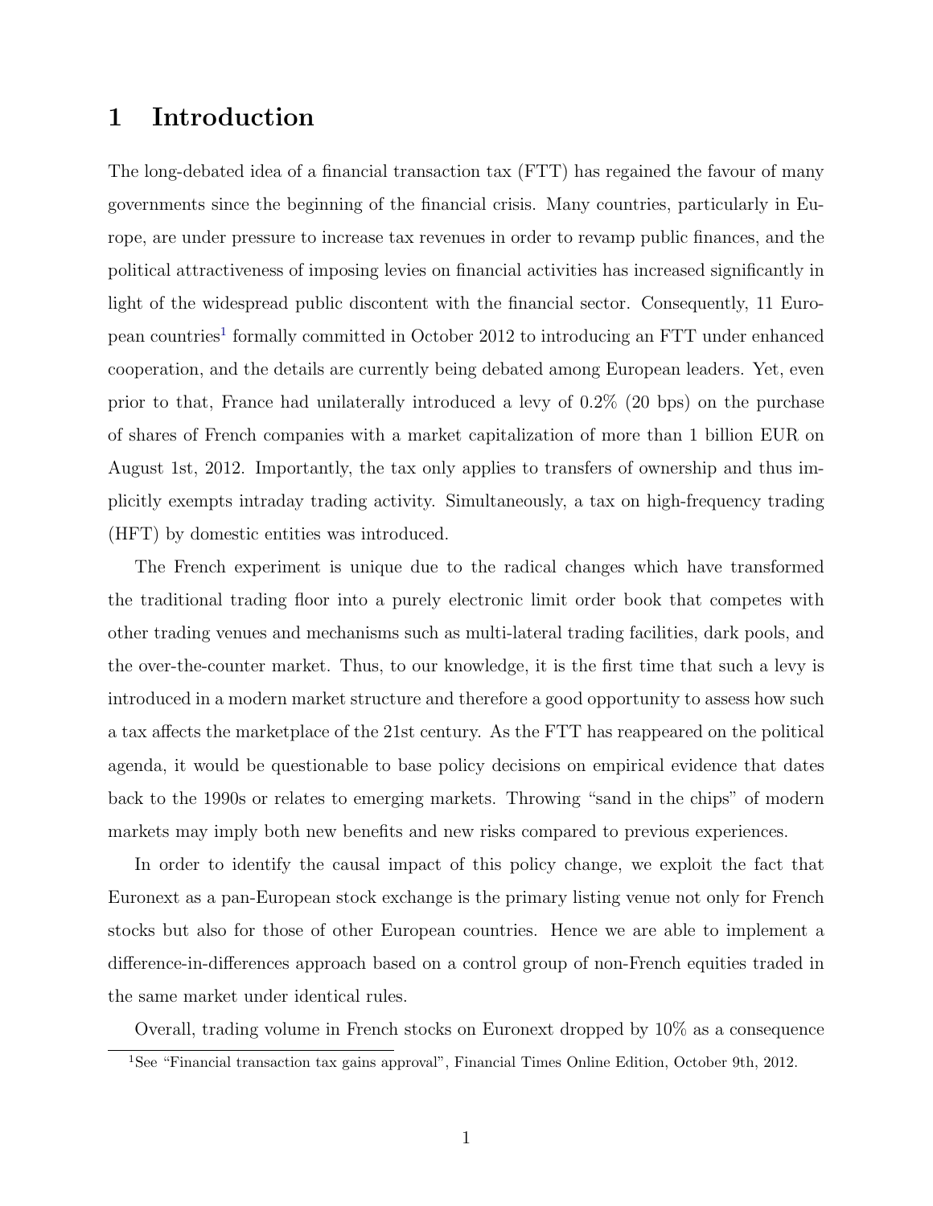# 1 Introduction

The long-debated idea of a financial transaction tax (FTT) has regained the favour of many governments since the beginning of the financial crisis. Many countries, particularly in Europe, are under pressure to increase tax revenues in order to revamp public finances, and the political attractiveness of imposing levies on financial activities has increased significantly in light of the widespread public discontent with the financial sector. Consequently, 11 European countries[1] formally committed in October 2012 to introducing an FTT under enhanced cooperation, and the details are currently being debated among European leaders. Yet, even prior to that, France had unilaterally introduced a levy of 0.2% (20 bps) on the purchase of shares of French companies with a market capitalization of more than 1 billion EUR on August 1st, 2012. Importantly, the tax only applies to transfers of ownership and thus implicitly exempts intraday trading activity. Simultaneously, a tax on high-frequency trading (HFT) by domestic entities was introduced.

The French experiment is unique due to the radical changes which have transformed the traditional trading floor into a purely electronic limit order book that competes with other trading venues and mechanisms such as multi-lateral trading facilities, dark pools, and the over-the-counter market. Thus, to our knowledge, it is the first time that such a levy is introduced in a modern market structure and therefore a good opportunity to assess how such a tax affects the marketplace of the 21st century. As the FTT has reappeared on the political agenda, it would be questionable to base policy decisions on empirical evidence that dates back to the 1990s or relates to emerging markets. Throwing "sand in the chips" of modern markets may imply both new benefits and new risks compared to previous experiences.

In order to identify the causal impact of this policy change, we exploit the fact that Euronext as a pan-European stock exchange is the primary listing venue not only for French stocks but also for those of other European countries. Hence we are able to implement a difference-in-differences approach based on a control group of non-French equities traded in the same market under identical rules.

Overall, trading volume in French stocks on Euronext dropped by 10% as a consequence

[1] See "Financial transaction tax gains approval", Financial Times Online Edition, October 9th, 2012.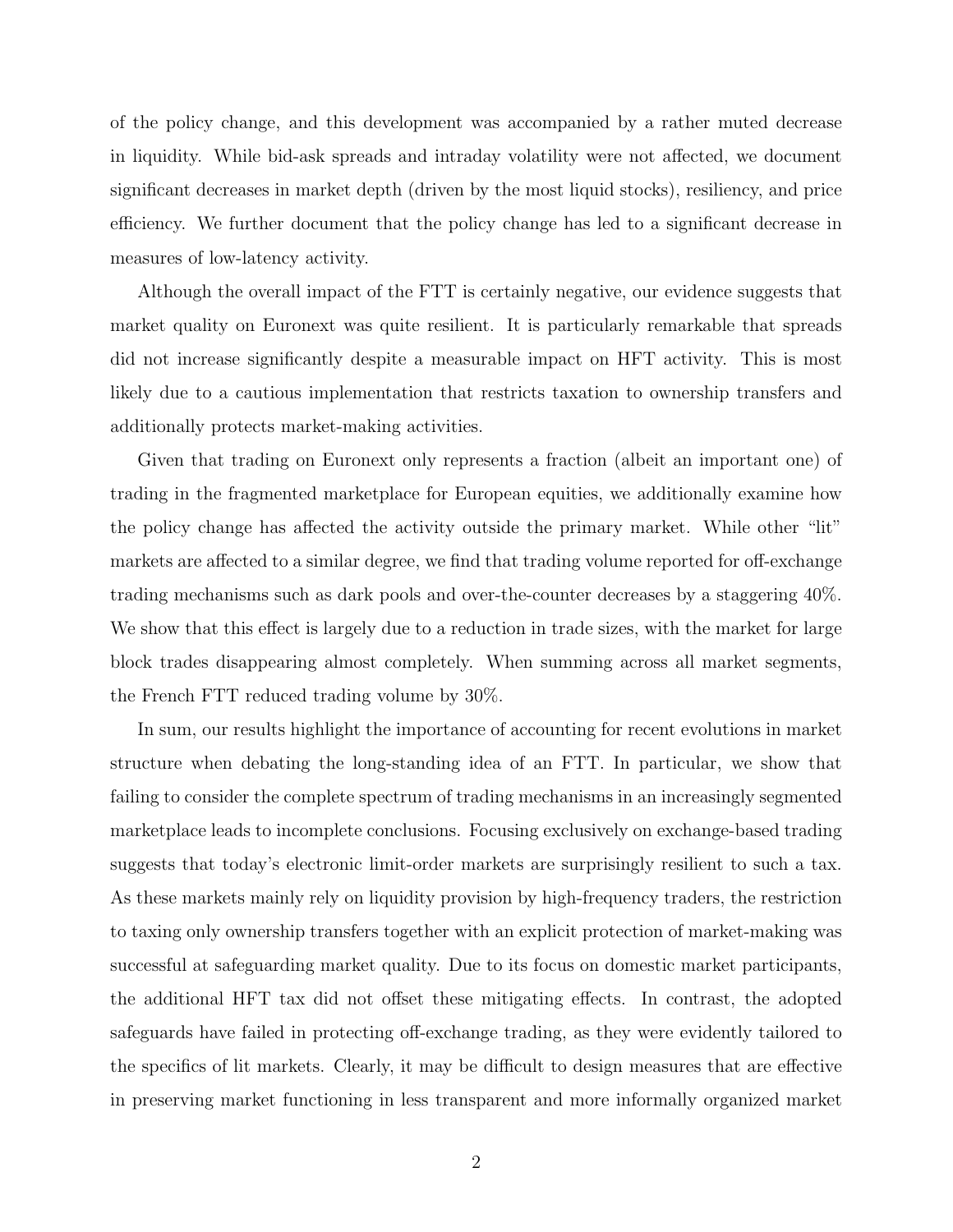of the policy change, and this development was accompanied by a rather muted decrease in liquidity. While bid-ask spreads and intraday volatility were not affected, we document significant decreases in market depth (driven by the most liquid stocks), resiliency, and price efficiency. We further document that the policy change has led to a significant decrease in measures of low-latency activity.

Although the overall impact of the FTT is certainly negative, our evidence suggests that market quality on Euronext was quite resilient. It is particularly remarkable that spreads did not increase significantly despite a measurable impact on HFT activity. This is most likely due to a cautious implementation that restricts taxation to ownership transfers and additionally protects market-making activities.

Given that trading on Euronext only represents a fraction (albeit an important one) of trading in the fragmented marketplace for European equities, we additionally examine how the policy change has affected the activity outside the primary market. While other "lit" markets are affected to a similar degree, we find that trading volume reported for off-exchange trading mechanisms such as dark pools and over-the-counter decreases by a staggering 40%. We show that this effect is largely due to a reduction in trade sizes, with the market for large block trades disappearing almost completely. When summing across all market segments, the French FTT reduced trading volume by 30%.

In sum, our results highlight the importance of accounting for recent evolutions in market structure when debating the long-standing idea of an FTT. In particular, we show that failing to consider the complete spectrum of trading mechanisms in an increasingly segmented marketplace leads to incomplete conclusions. Focusing exclusively on exchange-based trading suggests that today's electronic limit-order markets are surprisingly resilient to such a tax. As these markets mainly rely on liquidity provision by high-frequency traders, the restriction to taxing only ownership transfers together with an explicit protection of market-making was successful at safeguarding market quality. Due to its focus on domestic market participants, the additional HFT tax did not offset these mitigating effects. In contrast, the adopted safeguards have failed in protecting off-exchange trading, as they were evidently tailored to the specifics of lit markets. Clearly, it may be difficult to design measures that are effective in preserving market functioning in less transparent and more informally organized market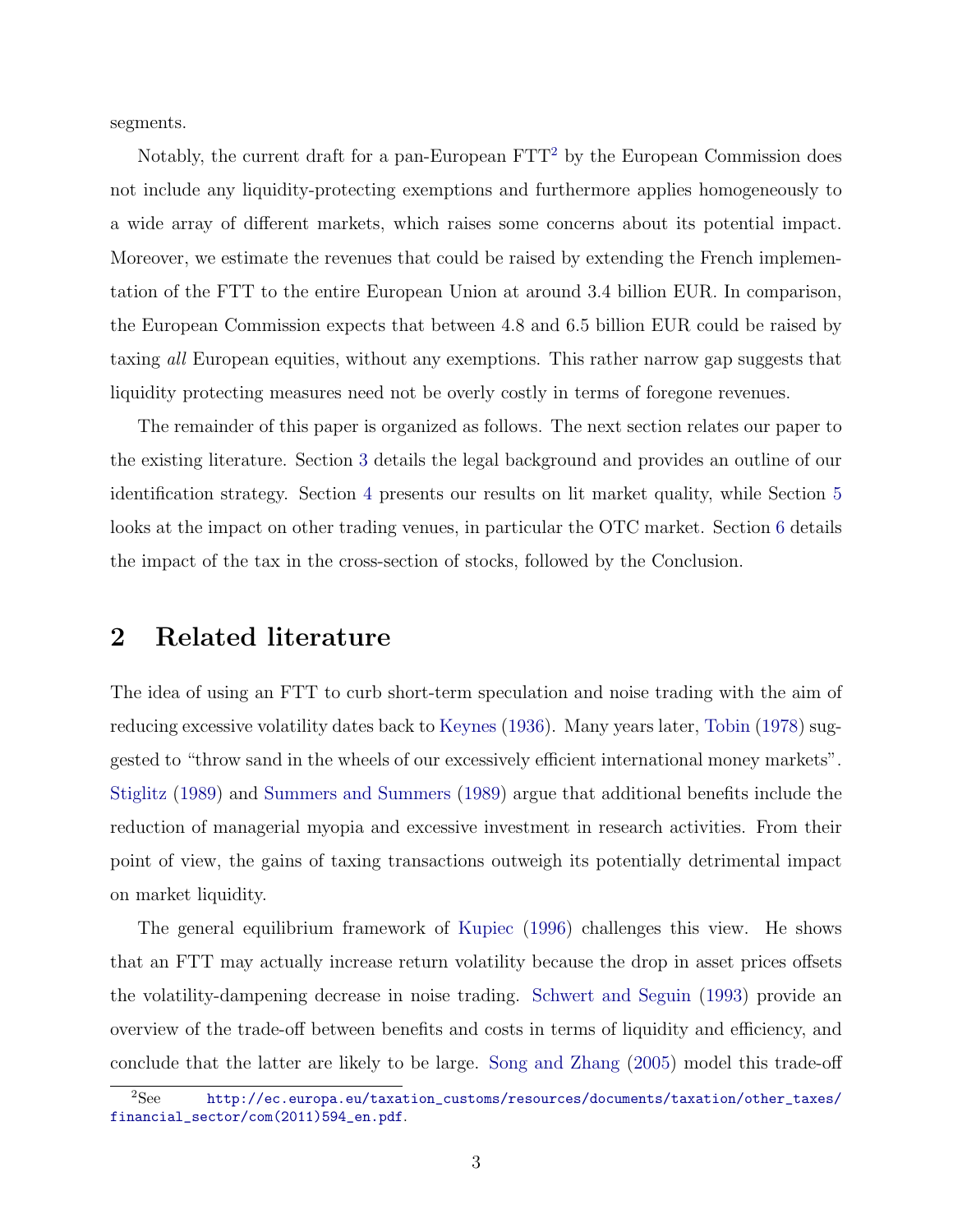segments.

Notably, the current draft for a pan-European FTT[2] by the European Commission does not include any liquidity-protecting exemptions and furthermore applies homogeneously to a wide array of different markets, which raises some concerns about its potential impact. Moreover, we estimate the revenues that could be raised by extending the French implementation of the FTT to the entire European Union at around 3.4 billion EUR. In comparison, the European Commission expects that between 4.8 and 6.5 billion EUR could be raised by taxing *all* European equities, without any exemptions. This rather narrow gap suggests that liquidity protecting measures need not be overly costly in terms of foregone revenues.

The remainder of this paper is organized as follows. The next section relates our paper to the existing literature. Section 3 details the legal background and provides an outline of our identification strategy. Section 4 presents our results on lit market quality, while Section 5 looks at the impact on other trading venues, in particular the OTC market. Section 6 details the impact of the tax in the cross-section of stocks, followed by the Conclusion.

## 2 Related literature

The idea of using an FTT to curb short-term speculation and noise trading with the aim of reducing excessive volatility dates back to Keynes (1936). Many years later, Tobin (1978) suggested to "throw sand in the wheels of our excessively efficient international money markets". Stiglitz (1989) and Summers and Summers (1989) argue that additional benefits include the reduction of managerial myopia and excessive investment in research activities. From their point of view, the gains of taxing transactions outweigh its potentially detrimental impact on market liquidity.

The general equilibrium framework of Kupiec (1996) challenges this view. He shows that an FTT may actually increase return volatility because the drop in asset prices offsets the volatility-dampening decrease in noise trading. Schwert and Seguin (1993) provide an overview of the trade-off between benefits and costs in terms of liquidity and efficiency, and conclude that the latter are likely to be large. Song and Zhang (2005) model this trade-off

[2] See http://ec.europa.eu/taxation_customs/resources/documents/taxation/other_taxes/financial_sector/com(2011)594_en.pdf.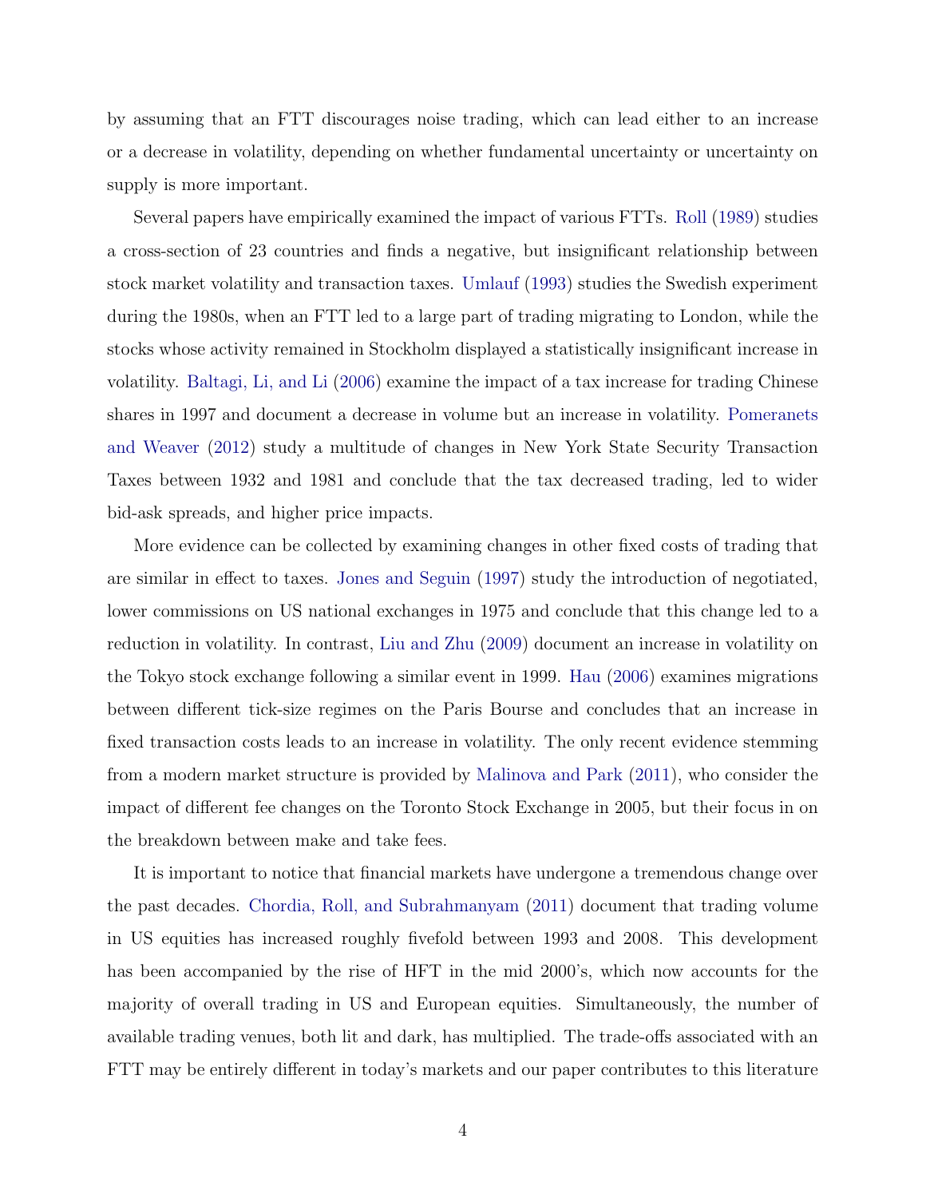by assuming that an FTT discourages noise trading, which can lead either to an increase or a decrease in volatility, depending on whether fundamental uncertainty or uncertainty on supply is more important.

Several papers have empirically examined the impact of various FTTs. Roll (1989) studies a cross-section of 23 countries and finds a negative, but insignificant relationship between stock market volatility and transaction taxes. Umlauf (1993) studies the Swedish experiment during the 1980s, when an FTT led to a large part of trading migrating to London, while the stocks whose activity remained in Stockholm displayed a statistically insignificant increase in volatility. Baltagi, Li, and Li (2006) examine the impact of a tax increase for trading Chinese shares in 1997 and document a decrease in volume but an increase in volatility. Pomeranets and Weaver (2012) study a multitude of changes in New York State Security Transaction Taxes between 1932 and 1981 and conclude that the tax decreased trading, led to wider bid-ask spreads, and higher price impacts.

More evidence can be collected by examining changes in other fixed costs of trading that are similar in effect to taxes. Jones and Seguin (1997) study the introduction of negotiated, lower commissions on US national exchanges in 1975 and conclude that this change led to a reduction in volatility. In contrast, Liu and Zhu (2009) document an increase in volatility on the Tokyo stock exchange following a similar event in 1999. Hau (2006) examines migrations between different tick-size regimes on the Paris Bourse and concludes that an increase in fixed transaction costs leads to an increase in volatility. The only recent evidence stemming from a modern market structure is provided by Malinova and Park (2011), who consider the impact of different fee changes on the Toronto Stock Exchange in 2005, but their focus in on the breakdown between make and take fees.

It is important to notice that financial markets have undergone a tremendous change over the past decades. Chordia, Roll, and Subrahmanyam (2011) document that trading volume in US equities has increased roughly fivefold between 1993 and 2008. This development has been accompanied by the rise of HFT in the mid 2000's, which now accounts for the majority of overall trading in US and European equities. Simultaneously, the number of available trading venues, both lit and dark, has multiplied. The trade-offs associated with an FTT may be entirely different in today's markets and our paper contributes to this literature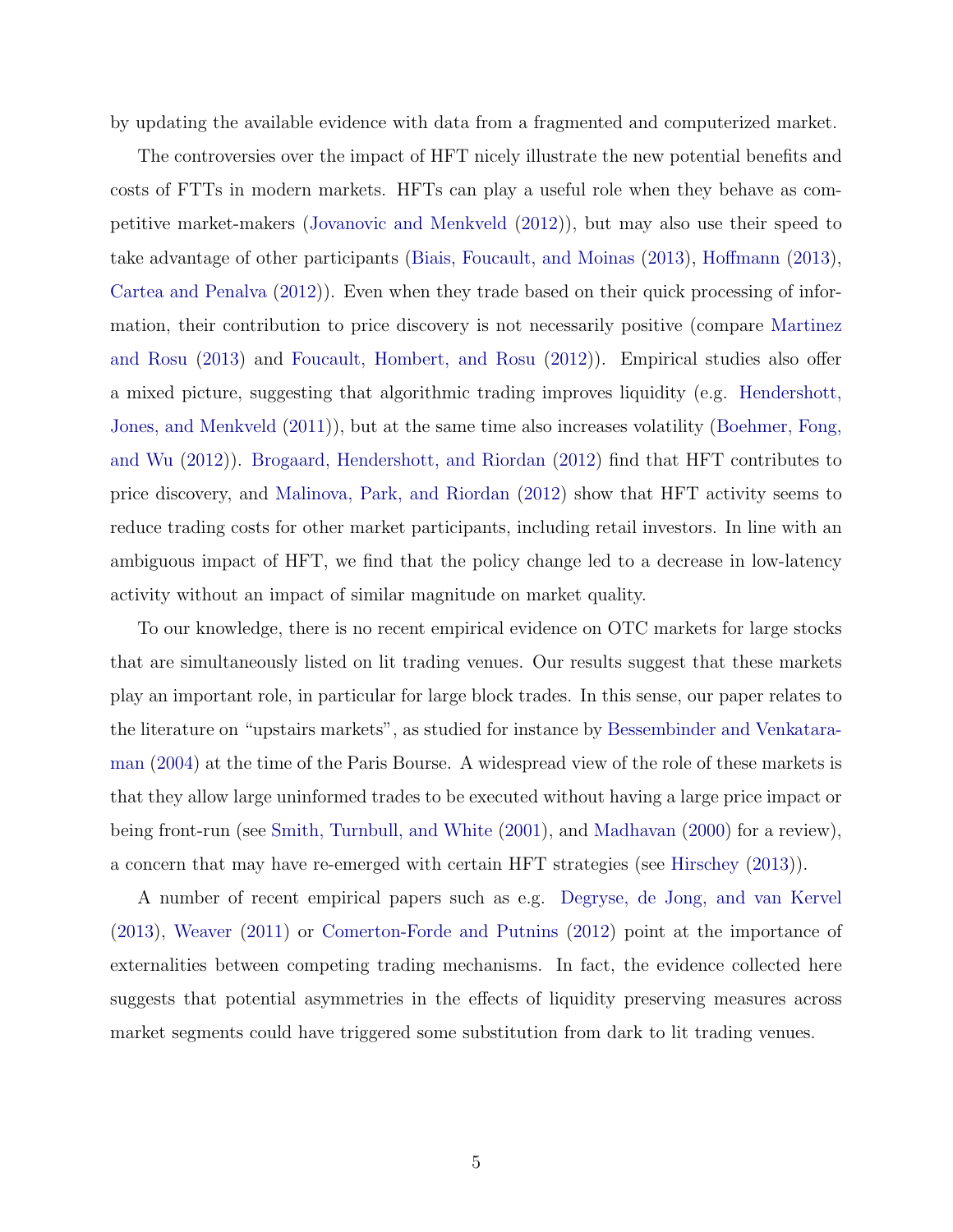by updating the available evidence with data from a fragmented and computerized market.

The controversies over the impact of HFT nicely illustrate the new potential benefits and costs of FTTs in modern markets. HFTs can play a useful role when they behave as competitive market-makers (Jovanovic and Menkveld (2012)), but may also use their speed to take advantage of other participants (Biais, Foucault, and Moinas (2013), Hoffmann (2013), Cartea and Penalva (2012)). Even when they trade based on their quick processing of information, their contribution to price discovery is not necessarily positive (compare Martinez and Rosu (2013) and Foucault, Hombert, and Rosu (2012)). Empirical studies also offer a mixed picture, suggesting that algorithmic trading improves liquidity (e.g. Hendershott, Jones, and Menkveld (2011)), but at the same time also increases volatility (Boehmer, Fong, and Wu (2012)). Brogaard, Hendershott, and Riordan (2012) find that HFT contributes to price discovery, and Malinova, Park, and Riordan (2012) show that HFT activity seems to reduce trading costs for other market participants, including retail investors. In line with an ambiguous impact of HFT, we find that the policy change led to a decrease in low-latency activity without an impact of similar magnitude on market quality.

To our knowledge, there is no recent empirical evidence on OTC markets for large stocks that are simultaneously listed on lit trading venues. Our results suggest that these markets play an important role, in particular for large block trades. In this sense, our paper relates to the literature on "upstairs markets", as studied for instance by Bessembinder and Venkataraman (2004) at the time of the Paris Bourse. A widespread view of the role of these markets is that they allow large uninformed trades to be executed without having a large price impact or being front-run (see Smith, Turnbull, and White (2001), and Madhavan (2000) for a review), a concern that may have re-emerged with certain HFT strategies (see Hirschey (2013)).

A number of recent empirical papers such as e.g. Degryse, de Jong, and van Kervel (2013), Weaver (2011) or Comerton-Forde and Putnins (2012) point at the importance of externalities between competing trading mechanisms. In fact, the evidence collected here suggests that potential asymmetries in the effects of liquidity preserving measures across market segments could have triggered some substitution from dark to lit trading venues.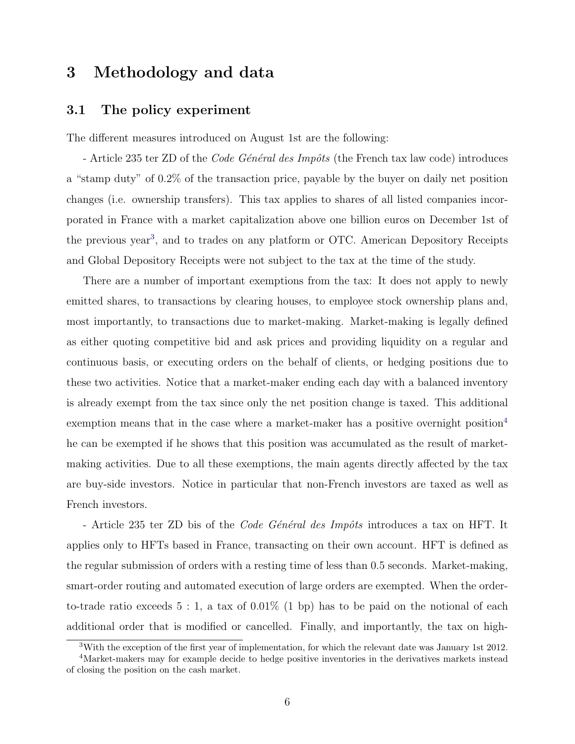# 3 Methodology and data

## 3.1 The policy experiment

The different measures introduced on August 1st are the following:

- Article 235 ter ZD of the *Code Général des Impôts* (the French tax law code) introduces a "stamp duty" of 0.2% of the transaction price, payable by the buyer on daily net position changes (i.e. ownership transfers). This tax applies to shares of all listed companies incorporated in France with a market capitalization above one billion euros on December 1st of the previous year[3], and to trades on any platform or OTC. American Depository Receipts and Global Depository Receipts were not subject to the tax at the time of the study.

There are a number of important exemptions from the tax: It does not apply to newly emitted shares, to transactions by clearing houses, to employee stock ownership plans and, most importantly, to transactions due to market-making. Market-making is legally defined as either quoting competitive bid and ask prices and providing liquidity on a regular and continuous basis, or executing orders on the behalf of clients, or hedging positions due to these two activities. Notice that a market-maker ending each day with a balanced inventory is already exempt from the tax since only the net position change is taxed. This additional exemption means that in the case where a market-maker has a positive overnight position[4] he can be exempted if he shows that this position was accumulated as the result of market-making activities. Due to all these exemptions, the main agents directly affected by the tax are buy-side investors. Notice in particular that non-French investors are taxed as well as French investors.

- Article 235 ter ZD bis of the *Code Général des Impôts* introduces a tax on HFT. It applies only to HFTs based in France, transacting on their own account. HFT is defined as the regular submission of orders with a resting time of less than 0.5 seconds. Market-making, smart-order routing and automated execution of large orders are exempted. When the order-to-trade ratio exceeds 5 : 1, a tax of 0.01% (1 bp) has to be paid on the notional of each additional order that is modified or cancelled. Finally, and importantly, the tax on high-

[3] With the exception of the first year of implementation, for which the relevant date was January 1st 2012.

[4] Market-makers may for example decide to hedge positive inventories in the derivatives markets instead of closing the position on the cash market.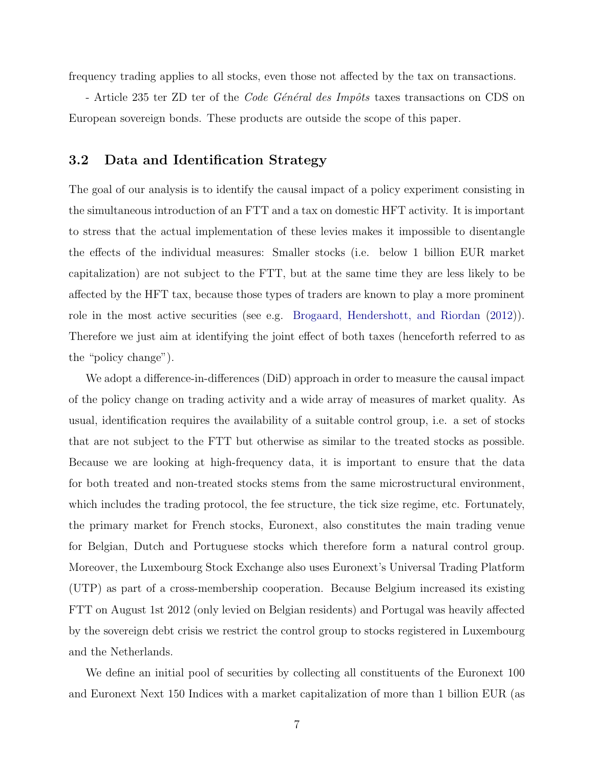frequency trading applies to all stocks, even those not affected by the tax on transactions.

- Article 235 ter ZD ter of the *Code Général des Impôts* taxes transactions on CDS on European sovereign bonds. These products are outside the scope of this paper.

## 3.2 Data and Identification Strategy

The goal of our analysis is to identify the causal impact of a policy experiment consisting in the simultaneous introduction of an FTT and a tax on domestic HFT activity. It is important to stress that the actual implementation of these levies makes it impossible to disentangle the effects of the individual measures: Smaller stocks (i.e. below 1 billion EUR market capitalization) are not subject to the FTT, but at the same time they are less likely to be affected by the HFT tax, because those types of traders are known to play a more prominent role in the most active securities (see e.g. Brogaard, Hendershott, and Riordan (2012)). Therefore we just aim at identifying the joint effect of both taxes (henceforth referred to as the "policy change").

We adopt a difference-in-differences (DiD) approach in order to measure the causal impact of the policy change on trading activity and a wide array of measures of market quality. As usual, identification requires the availability of a suitable control group, i.e. a set of stocks that are not subject to the FTT but otherwise as similar to the treated stocks as possible. Because we are looking at high-frequency data, it is important to ensure that the data for both treated and non-treated stocks stems from the same microstructural environment, which includes the trading protocol, the fee structure, the tick size regime, etc. Fortunately, the primary market for French stocks, Euronext, also constitutes the main trading venue for Belgian, Dutch and Portuguese stocks which therefore form a natural control group. Moreover, the Luxembourg Stock Exchange also uses Euronext's Universal Trading Platform (UTP) as part of a cross-membership cooperation. Because Belgium increased its existing FTT on August 1st 2012 (only levied on Belgian residents) and Portugal was heavily affected by the sovereign debt crisis we restrict the control group to stocks registered in Luxembourg and the Netherlands.

We define an initial pool of securities by collecting all constituents of the Euronext 100 and Euronext Next 150 Indices with a market capitalization of more than 1 billion EUR (as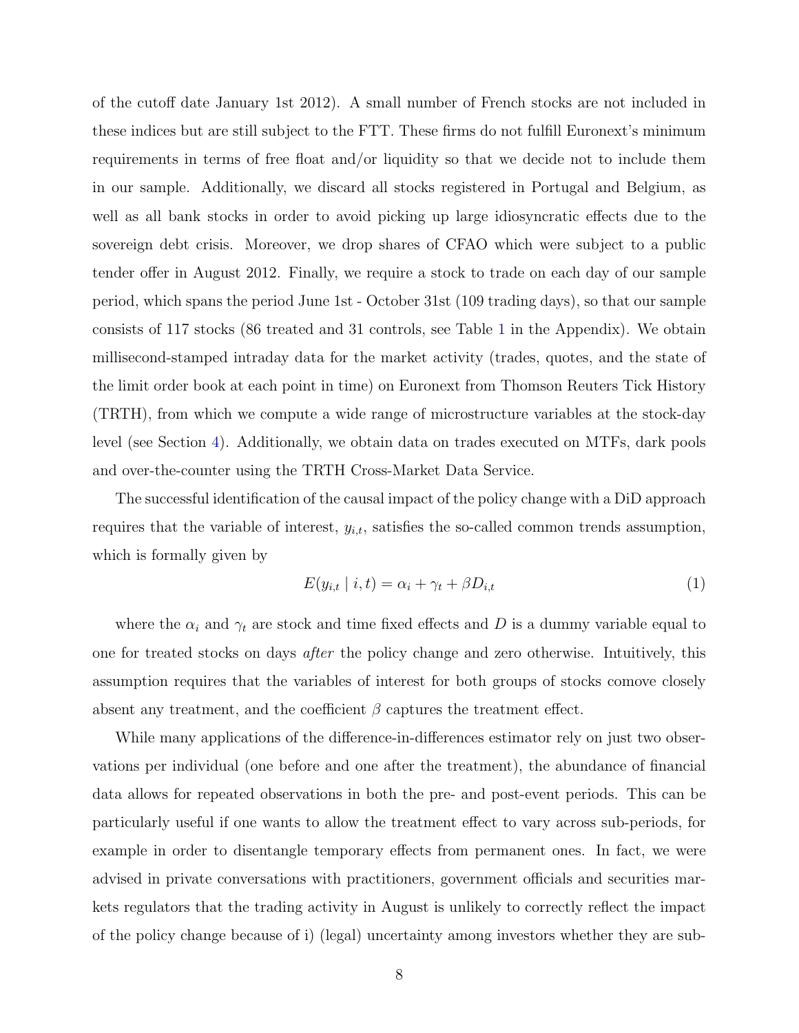of the cutoff date January 1st 2012). A small number of French stocks are not included in these indices but are still subject to the FTT. These firms do not fulfill Euronext's minimum requirements in terms of free float and/or liquidity so that we decide not to include them in our sample. Additionally, we discard all stocks registered in Portugal and Belgium, as well as all bank stocks in order to avoid picking up large idiosyncratic effects due to the sovereign debt crisis. Moreover, we drop shares of CFAO which were subject to a public tender offer in August 2012. Finally, we require a stock to trade on each day of our sample period, which spans the period June 1st - October 31st (109 trading days), so that our sample consists of 117 stocks (86 treated and 31 controls, see Table 1 in the Appendix). We obtain millisecond-stamped intraday data for the market activity (trades, quotes, and the state of the limit order book at each point in time) on Euronext from Thomson Reuters Tick History (TRTH), from which we compute a wide range of microstructure variables at the stock-day level (see Section 4). Additionally, we obtain data on trades executed on MTFs, dark pools and over-the-counter using the TRTH Cross-Market Data Service.

The successful identification of the causal impact of the policy change with a DiD approach requires that the variable of interest, $y_{i,t}$, satisfies the so-called common trends assumption, which is formally given by

$$E(y_{i,t} \mid i, t) = \alpha_i + \gamma_t + \beta D_{i,t} \tag{1}$$

where the $\alpha_i$ and $\gamma_t$ are stock and time fixed effects and $D$ is a dummy variable equal to one for treated stocks on days *after* the policy change and zero otherwise. Intuitively, this assumption requires that the variables of interest for both groups of stocks comove closely absent any treatment, and the coefficient $\beta$ captures the treatment effect.

While many applications of the difference-in-differences estimator rely on just two observations per individual (one before and one after the treatment), the abundance of financial data allows for repeated observations in both the pre- and post-event periods. This can be particularly useful if one wants to allow the treatment effect to vary across sub-periods, for example in order to disentangle temporary effects from permanent ones. In fact, we were advised in private conversations with practitioners, government officials and securities markets regulators that the trading activity in August is unlikely to correctly reflect the impact of the policy change because of i) (legal) uncertainty among investors whether they are sub-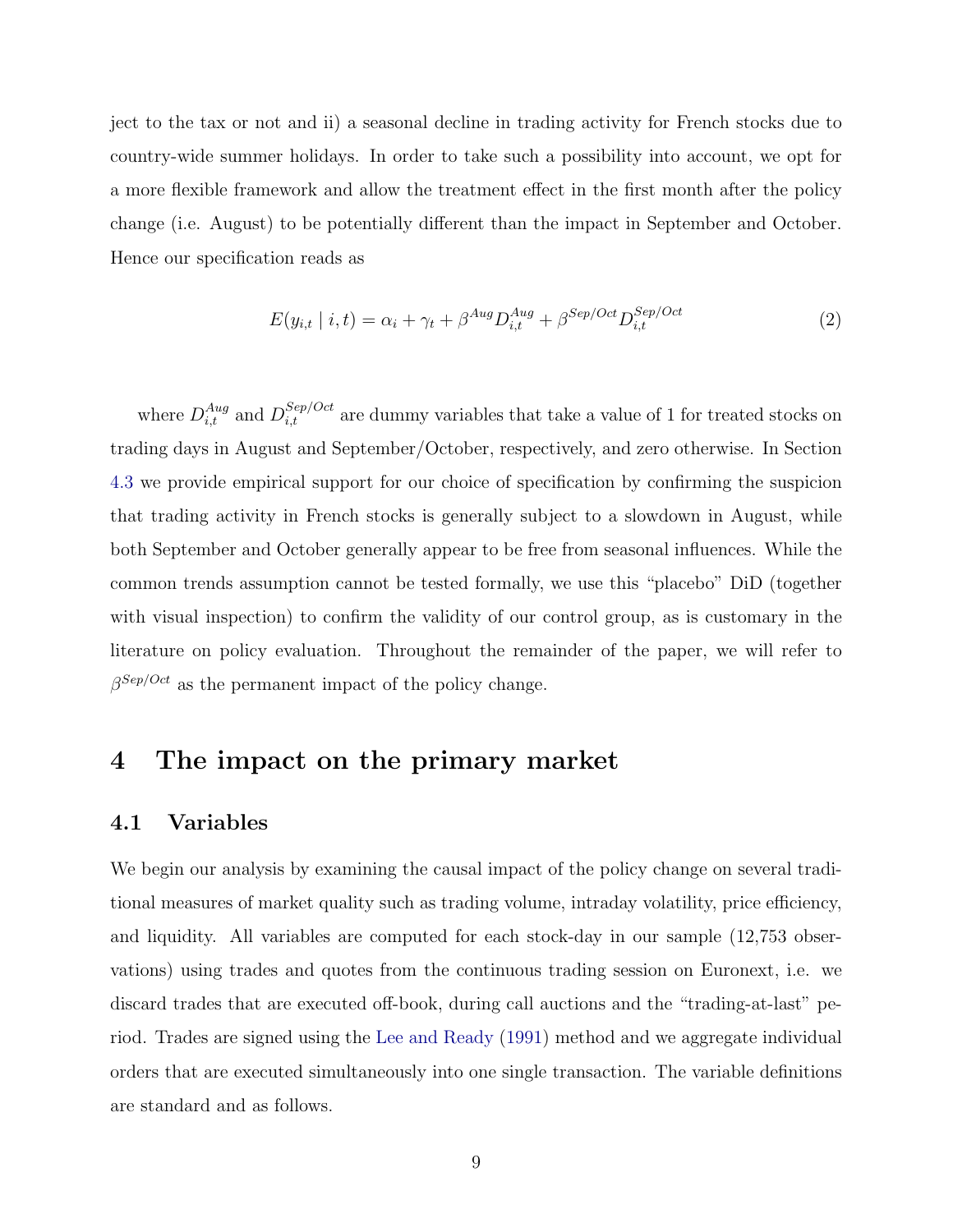ject to the tax or not and ii) a seasonal decline in trading activity for French stocks due to country-wide summer holidays. In order to take such a possibility into account, we opt for a more flexible framework and allow the treatment effect in the first month after the policy change (i.e. August) to be potentially different than the impact in September and October. Hence our specification reads as

$$E(y_{i,t} \mid i,t) = \alpha_i + \gamma_t + \beta^{Aug} D_{i,t}^{Aug} + \beta^{Sep/Oct} D_{i,t}^{Sep/Oct} \tag{2}$$

where $D_{i,t}^{Aug}$ and $D_{i,t}^{Sep/Oct}$ are dummy variables that take a value of 1 for treated stocks on trading days in August and September/October, respectively, and zero otherwise. In Section 4.3 we provide empirical support for our choice of specification by confirming the suspicion that trading activity in French stocks is generally subject to a slowdown in August, while both September and October generally appear to be free from seasonal influences. While the common trends assumption cannot be tested formally, we use this "placebo" DiD (together with visual inspection) to confirm the validity of our control group, as is customary in the literature on policy evaluation. Throughout the remainder of the paper, we will refer to $\beta^{Sep/Oct}$ as the permanent impact of the policy change.

# 4 The impact on the primary market

## 4.1 Variables

We begin our analysis by examining the causal impact of the policy change on several traditional measures of market quality such as trading volume, intraday volatility, price efficiency, and liquidity. All variables are computed for each stock-day in our sample (12,753 observations) using trades and quotes from the continuous trading session on Euronext, i.e. we discard trades that are executed off-book, during call auctions and the "trading-at-last" period. Trades are signed using the Lee and Ready (1991) method and we aggregate individual orders that are executed simultaneously into one single transaction. The variable definitions are standard and as follows.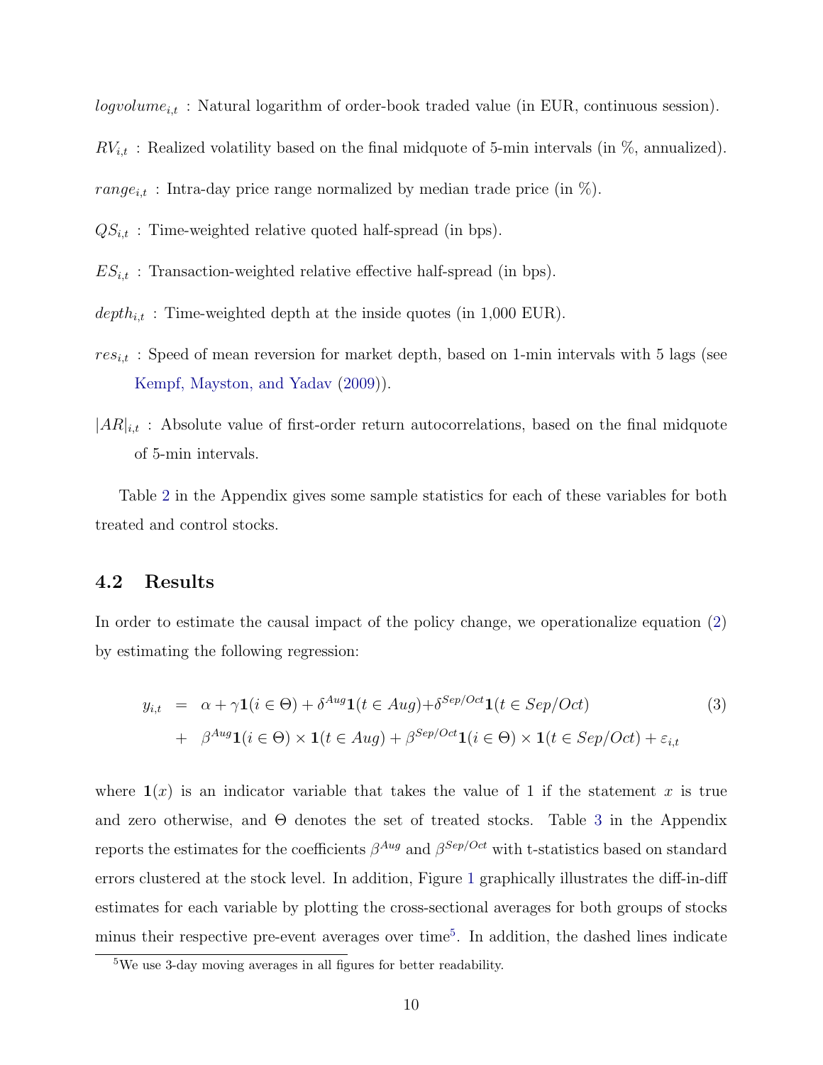$logvolume_{i,t}$ : Natural logarithm of order-book traded value (in EUR, continuous session).

$RV_{i,t}$ : Realized volatility based on the final midquote of 5-min intervals (in %, annualized).

$range_{i,t}$ : Intra-day price range normalized by median trade price (in %).

$QS_{i,t}$ : Time-weighted relative quoted half-spread (in bps).

$ES_{i,t}$ : Transaction-weighted relative effective half-spread (in bps).

$depth_{i,t}$ : Time-weighted depth at the inside quotes (in 1,000 EUR).

$res_{i,t}$ : Speed of mean reversion for market depth, based on 1-min intervals with 5 lags (see Kempf, Mayston, and Yadav (2009)).

$|AR|_{i,t}$ : Absolute value of first-order return autocorrelations, based on the final midquote of 5-min intervals.

Table 2 in the Appendix gives some sample statistics for each of these variables for both treated and control stocks.

## 4.2 Results

In order to estimate the causal impact of the policy change, we operationalize equation (2) by estimating the following regression:

$$
\begin{aligned}
y_{i,t} \;&=\; \alpha + \gamma \mathbf{1}(i \in \Theta) + \delta^{Aug}\mathbf{1}(t \in Aug) + \delta^{Sep/Oct}\mathbf{1}(t \in Sep/Oct) \\
&+\; \beta^{Aug}\mathbf{1}(i \in \Theta) \times \mathbf{1}(t \in Aug) + \beta^{Sep/Oct}\mathbf{1}(i \in \Theta) \times \mathbf{1}(t \in Sep/Oct) + \varepsilon_{i,t}
\end{aligned} \tag{3}
$$

where $\mathbf{1}(x)$ is an indicator variable that takes the value of 1 if the statement $x$ is true and zero otherwise, and $\Theta$ denotes the set of treated stocks. Table 3 in the Appendix reports the estimates for the coefficients $\beta^{Aug}$ and $\beta^{Sep/Oct}$ with t-statistics based on standard errors clustered at the stock level. In addition, Figure 1 graphically illustrates the diff-in-diff estimates for each variable by plotting the cross-sectional averages for both groups of stocks minus their respective pre-event averages over time[5]. In addition, the dashed lines indicate

[5] We use 3-day moving averages in all figures for better readability.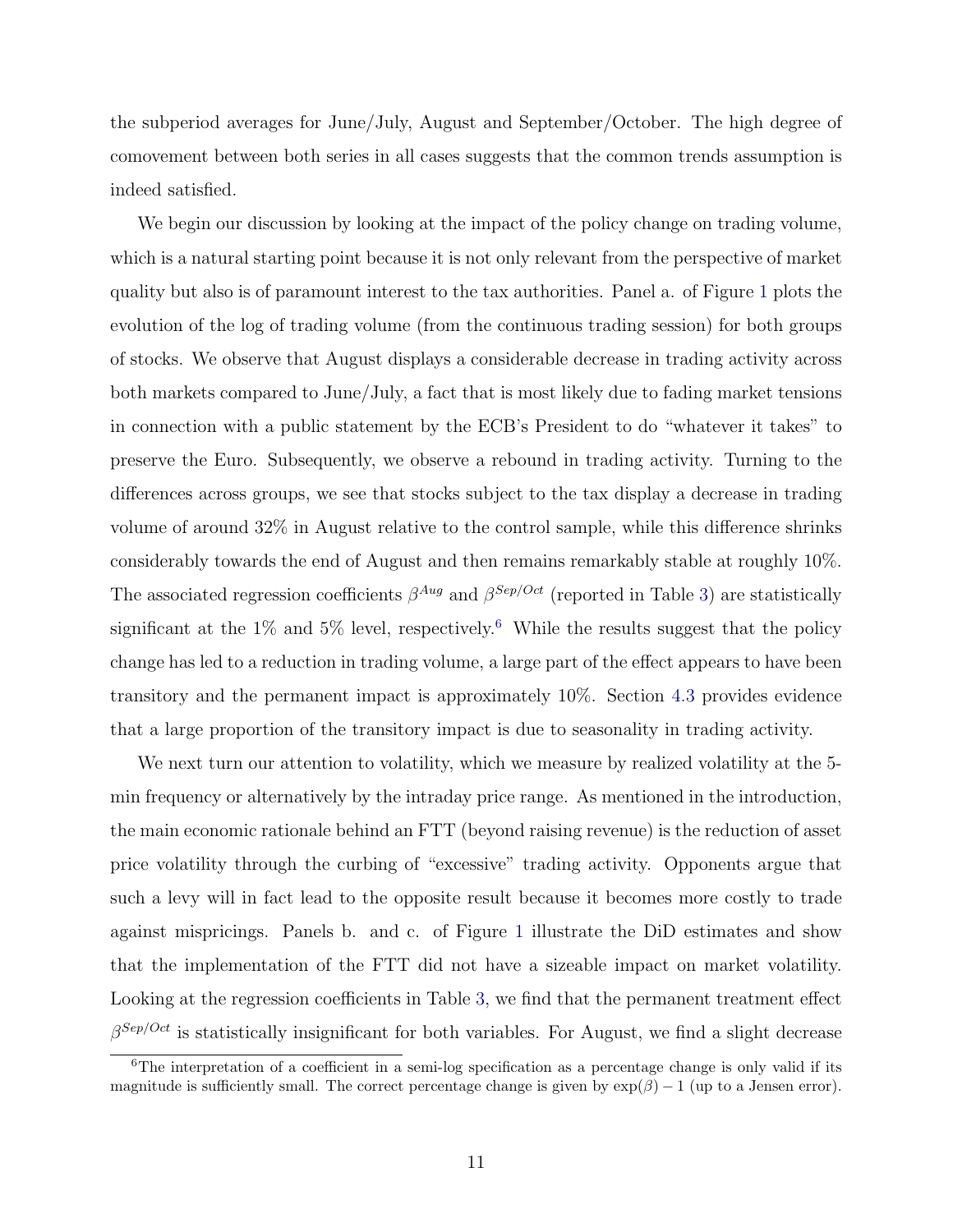the subperiod averages for June/July, August and September/October. The high degree of comovement between both series in all cases suggests that the common trends assumption is indeed satisfied.

We begin our discussion by looking at the impact of the policy change on trading volume, which is a natural starting point because it is not only relevant from the perspective of market quality but also is of paramount interest to the tax authorities. Panel a. of Figure 1 plots the evolution of the log of trading volume (from the continuous trading session) for both groups of stocks. We observe that August displays a considerable decrease in trading activity across both markets compared to June/July, a fact that is most likely due to fading market tensions in connection with a public statement by the ECB's President to do "whatever it takes" to preserve the Euro. Subsequently, we observe a rebound in trading activity. Turning to the differences across groups, we see that stocks subject to the tax display a decrease in trading volume of around 32% in August relative to the control sample, while this difference shrinks considerably towards the end of August and then remains remarkably stable at roughly 10%. The associated regression coefficients $\beta^{Aug}$ and $\beta^{Sep/Oct}$ (reported in Table 3) are statistically significant at the 1% and 5% level, respectively.[6] While the results suggest that the policy change has led to a reduction in trading volume, a large part of the effect appears to have been transitory and the permanent impact is approximately 10%. Section 4.3 provides evidence that a large proportion of the transitory impact is due to seasonality in trading activity.

We next turn our attention to volatility, which we measure by realized volatility at the 5-min frequency or alternatively by the intraday price range. As mentioned in the introduction, the main economic rationale behind an FTT (beyond raising revenue) is the reduction of asset price volatility through the curbing of "excessive" trading activity. Opponents argue that such a levy will in fact lead to the opposite result because it becomes more costly to trade against mispricings. Panels b. and c. of Figure 1 illustrate the DiD estimates and show that the implementation of the FTT did not have a sizeable impact on market volatility. Looking at the regression coefficients in Table 3, we find that the permanent treatment effect $\beta^{Sep/Oct}$ is statistically insignificant for both variables. For August, we find a slight decrease

[6] The interpretation of a coefficient in a semi-log specification as a percentage change is only valid if its magnitude is sufficiently small. The correct percentage change is given by $\exp(\beta) - 1$ (up to a Jensen error).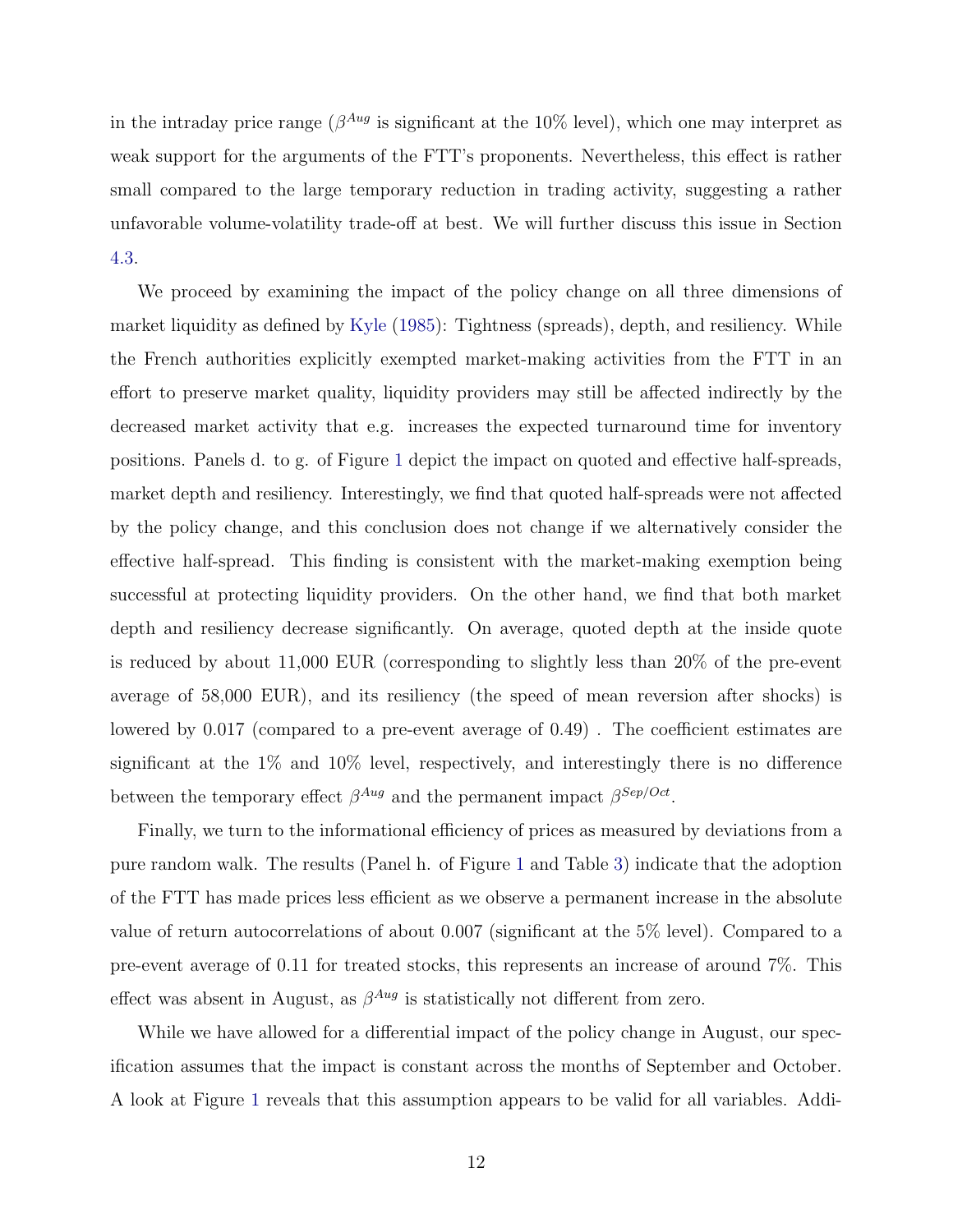in the intraday price range ($\beta^{Aug}$ is significant at the 10% level), which one may interpret as weak support for the arguments of the FTT's proponents. Nevertheless, this effect is rather small compared to the large temporary reduction in trading activity, suggesting a rather unfavorable volume-volatility trade-off at best. We will further discuss this issue in Section 4.3.

We proceed by examining the impact of the policy change on all three dimensions of market liquidity as defined by Kyle (1985): Tightness (spreads), depth, and resiliency. While the French authorities explicitly exempted market-making activities from the FTT in an effort to preserve market quality, liquidity providers may still be affected indirectly by the decreased market activity that e.g. increases the expected turnaround time for inventory positions. Panels d. to g. of Figure 1 depict the impact on quoted and effective half-spreads, market depth and resiliency. Interestingly, we find that quoted half-spreads were not affected by the policy change, and this conclusion does not change if we alternatively consider the effective half-spread. This finding is consistent with the market-making exemption being successful at protecting liquidity providers. On the other hand, we find that both market depth and resiliency decrease significantly. On average, quoted depth at the inside quote is reduced by about 11,000 EUR (corresponding to slightly less than 20% of the pre-event average of 58,000 EUR), and its resiliency (the speed of mean reversion after shocks) is lowered by 0.017 (compared to a pre-event average of 0.49) . The coefficient estimates are significant at the 1% and 10% level, respectively, and interestingly there is no difference between the temporary effect $\beta^{Aug}$ and the permanent impact $\beta^{Sep/Oct}$.

Finally, we turn to the informational efficiency of prices as measured by deviations from a pure random walk. The results (Panel h. of Figure 1 and Table 3) indicate that the adoption of the FTT has made prices less efficient as we observe a permanent increase in the absolute value of return autocorrelations of about 0.007 (significant at the 5% level). Compared to a pre-event average of 0.11 for treated stocks, this represents an increase of around 7%. This effect was absent in August, as $\beta^{Aug}$ is statistically not different from zero.

While we have allowed for a differential impact of the policy change in August, our specification assumes that the impact is constant across the months of September and October. A look at Figure 1 reveals that this assumption appears to be valid for all variables. Addi-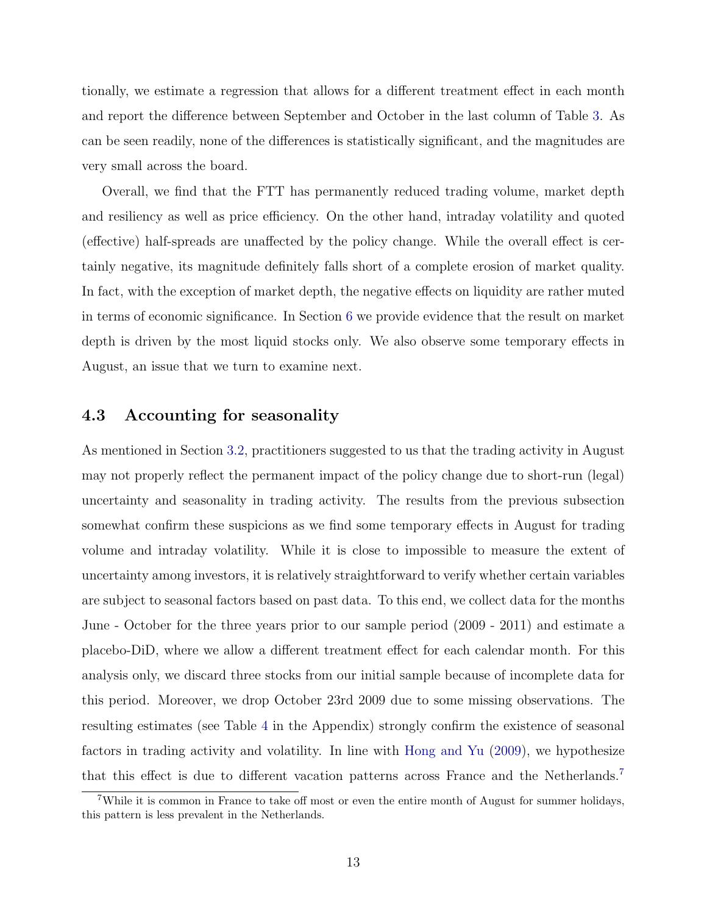tionally, we estimate a regression that allows for a different treatment effect in each month and report the difference between September and October in the last column of Table 3. As can be seen readily, none of the differences is statistically significant, and the magnitudes are very small across the board.

Overall, we find that the FTT has permanently reduced trading volume, market depth and resiliency as well as price efficiency. On the other hand, intraday volatility and quoted (effective) half-spreads are unaffected by the policy change. While the overall effect is certainly negative, its magnitude definitely falls short of a complete erosion of market quality. In fact, with the exception of market depth, the negative effects on liquidity are rather muted in terms of economic significance. In Section 6 we provide evidence that the result on market depth is driven by the most liquid stocks only. We also observe some temporary effects in August, an issue that we turn to examine next.

### 4.3 Accounting for seasonality

As mentioned in Section 3.2, practitioners suggested to us that the trading activity in August may not properly reflect the permanent impact of the policy change due to short-run (legal) uncertainty and seasonality in trading activity. The results from the previous subsection somewhat confirm these suspicions as we find some temporary effects in August for trading volume and intraday volatility. While it is close to impossible to measure the extent of uncertainty among investors, it is relatively straightforward to verify whether certain variables are subject to seasonal factors based on past data. To this end, we collect data for the months June - October for the three years prior to our sample period (2009 - 2011) and estimate a placebo-DiD, where we allow a different treatment effect for each calendar month. For this analysis only, we discard three stocks from our initial sample because of incomplete data for this period. Moreover, we drop October 23rd 2009 due to some missing observations. The resulting estimates (see Table 4 in the Appendix) strongly confirm the existence of seasonal factors in trading activity and volatility. In line with Hong and Yu (2009), we hypothesize that this effect is due to different vacation patterns across France and the Netherlands.[7]

[7] While it is common in France to take off most or even the entire month of August for summer holidays, this pattern is less prevalent in the Netherlands.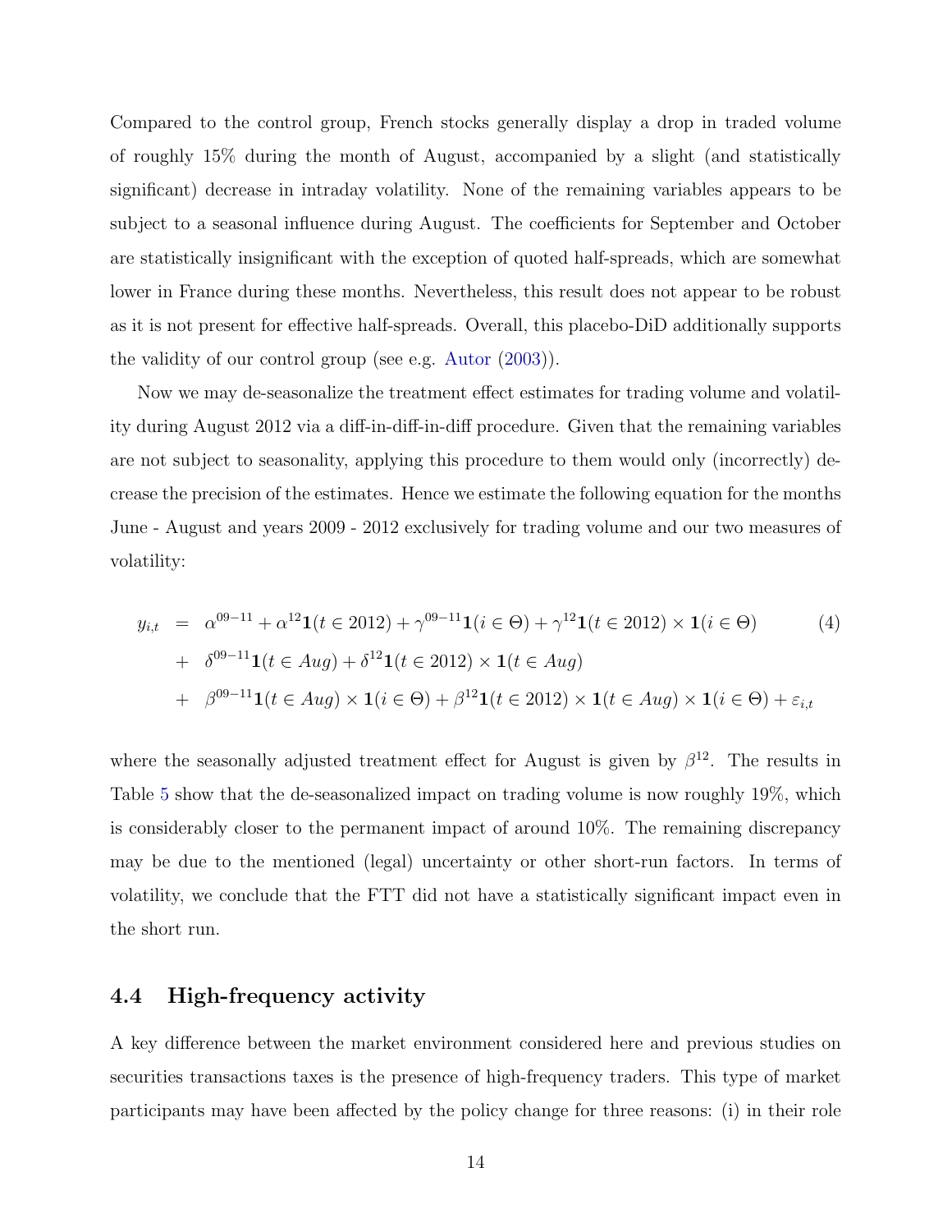Compared to the control group, French stocks generally display a drop in traded volume of roughly 15% during the month of August, accompanied by a slight (and statistically significant) decrease in intraday volatility. None of the remaining variables appears to be subject to a seasonal influence during August. The coefficients for September and October are statistically insignificant with the exception of quoted half-spreads, which are somewhat lower in France during these months. Nevertheless, this result does not appear to be robust as it is not present for effective half-spreads. Overall, this placebo-DiD additionally supports the validity of our control group (see e.g. Autor (2003)).

Now we may de-seasonalize the treatment effect estimates for trading volume and volatility during August 2012 via a diff-in-diff-in-diff procedure. Given that the remaining variables are not subject to seasonality, applying this procedure to them would only (incorrectly) decrease the precision of the estimates. Hence we estimate the following equation for the months June - August and years 2009 - 2012 exclusively for trading volume and our two measures of volatility:

$$
\begin{aligned}
y_{i,t} &= \alpha^{09-11} + \alpha^{12}\mathbf{1}(t \in 2012) + \gamma^{09-11}\mathbf{1}(i \in \Theta) + \gamma^{12}\mathbf{1}(t \in 2012) \times \mathbf{1}(i \in \Theta) \\
&+ \delta^{09-11}\mathbf{1}(t \in Aug) + \delta^{12}\mathbf{1}(t \in 2012) \times \mathbf{1}(t \in Aug) \\
&+ \beta^{09-11}\mathbf{1}(t \in Aug) \times \mathbf{1}(i \in \Theta) + \beta^{12}\mathbf{1}(t \in 2012) \times \mathbf{1}(t \in Aug) \times \mathbf{1}(i \in \Theta) + \varepsilon_{i,t}
\end{aligned} \tag{4}
$$

where the seasonally adjusted treatment effect for August is given by $\beta^{12}$. The results in Table 5 show that the de-seasonalized impact on trading volume is now roughly 19%, which is considerably closer to the permanent impact of around 10%. The remaining discrepancy may be due to the mentioned (legal) uncertainty or other short-run factors. In terms of volatility, we conclude that the FTT did not have a statistically significant impact even in the short run.

## 4.4 High-frequency activity

A key difference between the market environment considered here and previous studies on securities transactions taxes is the presence of high-frequency traders. This type of market participants may have been affected by the policy change for three reasons: (i) in their role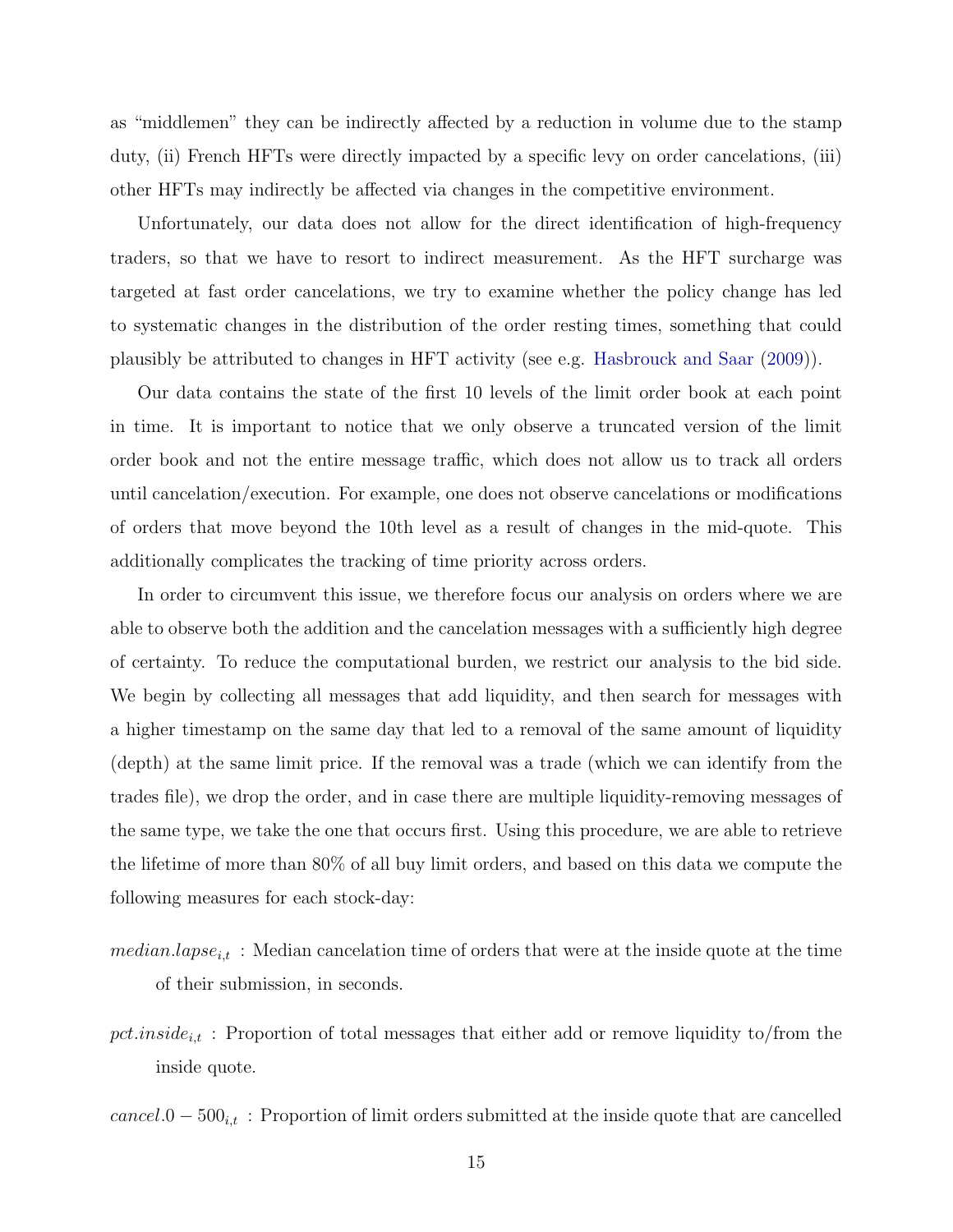as "middlemen" they can be indirectly affected by a reduction in volume due to the stamp duty, (ii) French HFTs were directly impacted by a specific levy on order cancelations, (iii) other HFTs may indirectly be affected via changes in the competitive environment.

Unfortunately, our data does not allow for the direct identification of high-frequency traders, so that we have to resort to indirect measurement. As the HFT surcharge was targeted at fast order cancelations, we try to examine whether the policy change has led to systematic changes in the distribution of the order resting times, something that could plausibly be attributed to changes in HFT activity (see e.g. Hasbrouck and Saar (2009)).

Our data contains the state of the first 10 levels of the limit order book at each point in time. It is important to notice that we only observe a truncated version of the limit order book and not the entire message traffic, which does not allow us to track all orders until cancelation/execution. For example, one does not observe cancelations or modifications of orders that move beyond the 10th level as a result of changes in the mid-quote. This additionally complicates the tracking of time priority across orders.

In order to circumvent this issue, we therefore focus our analysis on orders where we are able to observe both the addition and the cancelation messages with a sufficiently high degree of certainty. To reduce the computational burden, we restrict our analysis to the bid side. We begin by collecting all messages that add liquidity, and then search for messages with a higher timestamp on the same day that led to a removal of the same amount of liquidity (depth) at the same limit price. If the removal was a trade (which we can identify from the trades file), we drop the order, and in case there are multiple liquidity-removing messages of the same type, we take the one that occurs first. Using this procedure, we are able to retrieve the lifetime of more than 80% of all buy limit orders, and based on this data we compute the following measures for each stock-day:

$median.lapse_{i,t}$ : Median cancelation time of orders that were at the inside quote at the time of their submission, in seconds.

$pct.inside_{i,t}$ : Proportion of total messages that either add or remove liquidity to/from the inside quote.

$cancel.0-500_{i,t}$ : Proportion of limit orders submitted at the inside quote that are cancelled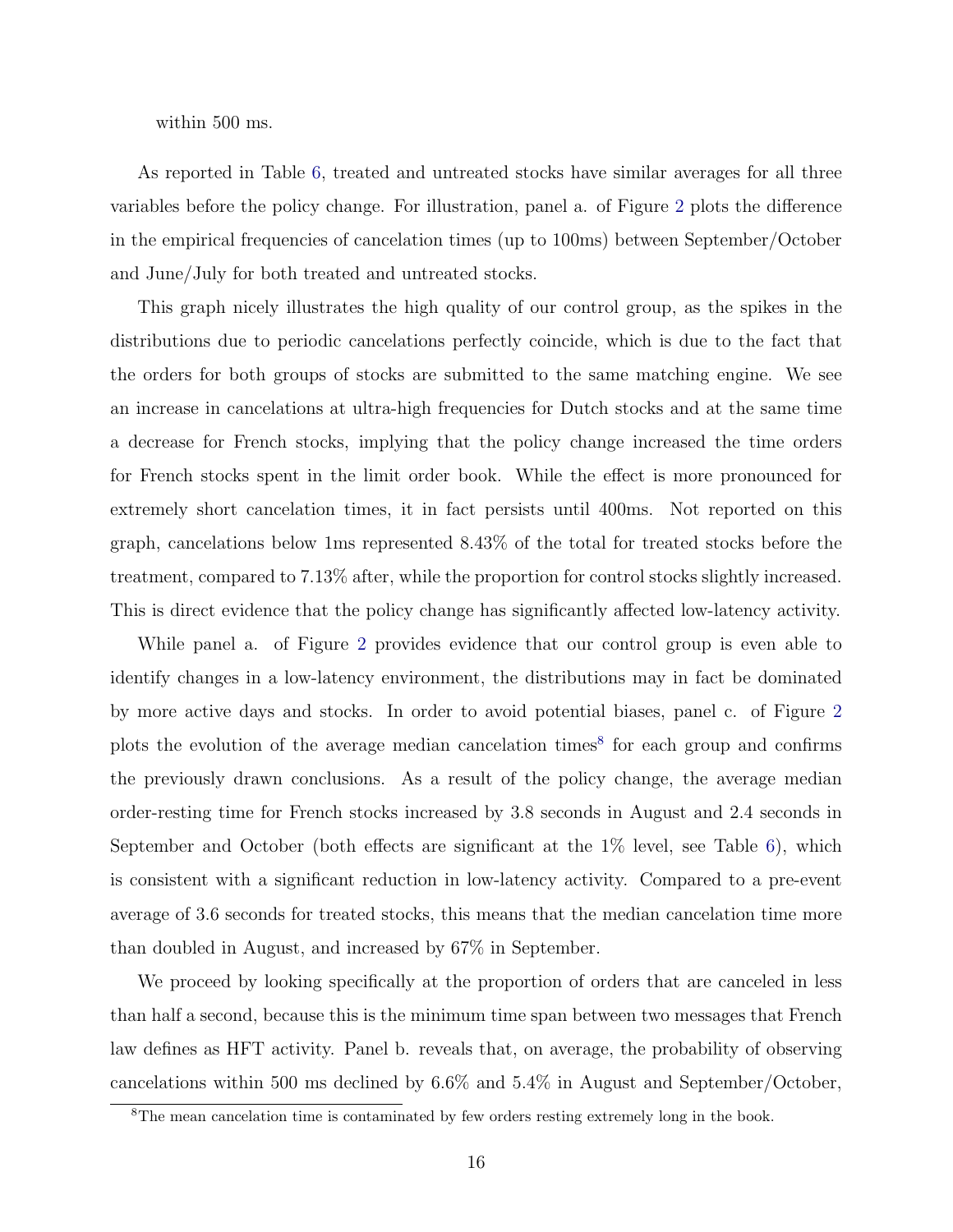within 500 ms.

As reported in Table 6, treated and untreated stocks have similar averages for all three variables before the policy change. For illustration, panel a. of Figure 2 plots the difference in the empirical frequencies of cancelation times (up to 100ms) between September/October and June/July for both treated and untreated stocks.

This graph nicely illustrates the high quality of our control group, as the spikes in the distributions due to periodic cancelations perfectly coincide, which is due to the fact that the orders for both groups of stocks are submitted to the same matching engine. We see an increase in cancelations at ultra-high frequencies for Dutch stocks and at the same time a decrease for French stocks, implying that the policy change increased the time orders for French stocks spent in the limit order book. While the effect is more pronounced for extremely short cancelation times, it in fact persists until 400ms. Not reported on this graph, cancelations below 1ms represented 8.43% of the total for treated stocks before the treatment, compared to 7.13% after, while the proportion for control stocks slightly increased. This is direct evidence that the policy change has significantly affected low-latency activity.

While panel a. of Figure 2 provides evidence that our control group is even able to identify changes in a low-latency environment, the distributions may in fact be dominated by more active days and stocks. In order to avoid potential biases, panel c. of Figure 2 plots the evolution of the average median cancelation times[8] for each group and confirms the previously drawn conclusions. As a result of the policy change, the average median order-resting time for French stocks increased by 3.8 seconds in August and 2.4 seconds in September and October (both effects are significant at the 1% level, see Table 6), which is consistent with a significant reduction in low-latency activity. Compared to a pre-event average of 3.6 seconds for treated stocks, this means that the median cancelation time more than doubled in August, and increased by 67% in September.

We proceed by looking specifically at the proportion of orders that are canceled in less than half a second, because this is the minimum time span between two messages that French law defines as HFT activity. Panel b. reveals that, on average, the probability of observing cancelations within 500 ms declined by 6.6% and 5.4% in August and September/October,

[8]The mean cancelation time is contaminated by few orders resting extremely long in the book.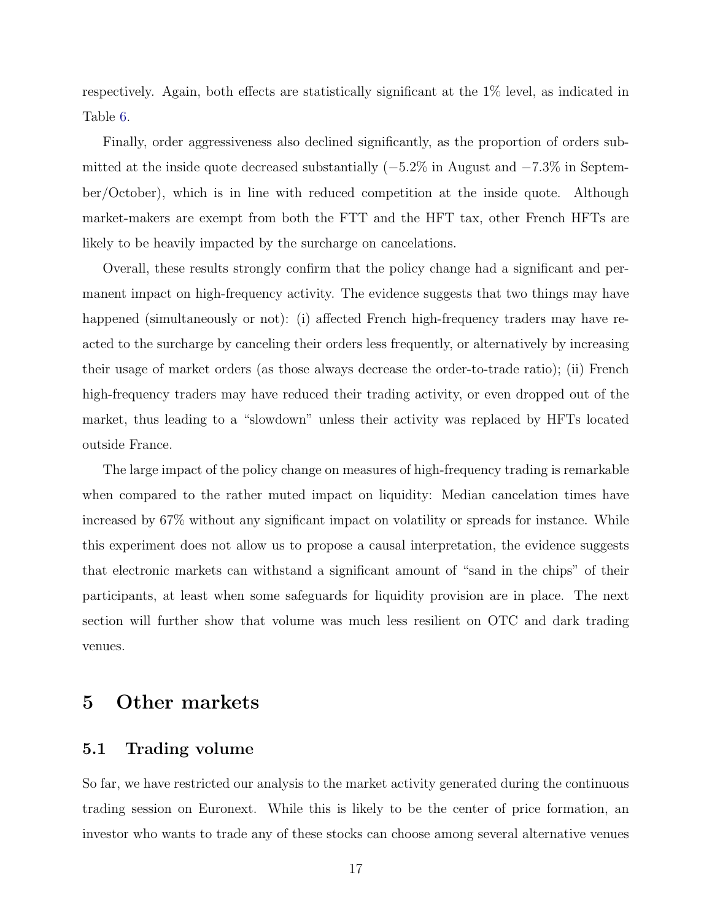respectively. Again, both effects are statistically significant at the 1% level, as indicated in Table 6.

Finally, order aggressiveness also declined significantly, as the proportion of orders submitted at the inside quote decreased substantially (−5.2% in August and −7.3% in September/October), which is in line with reduced competition at the inside quote. Although market-makers are exempt from both the FTT and the HFT tax, other French HFTs are likely to be heavily impacted by the surcharge on cancelations.

Overall, these results strongly confirm that the policy change had a significant and permanent impact on high-frequency activity. The evidence suggests that two things may have happened (simultaneously or not): (i) affected French high-frequency traders may have reacted to the surcharge by canceling their orders less frequently, or alternatively by increasing their usage of market orders (as those always decrease the order-to-trade ratio); (ii) French high-frequency traders may have reduced their trading activity, or even dropped out of the market, thus leading to a "slowdown" unless their activity was replaced by HFTs located outside France.

The large impact of the policy change on measures of high-frequency trading is remarkable when compared to the rather muted impact on liquidity: Median cancelation times have increased by 67% without any significant impact on volatility or spreads for instance. While this experiment does not allow us to propose a causal interpretation, the evidence suggests that electronic markets can withstand a significant amount of "sand in the chips" of their participants, at least when some safeguards for liquidity provision are in place. The next section will further show that volume was much less resilient on OTC and dark trading venues.

# 5 Other markets

## 5.1 Trading volume

So far, we have restricted our analysis to the market activity generated during the continuous trading session on Euronext. While this is likely to be the center of price formation, an investor who wants to trade any of these stocks can choose among several alternative venues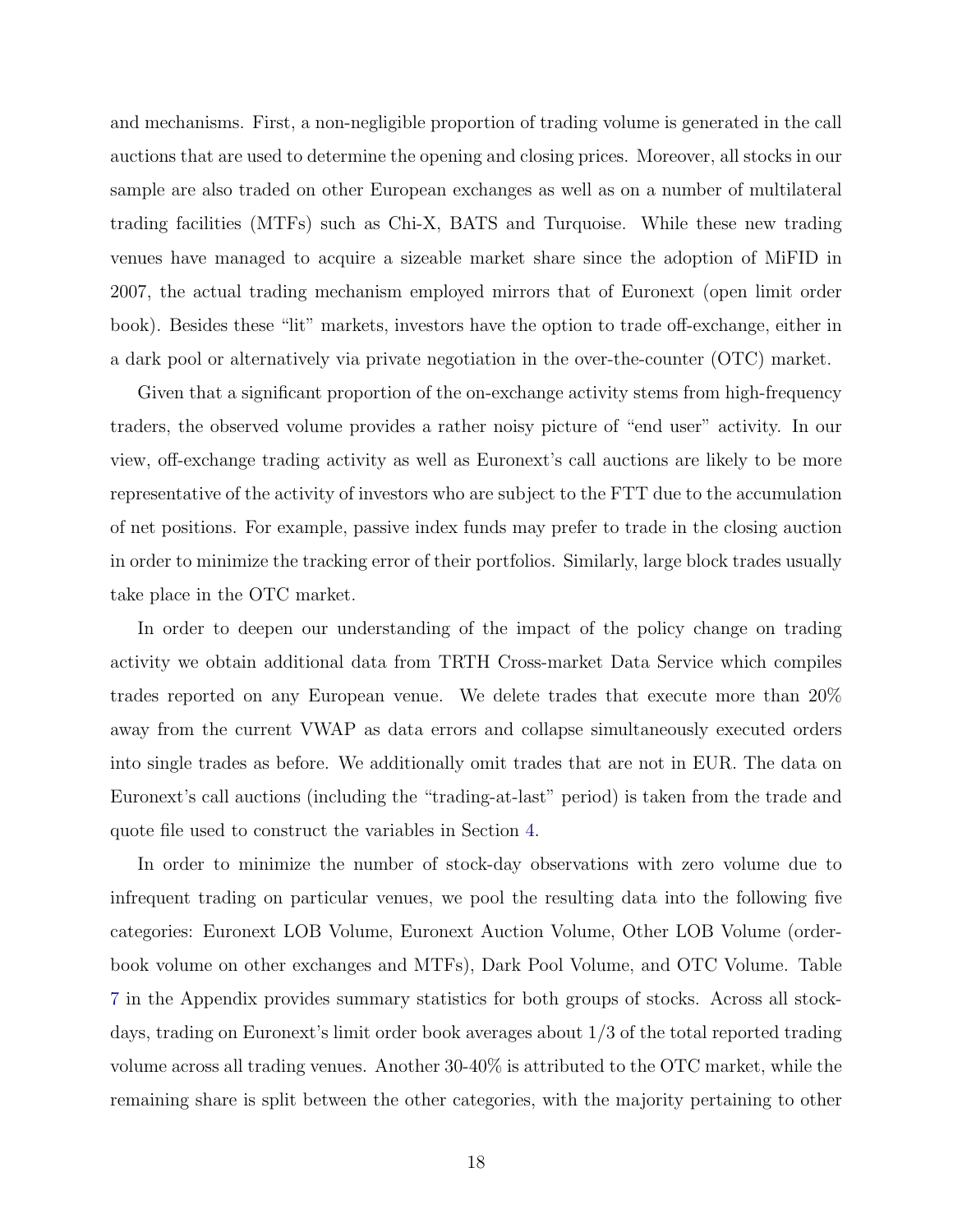and mechanisms. First, a non-negligible proportion of trading volume is generated in the call auctions that are used to determine the opening and closing prices. Moreover, all stocks in our sample are also traded on other European exchanges as well as on a number of multilateral trading facilities (MTFs) such as Chi-X, BATS and Turquoise. While these new trading venues have managed to acquire a sizeable market share since the adoption of MiFID in 2007, the actual trading mechanism employed mirrors that of Euronext (open limit order book). Besides these "lit" markets, investors have the option to trade off-exchange, either in a dark pool or alternatively via private negotiation in the over-the-counter (OTC) market.

Given that a significant proportion of the on-exchange activity stems from high-frequency traders, the observed volume provides a rather noisy picture of "end user" activity. In our view, off-exchange trading activity as well as Euronext's call auctions are likely to be more representative of the activity of investors who are subject to the FTT due to the accumulation of net positions. For example, passive index funds may prefer to trade in the closing auction in order to minimize the tracking error of their portfolios. Similarly, large block trades usually take place in the OTC market.

In order to deepen our understanding of the impact of the policy change on trading activity we obtain additional data from TRTH Cross-market Data Service which compiles trades reported on any European venue. We delete trades that execute more than 20% away from the current VWAP as data errors and collapse simultaneously executed orders into single trades as before. We additionally omit trades that are not in EUR. The data on Euronext's call auctions (including the "trading-at-last" period) is taken from the trade and quote file used to construct the variables in Section 4.

In order to minimize the number of stock-day observations with zero volume due to infrequent trading on particular venues, we pool the resulting data into the following five categories: Euronext LOB Volume, Euronext Auction Volume, Other LOB Volume (order-book volume on other exchanges and MTFs), Dark Pool Volume, and OTC Volume. Table 7 in the Appendix provides summary statistics for both groups of stocks. Across all stock-days, trading on Euronext's limit order book averages about 1/3 of the total reported trading volume across all trading venues. Another 30-40% is attributed to the OTC market, while the remaining share is split between the other categories, with the majority pertaining to other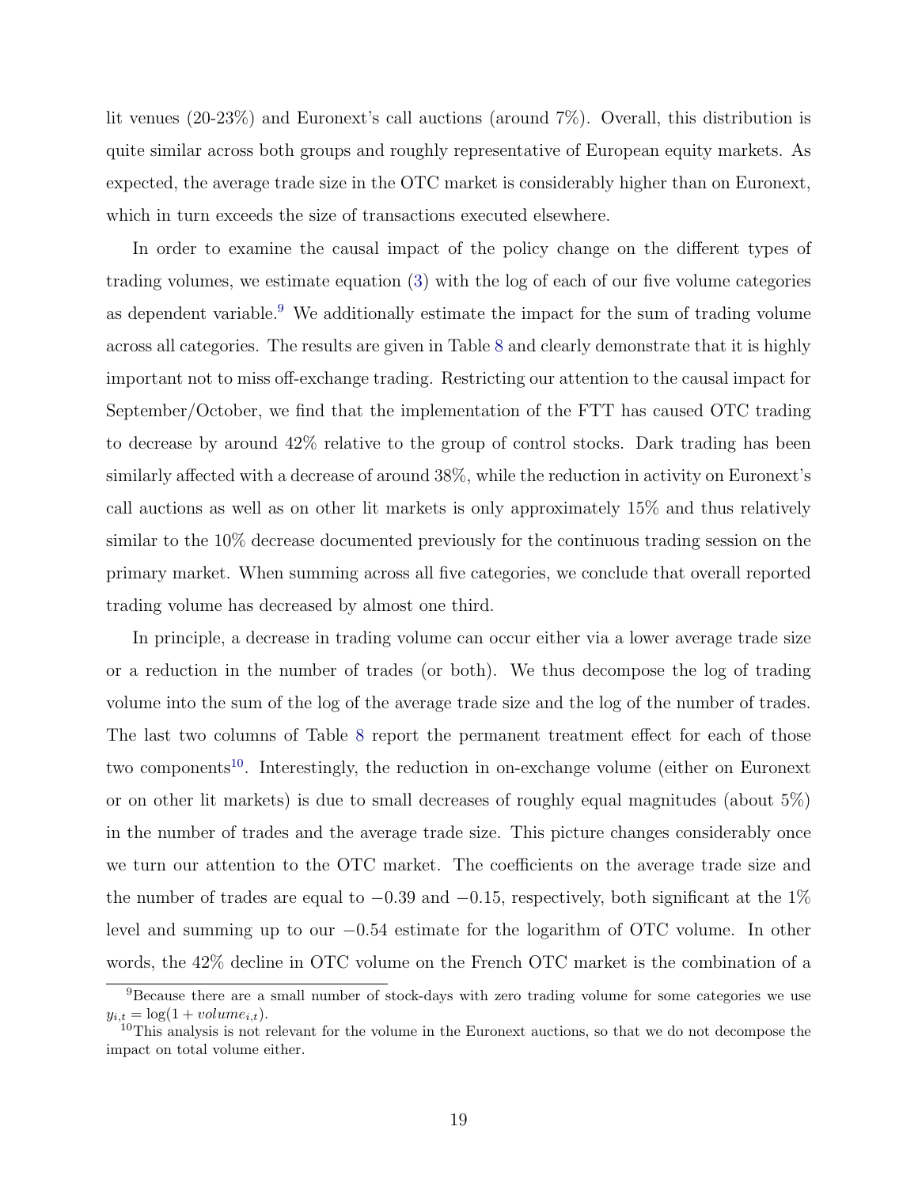lit venues (20-23%) and Euronext's call auctions (around 7%). Overall, this distribution is quite similar across both groups and roughly representative of European equity markets. As expected, the average trade size in the OTC market is considerably higher than on Euronext, which in turn exceeds the size of transactions executed elsewhere.

In order to examine the causal impact of the policy change on the different types of trading volumes, we estimate equation (3) with the log of each of our five volume categories as dependent variable.[9] We additionally estimate the impact for the sum of trading volume across all categories. The results are given in Table 8 and clearly demonstrate that it is highly important not to miss off-exchange trading. Restricting our attention to the causal impact for September/October, we find that the implementation of the FTT has caused OTC trading to decrease by around 42% relative to the group of control stocks. Dark trading has been similarly affected with a decrease of around 38%, while the reduction in activity on Euronext's call auctions as well as on other lit markets is only approximately 15% and thus relatively similar to the 10% decrease documented previously for the continuous trading session on the primary market. When summing across all five categories, we conclude that overall reported trading volume has decreased by almost one third.

In principle, a decrease in trading volume can occur either via a lower average trade size or a reduction in the number of trades (or both). We thus decompose the log of trading volume into the sum of the log of the average trade size and the log of the number of trades. The last two columns of Table 8 report the permanent treatment effect for each of those two components[10]. Interestingly, the reduction in on-exchange volume (either on Euronext or on other lit markets) is due to small decreases of roughly equal magnitudes (about 5%) in the number of trades and the average trade size. This picture changes considerably once we turn our attention to the OTC market. The coefficients on the average trade size and the number of trades are equal to $-0.39$ and $-0.15$, respectively, both significant at the 1% level and summing up to our $-0.54$ estimate for the logarithm of OTC volume. In other words, the 42% decline in OTC volume on the French OTC market is the combination of a

[9] Because there are a small number of stock-days with zero trading volume for some categories we use $y_{i,t} = \log(1 + volume_{i,t})$.

[10] This analysis is not relevant for the volume in the Euronext auctions, so that we do not decompose the impact on total volume either.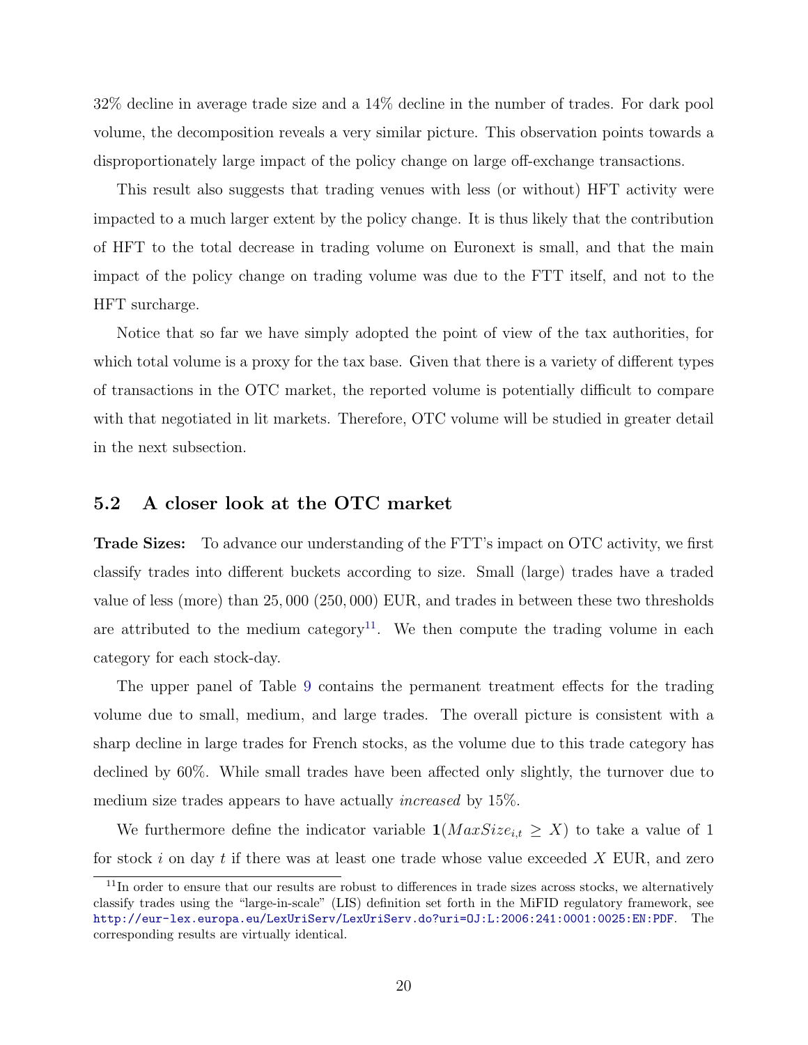32% decline in average trade size and a 14% decline in the number of trades. For dark pool volume, the decomposition reveals a very similar picture. This observation points towards a disproportionately large impact of the policy change on large off-exchange transactions.

This result also suggests that trading venues with less (or without) HFT activity were impacted to a much larger extent by the policy change. It is thus likely that the contribution of HFT to the total decrease in trading volume on Euronext is small, and that the main impact of the policy change on trading volume was due to the FTT itself, and not to the HFT surcharge.

Notice that so far we have simply adopted the point of view of the tax authorities, for which total volume is a proxy for the tax base. Given that there is a variety of different types of transactions in the OTC market, the reported volume is potentially difficult to compare with that negotiated in lit markets. Therefore, OTC volume will be studied in greater detail in the next subsection.

## 5.2 A closer look at the OTC market

**Trade Sizes:** To advance our understanding of the FTT's impact on OTC activity, we first classify trades into different buckets according to size. Small (large) trades have a traded value of less (more) than 25,000 (250,000) EUR, and trades in between these two thresholds are attributed to the medium category[11]. We then compute the trading volume in each category for each stock-day.

The upper panel of Table 9 contains the permanent treatment effects for the trading volume due to small, medium, and large trades. The overall picture is consistent with a sharp decline in large trades for French stocks, as the volume due to this trade category has declined by 60%. While small trades have been affected only slightly, the turnover due to medium size trades appears to have actually *increased* by 15%.

We furthermore define the indicator variable $\mathbf{1}(MaxSize_{i,t} \geq X)$ to take a value of 1 for stock $i$ on day $t$ if there was at least one trade whose value exceeded $X$ EUR, and zero

[11] In order to ensure that our results are robust to differences in trade sizes across stocks, we alternatively classify trades using the "large-in-scale" (LIS) definition set forth in the MiFID regulatory framework, see http://eur-lex.europa.eu/LexUriServ/LexUriServ.do?uri=OJ:L:2006:241:0001:0025:EN:PDF. The corresponding results are virtually identical.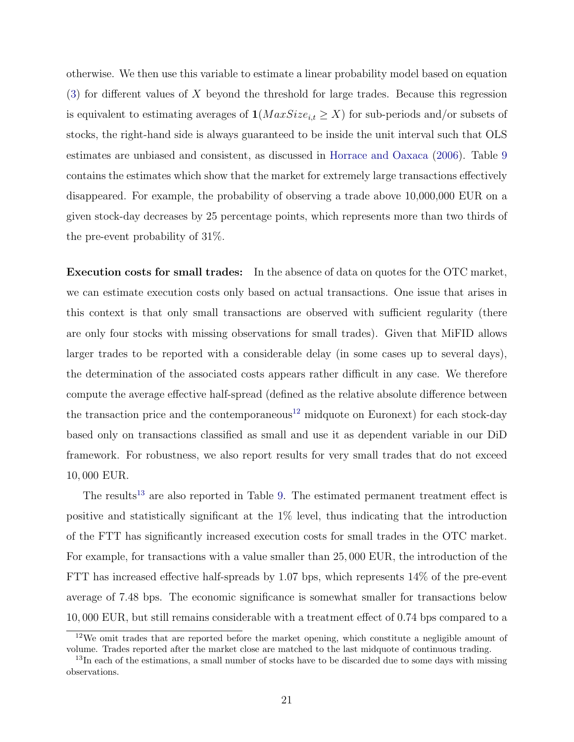otherwise. We then use this variable to estimate a linear probability model based on equation (3) for different values of $X$ beyond the threshold for large trades. Because this regression is equivalent to estimating averages of $\mathbf{1}(MaxSize_{i,t} \geq X)$ for sub-periods and/or subsets of stocks, the right-hand side is always guaranteed to be inside the unit interval such that OLS estimates are unbiased and consistent, as discussed in Horrace and Oaxaca (2006). Table 9 contains the estimates which show that the market for extremely large transactions effectively disappeared. For example, the probability of observing a trade above 10,000,000 EUR on a given stock-day decreases by 25 percentage points, which represents more than two thirds of the pre-event probability of 31%.

**Execution costs for small trades:** In the absence of data on quotes for the OTC market, we can estimate execution costs only based on actual transactions. One issue that arises in this context is that only small transactions are observed with sufficient regularity (there are only four stocks with missing observations for small trades). Given that MiFID allows larger trades to be reported with a considerable delay (in some cases up to several days), the determination of the associated costs appears rather difficult in any case. We therefore compute the average effective half-spread (defined as the relative absolute difference between the transaction price and the contemporaneous[12] midquote on Euronext) for each stock-day based only on transactions classified as small and use it as dependent variable in our DiD framework. For robustness, we also report results for very small trades that do not exceed 10,000 EUR.

The results[13] are also reported in Table 9. The estimated permanent treatment effect is positive and statistically significant at the 1% level, thus indicating that the introduction of the FTT has significantly increased execution costs for small trades in the OTC market. For example, for transactions with a value smaller than 25,000 EUR, the introduction of the FTT has increased effective half-spreads by 1.07 bps, which represents 14% of the pre-event average of 7.48 bps. The economic significance is somewhat smaller for transactions below 10,000 EUR, but still remains considerable with a treatment effect of 0.74 bps compared to a

[12] We omit trades that are reported before the market opening, which constitute a negligible amount of volume. Trades reported after the market close are matched to the last midquote of continuous trading.

[13] In each of the estimations, a small number of stocks have to be discarded due to some days with missing observations.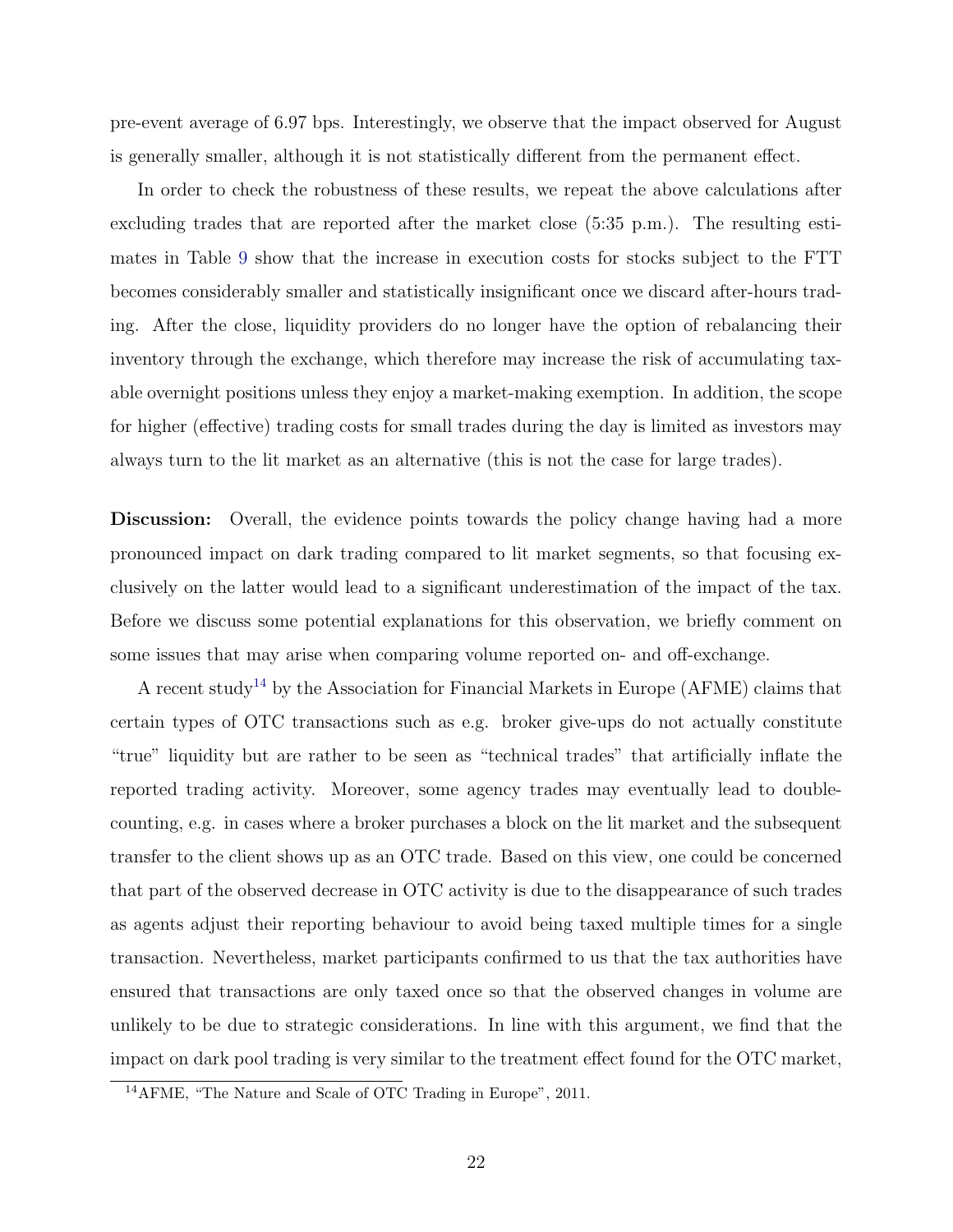pre-event average of 6.97 bps. Interestingly, we observe that the impact observed for August is generally smaller, although it is not statistically different from the permanent effect.

In order to check the robustness of these results, we repeat the above calculations after excluding trades that are reported after the market close (5:35 p.m.). The resulting estimates in Table 9 show that the increase in execution costs for stocks subject to the FTT becomes considerably smaller and statistically insignificant once we discard after-hours trading. After the close, liquidity providers do no longer have the option of rebalancing their inventory through the exchange, which therefore may increase the risk of accumulating taxable overnight positions unless they enjoy a market-making exemption. In addition, the scope for higher (effective) trading costs for small trades during the day is limited as investors may always turn to the lit market as an alternative (this is not the case for large trades).

**Discussion:** Overall, the evidence points towards the policy change having had a more pronounced impact on dark trading compared to lit market segments, so that focusing exclusively on the latter would lead to a significant underestimation of the impact of the tax. Before we discuss some potential explanations for this observation, we briefly comment on some issues that may arise when comparing volume reported on- and off-exchange.

A recent study[14] by the Association for Financial Markets in Europe (AFME) claims that certain types of OTC transactions such as e.g. broker give-ups do not actually constitute "true" liquidity but are rather to be seen as "technical trades" that artificially inflate the reported trading activity. Moreover, some agency trades may eventually lead to double-counting, e.g. in cases where a broker purchases a block on the lit market and the subsequent transfer to the client shows up as an OTC trade. Based on this view, one could be concerned that part of the observed decrease in OTC activity is due to the disappearance of such trades as agents adjust their reporting behaviour to avoid being taxed multiple times for a single transaction. Nevertheless, market participants confirmed to us that the tax authorities have ensured that transactions are only taxed once so that the observed changes in volume are unlikely to be due to strategic considerations. In line with this argument, we find that the impact on dark pool trading is very similar to the treatment effect found for the OTC market,

[14] AFME, "The Nature and Scale of OTC Trading in Europe", 2011.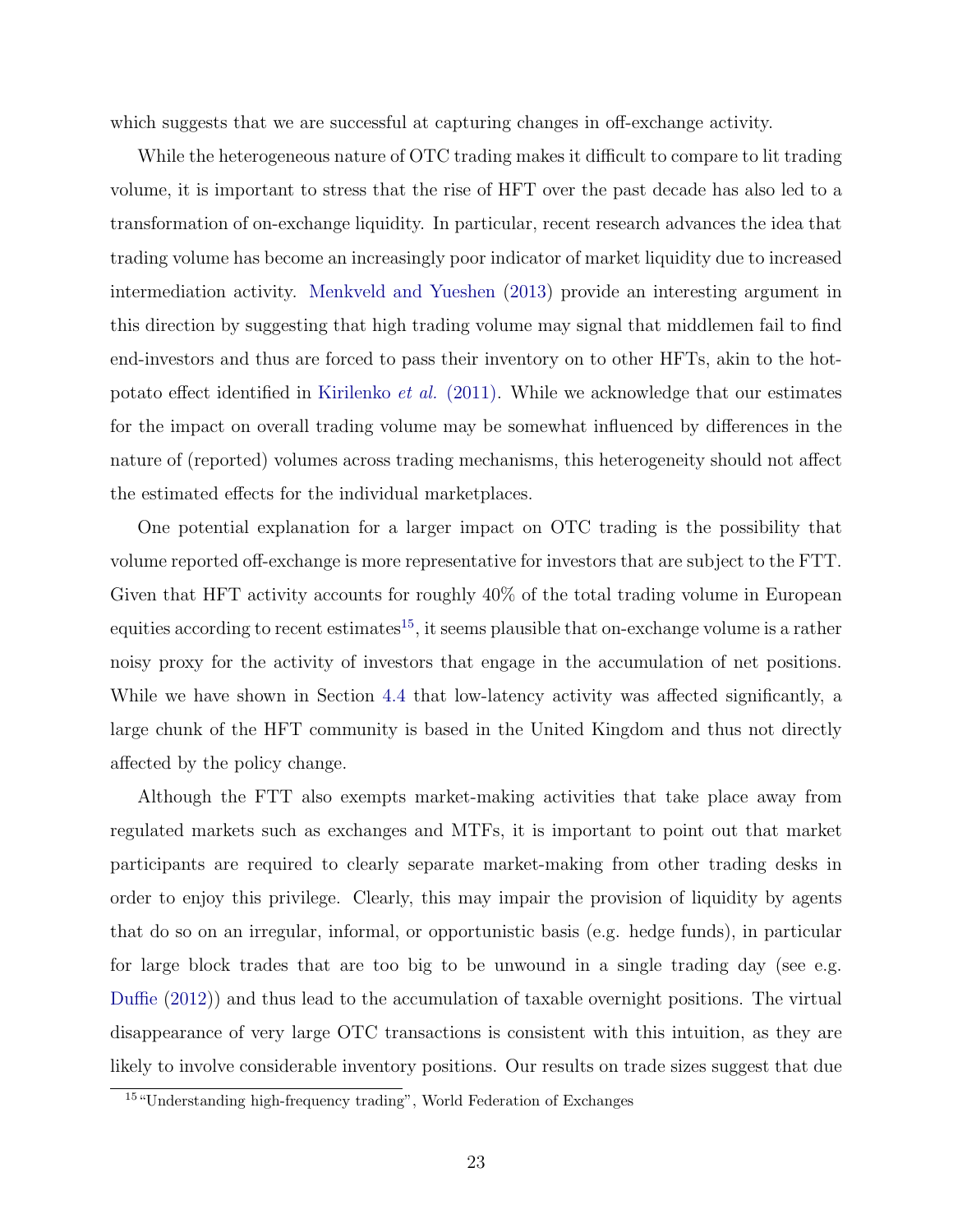which suggests that we are successful at capturing changes in off-exchange activity.

While the heterogeneous nature of OTC trading makes it difficult to compare to lit trading volume, it is important to stress that the rise of HFT over the past decade has also led to a transformation of on-exchange liquidity. In particular, recent research advances the idea that trading volume has become an increasingly poor indicator of market liquidity due to increased intermediation activity. Menkveld and Yueshen (2013) provide an interesting argument in this direction by suggesting that high trading volume may signal that middlemen fail to find end-investors and thus are forced to pass their inventory on to other HFTs, akin to the hot-potato effect identified in Kirilenko *et al.* (2011). While we acknowledge that our estimates for the impact on overall trading volume may be somewhat influenced by differences in the nature of (reported) volumes across trading mechanisms, this heterogeneity should not affect the estimated effects for the individual marketplaces.

One potential explanation for a larger impact on OTC trading is the possibility that volume reported off-exchange is more representative for investors that are subject to the FTT. Given that HFT activity accounts for roughly 40% of the total trading volume in European equities according to recent estimates[15], it seems plausible that on-exchange volume is a rather noisy proxy for the activity of investors that engage in the accumulation of net positions. While we have shown in Section 4.4 that low-latency activity was affected significantly, a large chunk of the HFT community is based in the United Kingdom and thus not directly affected by the policy change.

Although the FTT also exempts market-making activities that take place away from regulated markets such as exchanges and MTFs, it is important to point out that market participants are required to clearly separate market-making from other trading desks in order to enjoy this privilege. Clearly, this may impair the provision of liquidity by agents that do so on an irregular, informal, or opportunistic basis (e.g. hedge funds), in particular for large block trades that are too big to be unwound in a single trading day (see e.g. Duffie (2012)) and thus lead to the accumulation of taxable overnight positions. The virtual disappearance of very large OTC transactions is consistent with this intuition, as they are likely to involve considerable inventory positions. Our results on trade sizes suggest that due

[15] "Understanding high-frequency trading", World Federation of Exchanges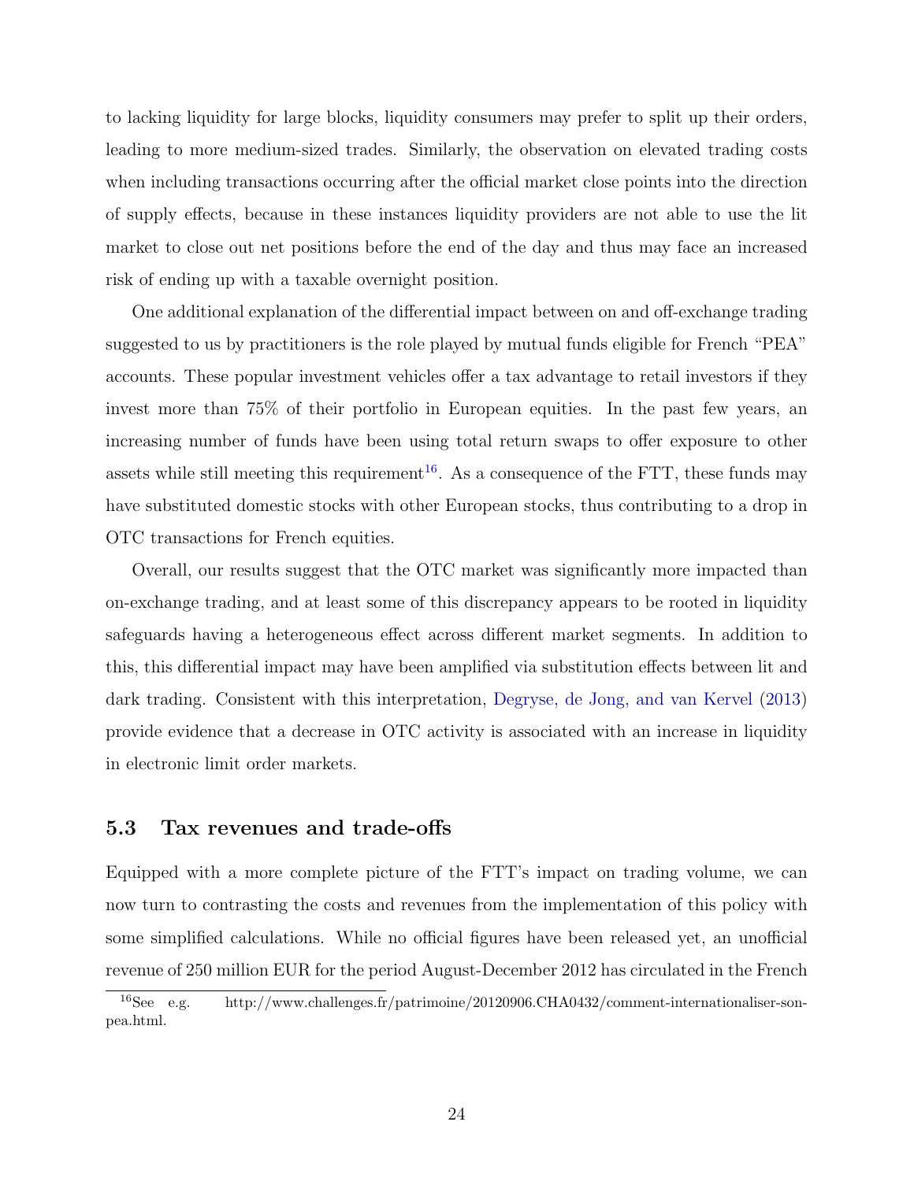to lacking liquidity for large blocks, liquidity consumers may prefer to split up their orders, leading to more medium-sized trades. Similarly, the observation on elevated trading costs when including transactions occurring after the official market close points into the direction of supply effects, because in these instances liquidity providers are not able to use the lit market to close out net positions before the end of the day and thus may face an increased risk of ending up with a taxable overnight position.

One additional explanation of the differential impact between on and off-exchange trading suggested to us by practitioners is the role played by mutual funds eligible for French "PEA" accounts. These popular investment vehicles offer a tax advantage to retail investors if they invest more than 75% of their portfolio in European equities. In the past few years, an increasing number of funds have been using total return swaps to offer exposure to other assets while still meeting this requirement[16]. As a consequence of the FTT, these funds may have substituted domestic stocks with other European stocks, thus contributing to a drop in OTC transactions for French equities.

Overall, our results suggest that the OTC market was significantly more impacted than on-exchange trading, and at least some of this discrepancy appears to be rooted in liquidity safeguards having a heterogeneous effect across different market segments. In addition to this, this differential impact may have been amplified via substitution effects between lit and dark trading. Consistent with this interpretation, Degryse, de Jong, and van Kervel (2013) provide evidence that a decrease in OTC activity is associated with an increase in liquidity in electronic limit order markets.

### 5.3 Tax revenues and trade-offs

Equipped with a more complete picture of the FTT's impact on trading volume, we can now turn to contrasting the costs and revenues from the implementation of this policy with some simplified calculations. While no official figures have been released yet, an unofficial revenue of 250 million EUR for the period August-December 2012 has circulated in the French

[16]See e.g. http://www.challenges.fr/patrimoine/20120906.CHA0432/comment-internationaliser-son-pea.html.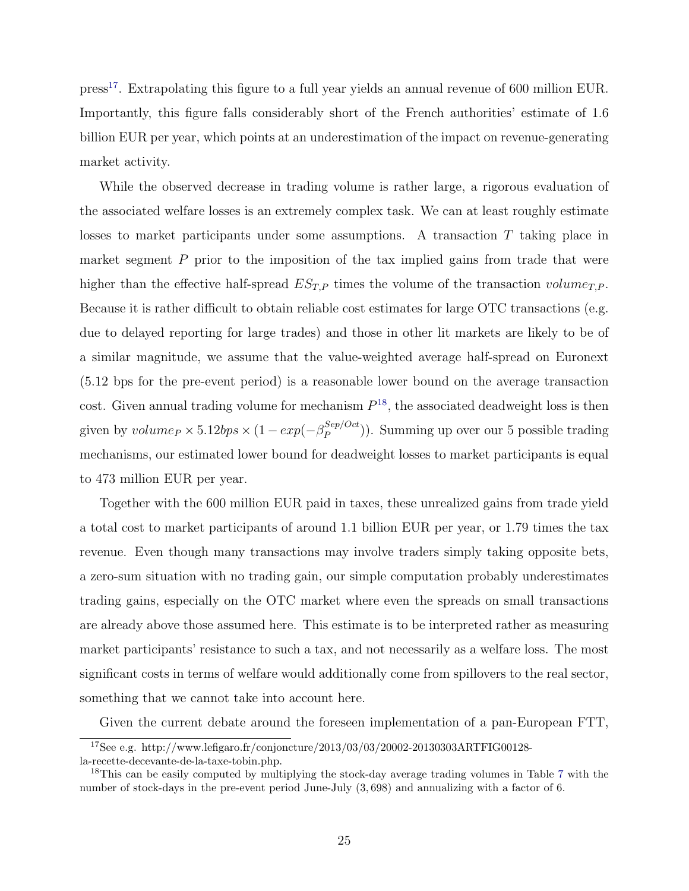press[17]. Extrapolating this figure to a full year yields an annual revenue of 600 million EUR. Importantly, this figure falls considerably short of the French authorities' estimate of 1.6 billion EUR per year, which points at an underestimation of the impact on revenue-generating market activity.

While the observed decrease in trading volume is rather large, a rigorous evaluation of the associated welfare losses is an extremely complex task. We can at least roughly estimate losses to market participants under some assumptions. A transaction $T$ taking place in market segment $P$ prior to the imposition of the tax implied gains from trade that were higher than the effective half-spread $ES_{T,P}$ times the volume of the transaction $volume_{T,P}$. Because it is rather difficult to obtain reliable cost estimates for large OTC transactions (e.g. due to delayed reporting for large trades) and those in other lit markets are likely to be of a similar magnitude, we assume that the value-weighted average half-spread on Euronext (5.12 bps for the pre-event period) is a reasonable lower bound on the average transaction cost. Given annual trading volume for mechanism $P$[18], the associated deadweight loss is then given by $volume_P \times 5.12bps \times (1 - exp(-\beta_P^{Sep/Oct}))$. Summing up over our 5 possible trading mechanisms, our estimated lower bound for deadweight losses to market participants is equal to 473 million EUR per year.

Together with the 600 million EUR paid in taxes, these unrealized gains from trade yield a total cost to market participants of around 1.1 billion EUR per year, or 1.79 times the tax revenue. Even though many transactions may involve traders simply taking opposite bets, a zero-sum situation with no trading gain, our simple computation probably underestimates trading gains, especially on the OTC market where even the spreads on small transactions are already above those assumed here. This estimate is to be interpreted rather as measuring market participants' resistance to such a tax, and not necessarily as a welfare loss. The most significant costs in terms of welfare would additionally come from spillovers to the real sector, something that we cannot take into account here.

Given the current debate around the foreseen implementation of a pan-European FTT,

---

[17] See e.g. http://www.lefigaro.fr/conjoncture/2013/03/03/20002-20130303ARTFIG00128-la-recette-decevante-de-la-taxe-tobin.php.

[18] This can be easily computed by multiplying the stock-day average trading volumes in Table 7 with the number of stock-days in the pre-event period June-July (3,698) and annualizing with a factor of 6.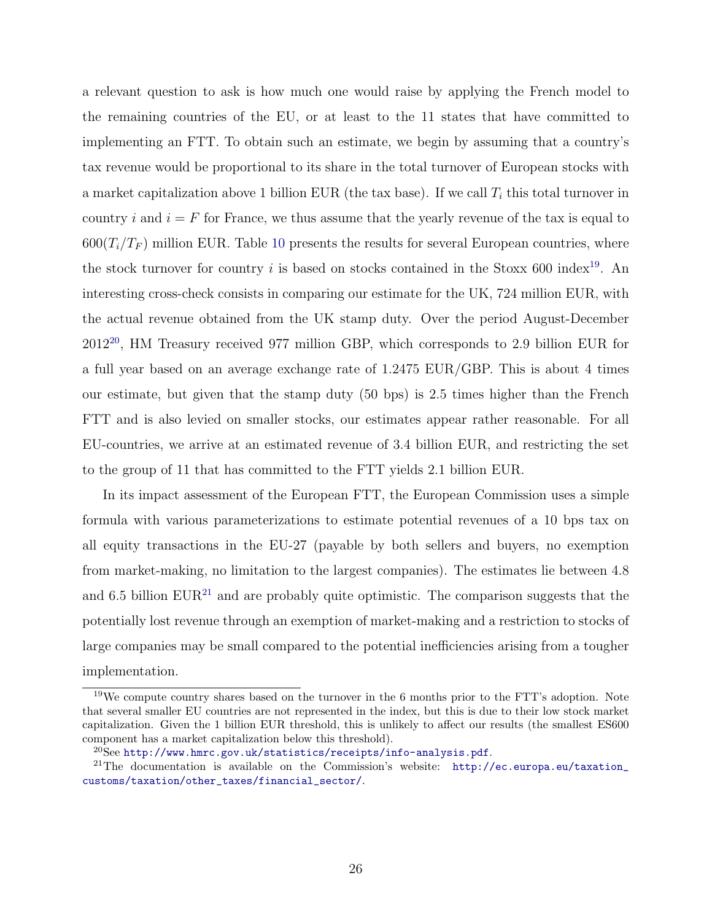a relevant question to ask is how much one would raise by applying the French model to the remaining countries of the EU, or at least to the 11 states that have committed to implementing an FTT. To obtain such an estimate, we begin by assuming that a country's tax revenue would be proportional to its share in the total turnover of European stocks with a market capitalization above 1 billion EUR (the tax base). If we call $T_i$ this total turnover in country $i$ and $i = F$ for France, we thus assume that the yearly revenue of the tax is equal to $600(T_i/T_F)$ million EUR. Table 10 presents the results for several European countries, where the stock turnover for country $i$ is based on stocks contained in the Stoxx 600 index[19]. An interesting cross-check consists in comparing our estimate for the UK, 724 million EUR, with the actual revenue obtained from the UK stamp duty. Over the period August-December 2012[20], HM Treasury received 977 million GBP, which corresponds to 2.9 billion EUR for a full year based on an average exchange rate of 1.2475 EUR/GBP. This is about 4 times our estimate, but given that the stamp duty (50 bps) is 2.5 times higher than the French FTT and is also levied on smaller stocks, our estimates appear rather reasonable. For all EU-countries, we arrive at an estimated revenue of 3.4 billion EUR, and restricting the set to the group of 11 that has committed to the FTT yields 2.1 billion EUR.

In its impact assessment of the European FTT, the European Commission uses a simple formula with various parameterizations to estimate potential revenues of a 10 bps tax on all equity transactions in the EU-27 (payable by both sellers and buyers, no exemption from market-making, no limitation to the largest companies). The estimates lie between 4.8 and 6.5 billion EUR[21] and are probably quite optimistic. The comparison suggests that the potentially lost revenue through an exemption of market-making and a restriction to stocks of large companies may be small compared to the potential inefficiencies arising from a tougher implementation.

[19] We compute country shares based on the turnover in the 6 months prior to the FTT's adoption. Note that several smaller EU countries are not represented in the index, but this is due to their low stock market capitalization. Given the 1 billion EUR threshold, this is unlikely to affect our results (the smallest ES600 component has a market capitalization below this threshold).

[20] See http://www.hmrc.gov.uk/statistics/receipts/info-analysis.pdf.

[21] The documentation is available on the Commission's website: http://ec.europa.eu/taxation_customs/taxation/other_taxes/financial_sector/.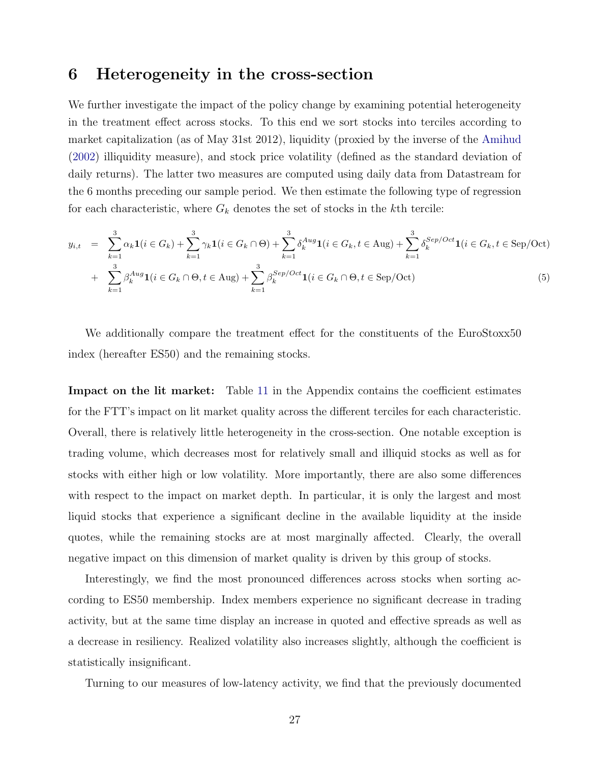# 6 Heterogeneity in the cross-section

We further investigate the impact of the policy change by examining potential heterogeneity in the treatment effect across stocks. To this end we sort stocks into terciles according to market capitalization (as of May 31st 2012), liquidity (proxied by the inverse of the Amihud (2002) illiquidity measure), and stock price volatility (defined as the standard deviation of daily returns). The latter two measures are computed using daily data from Datastream for the 6 months preceding our sample period. We then estimate the following type of regression for each characteristic, where $G_k$ denotes the set of stocks in the $k$th tercile:

$$
\begin{aligned}
y_{i,t} \quad = \quad & \sum_{k=1}^{3} \alpha_k \mathbf{1}(i \in G_k) + \sum_{k=1}^{3} \gamma_k \mathbf{1}(i \in G_k \cap \Theta) + \sum_{k=1}^{3} \delta_k^{Aug} \mathbf{1}(i \in G_k, t \in \text{Aug}) + \sum_{k=1}^{3} \delta_k^{Sep/Oct} \mathbf{1}(i \in G_k, t \in \text{Sep/Oct}) \\
+ \quad & \sum_{k=1}^{3} \beta_k^{Aug} \mathbf{1}(i \in G_k \cap \Theta, t \in \text{Aug}) + \sum_{k=1}^{3} \beta_k^{Sep/Oct} \mathbf{1}(i \in G_k \cap \Theta, t \in \text{Sep/Oct}) \qquad (5)
\end{aligned}
$$

We additionally compare the treatment effect for the constituents of the EuroStoxx50 index (hereafter ES50) and the remaining stocks.

**Impact on the lit market:** Table 11 in the Appendix contains the coefficient estimates for the FTT's impact on lit market quality across the different terciles for each characteristic. Overall, there is relatively little heterogeneity in the cross-section. One notable exception is trading volume, which decreases most for relatively small and illiquid stocks as well as for stocks with either high or low volatility. More importantly, there are also some differences with respect to the impact on market depth. In particular, it is only the largest and most liquid stocks that experience a significant decline in the available liquidity at the inside quotes, while the remaining stocks are at most marginally affected. Clearly, the overall negative impact on this dimension of market quality is driven by this group of stocks.

Interestingly, we find the most pronounced differences across stocks when sorting according to ES50 membership. Index members experience no significant decrease in trading activity, but at the same time display an increase in quoted and effective spreads as well as a decrease in resiliency. Realized volatility also increases slightly, although the coefficient is statistically insignificant.

Turning to our measures of low-latency activity, we find that the previously documented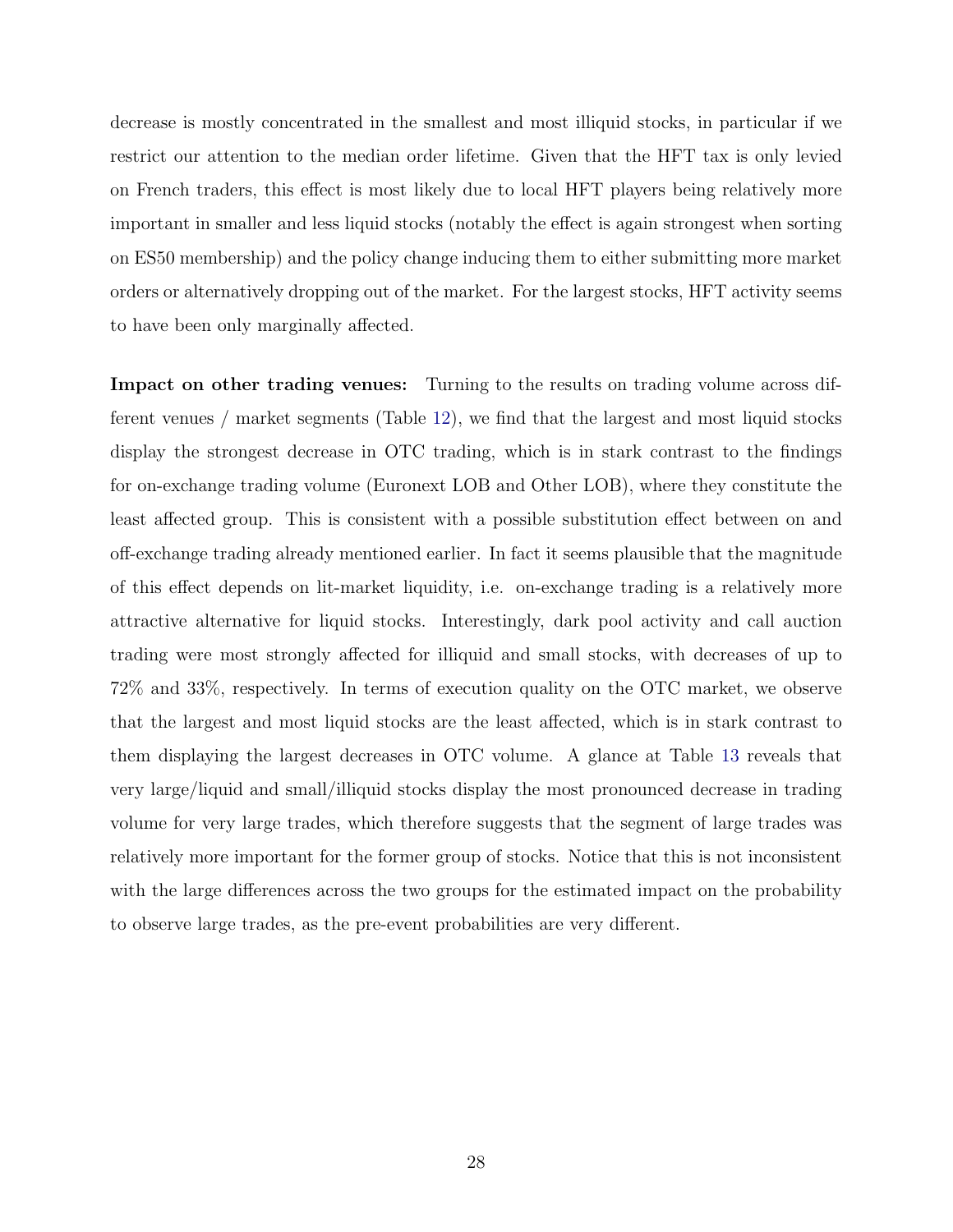decrease is mostly concentrated in the smallest and most illiquid stocks, in particular if we restrict our attention to the median order lifetime. Given that the HFT tax is only levied on French traders, this effect is most likely due to local HFT players being relatively more important in smaller and less liquid stocks (notably the effect is again strongest when sorting on ES50 membership) and the policy change inducing them to either submitting more market orders or alternatively dropping out of the market. For the largest stocks, HFT activity seems to have been only marginally affected.

**Impact on other trading venues:** Turning to the results on trading volume across different venues / market segments (Table 12), we find that the largest and most liquid stocks display the strongest decrease in OTC trading, which is in stark contrast to the findings for on-exchange trading volume (Euronext LOB and Other LOB), where they constitute the least affected group. This is consistent with a possible substitution effect between on and off-exchange trading already mentioned earlier. In fact it seems plausible that the magnitude of this effect depends on lit-market liquidity, i.e. on-exchange trading is a relatively more attractive alternative for liquid stocks. Interestingly, dark pool activity and call auction trading were most strongly affected for illiquid and small stocks, with decreases of up to 72% and 33%, respectively. In terms of execution quality on the OTC market, we observe that the largest and most liquid stocks are the least affected, which is in stark contrast to them displaying the largest decreases in OTC volume. A glance at Table 13 reveals that very large/liquid and small/illiquid stocks display the most pronounced decrease in trading volume for very large trades, which therefore suggests that the segment of large trades was relatively more important for the former group of stocks. Notice that this is not inconsistent with the large differences across the two groups for the estimated impact on the probability to observe large trades, as the pre-event probabilities are very different.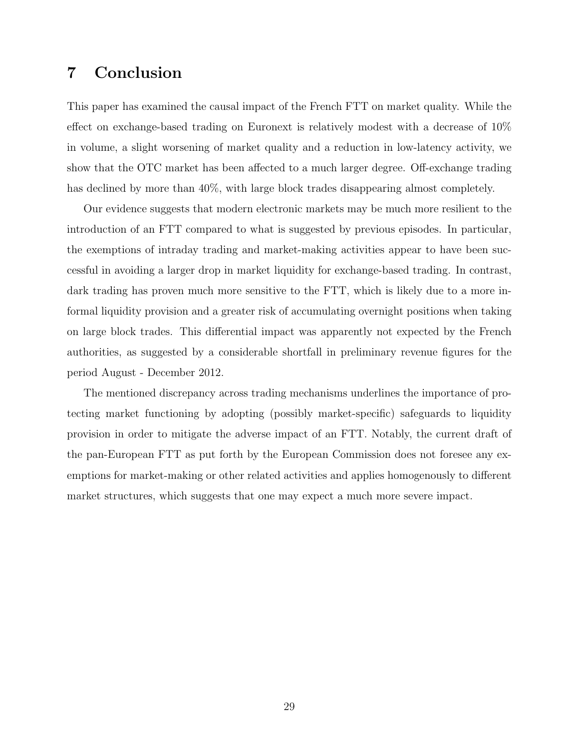# 7 Conclusion

This paper has examined the causal impact of the French FTT on market quality. While the effect on exchange-based trading on Euronext is relatively modest with a decrease of 10% in volume, a slight worsening of market quality and a reduction in low-latency activity, we show that the OTC market has been affected to a much larger degree. Off-exchange trading has declined by more than 40%, with large block trades disappearing almost completely.

Our evidence suggests that modern electronic markets may be much more resilient to the introduction of an FTT compared to what is suggested by previous episodes. In particular, the exemptions of intraday trading and market-making activities appear to have been successful in avoiding a larger drop in market liquidity for exchange-based trading. In contrast, dark trading has proven much more sensitive to the FTT, which is likely due to a more informal liquidity provision and a greater risk of accumulating overnight positions when taking on large block trades. This differential impact was apparently not expected by the French authorities, as suggested by a considerable shortfall in preliminary revenue figures for the period August - December 2012.

The mentioned discrepancy across trading mechanisms underlines the importance of protecting market functioning by adopting (possibly market-specific) safeguards to liquidity provision in order to mitigate the adverse impact of an FTT. Notably, the current draft of the pan-European FTT as put forth by the European Commission does not foresee any exemptions for market-making or other related activities and applies homogenously to different market structures, which suggests that one may expect a much more severe impact.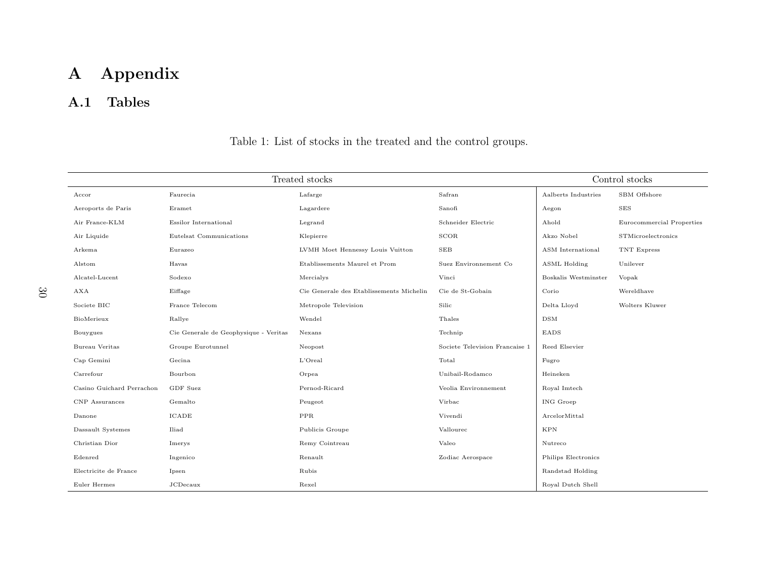# A Appendix

## A.1 Tables

Table 1: List of stocks in the treated and the control groups.

| Treated stocks | | | | Control stocks | |
|---|---|---|---|---|---|
| Accor | Faurecia | Lafarge | Safran | Aalberts Industries | SBM Offshore |
| Aeroports de Paris | Eramet | Lagardere | Sanofi | Aegon | SES |
| Air France-KLM | Essilor International | Legrand | Schneider Electric | Ahold | Eurocommercial Properties |
| Air Liquide | Eutelsat Communications | Klepierre | SCOR | Akzo Nobel | STMicroelectronics |
| Arkema | Eurazeo | LVMH Moet Hennessy Louis Vuitton | SEB | ASM International | TNT Express |
| Alstom | Havas | Etablissements Maurel et Prom | Suez Environnement Co | ASML Holding | Unilever |
| Alcatel-Lucent | Sodexo | Mercialys | Vinci | Boskalis Westminster | Vopak |
| AXA | Eiffage | Cie Generale des Etablissements Michelin | Cie de St-Gobain | Corio | Wereldhave |
| Societe BIC | France Telecom | Metropole Television | Silic | Delta Lloyd | Wolters Kluwer |
| BioMerieux | Rallye | Wendel | Thales | DSM | |
| Bouygues | Cie Generale de Geophysique - Veritas | Nexans | Technip | EADS | |
| Bureau Veritas | Groupe Eurotunnel | Neopost | Societe Television Francaise 1 | Reed Elsevier | |
| Cap Gemini | Gecina | L'Oreal | Total | Fugro | |
| Carrefour | Bourbon | Orpea | Unibail-Rodamco | Heineken | |
| Casino Guichard Perrachon | GDF Suez | Pernod-Ricard | Veolia Environnement | Royal Imtech | |
| CNP Assurances | Gemalto | Peugeot | Virbac | ING Groep | |
| Danone | ICADE | PPR | Vivendi | ArcelorMittal | |
| Dassault Systemes | Iliad | Publicis Groupe | Vallourec | KPN | |
| Christian Dior | Imerys | Remy Cointreau | Valeo | Nutreco | |
| Edenred | Ingenico | Renault | Zodiac Aerospace | Philips Electronics | |
| Electricite de France | Ipsen | Rubis | | Randstad Holding | |
| Euler Hermes | JCDecaux | Rexel | | Royal Dutch Shell | |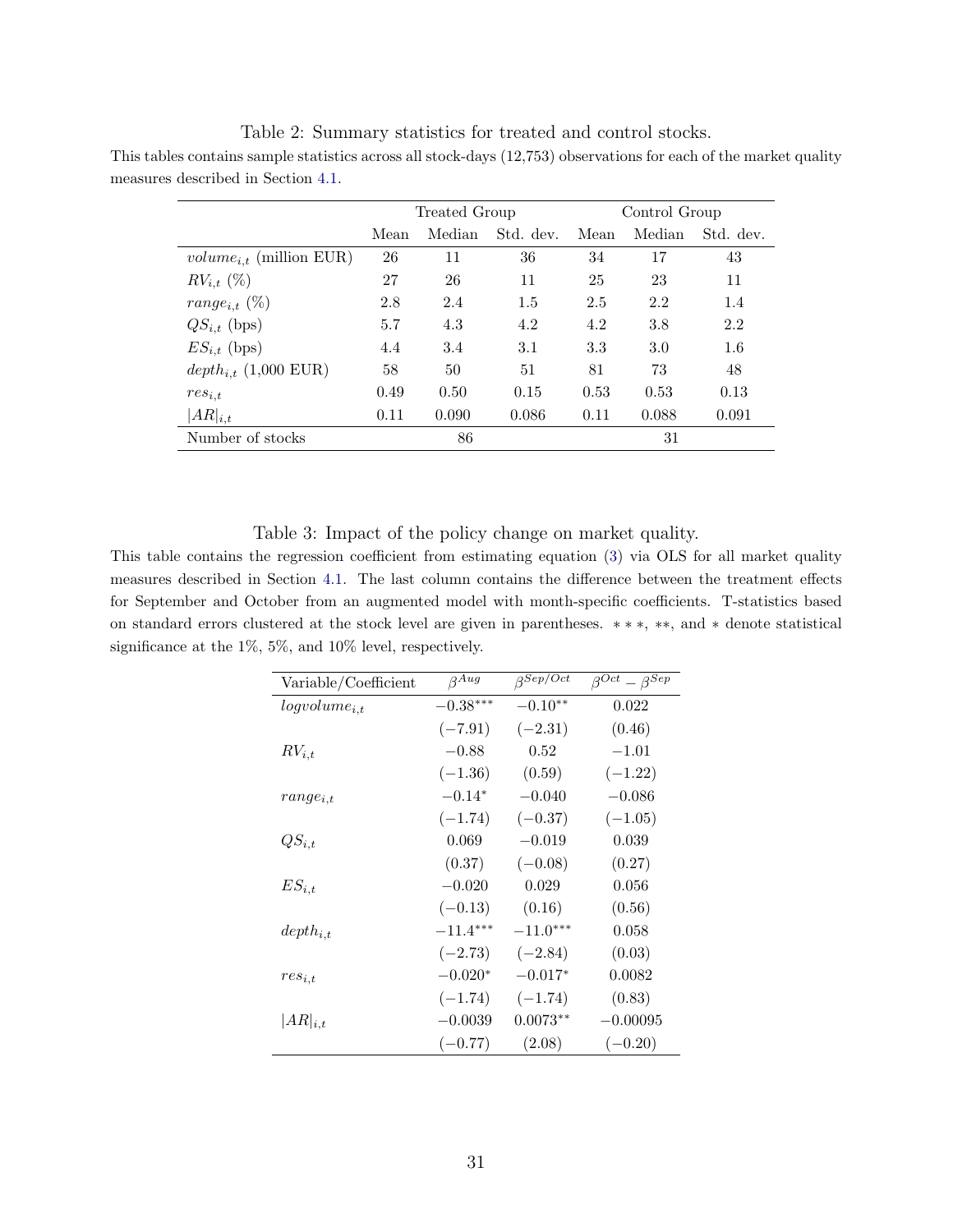Table 2: Summary statistics for treated and control stocks.

This tables contains sample statistics across all stock-days (12,753) observations for each of the market quality measures described in Section 4.1.

| | Treated Group | | | Control Group | | |
|---|---|---|---|---|---|---|
| | Mean | Median | Std. dev. | Mean | Median | Std. dev. |
| $volume_{i,t}$ (million EUR) | 26 | 11 | 36 | 34 | 17 | 43 |
| $RV_{i,t}$ (%) | 27 | 26 | 11 | 25 | 23 | 11 |
| $range_{i,t}$ (%) | 2.8 | 2.4 | 1.5 | 2.5 | 2.2 | 1.4 |
| $QS_{i,t}$ (bps) | 5.7 | 4.3 | 4.2 | 4.2 | 3.8 | 2.2 |
| $ES_{i,t}$ (bps) | 4.4 | 3.4 | 3.1 | 3.3 | 3.0 | 1.6 |
| $depth_{i,t}$ (1,000 EUR) | 58 | 50 | 51 | 81 | 73 | 48 |
| $res_{i,t}$ | 0.49 | 0.50 | 0.15 | 0.53 | 0.53 | 0.13 |
| $\lvert AR\rvert_{i,t}$ | 0.11 | 0.090 | 0.086 | 0.11 | 0.088 | 0.091 |
| Number of stocks | | 86 | | | 31 | |

Table 3: Impact of the policy change on market quality.

This table contains the regression coefficient from estimating equation (3) via OLS for all market quality measures described in Section 4.1. The last column contains the difference between the treatment effects for September and October from an augmented model with month-specific coefficients. T-statistics based on standard errors clustered at the stock level are given in parentheses. $***$, $**$, and $*$ denote statistical significance at the 1%, 5%, and 10% level, respectively.

| Variable/Coefficient | $\beta^{Aug}$ | $\beta^{Sep/Oct}$ | $\beta^{Oct} - \beta^{Sep}$ |
|---|---|---|---|
| $logvolume_{i,t}$ | $-0.38^{***}$ | $-0.10^{**}$ | 0.022 |
| | $(-7.91)$ | $(-2.31)$ | (0.46) |
| $RV_{i,t}$ | $-0.88$ | 0.52 | $-1.01$ |
| | $(-1.36)$ | (0.59) | $(-1.22)$ |
| $range_{i,t}$ | $-0.14^{*}$ | $-0.040$ | $-0.086$ |
| | $(-1.74)$ | $(-0.37)$ | $(-1.05)$ |
| $QS_{i,t}$ | 0.069 | $-0.019$ | 0.039 |
| | (0.37) | $(-0.08)$ | (0.27) |
| $ES_{i,t}$ | $-0.020$ | 0.029 | 0.056 |
| | $(-0.13)$ | (0.16) | (0.56) |
| $depth_{i,t}$ | $-11.4^{***}$ | $-11.0^{***}$ | 0.058 |
| | $(-2.73)$ | $(-2.84)$ | (0.03) |
| $res_{i,t}$ | $-0.020^{*}$ | $-0.017^{*}$ | 0.0082 |
| | $(-1.74)$ | $(-1.74)$ | (0.83) |
| $\lvert AR\rvert_{i,t}$ | $-0.0039$ | $0.0073^{**}$ | $-0.00095$ |
| | $(-0.77)$ | (2.08) | $(-0.20)$ |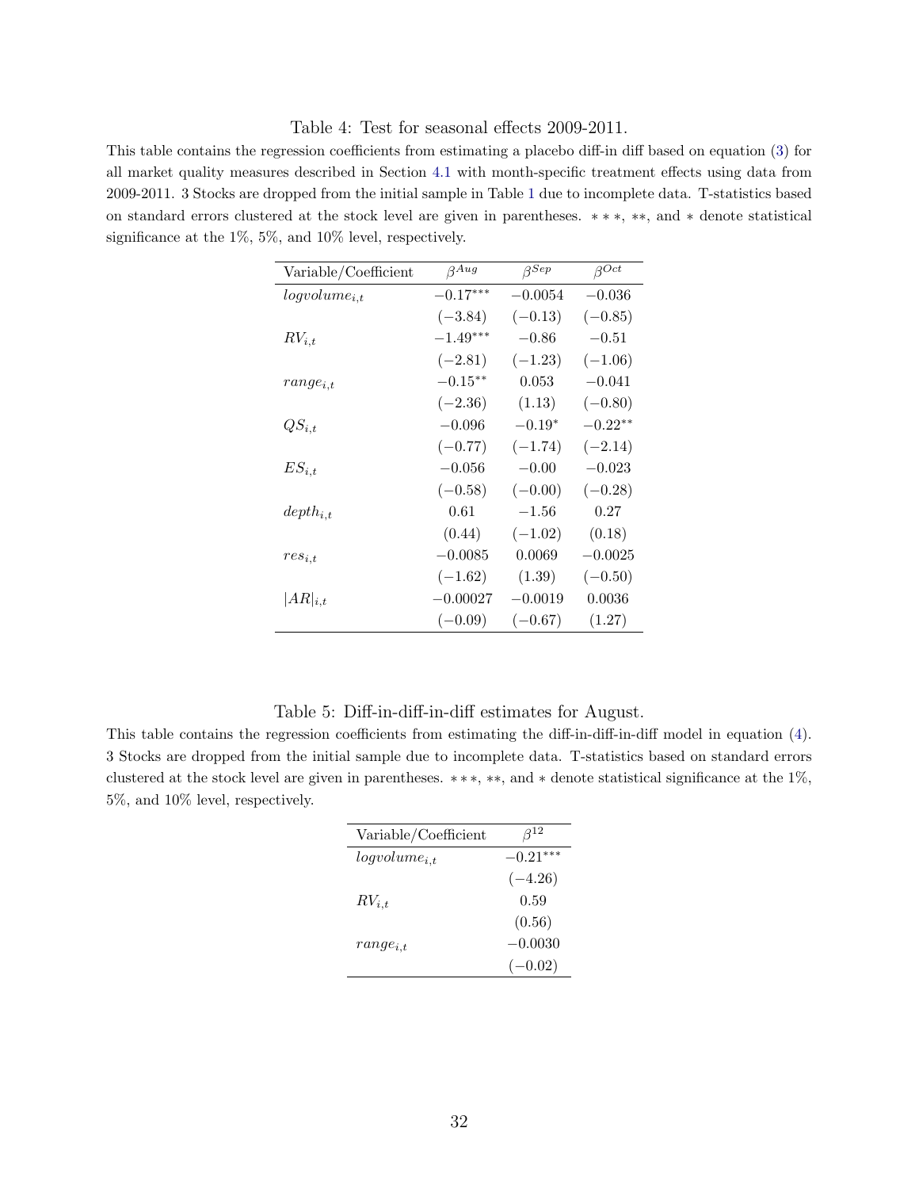Table 4: Test for seasonal effects 2009-2011.

This table contains the regression coefficients from estimating a placebo diff-in diff based on equation (3) for all market quality measures described in Section 4.1 with month-specific treatment effects using data from 2009-2011. 3 Stocks are dropped from the initial sample in Table 1 due to incomplete data. T-statistics based on standard errors clustered at the stock level are given in parentheses. ∗∗∗, ∗∗, and ∗ denote statistical significance at the 1%, 5%, and 10% level, respectively.

| Variable/Coefficient | $\beta^{Aug}$ | $\beta^{Sep}$ | $\beta^{Oct}$ |
|---|---|---|---|
| $logvolume_{i,t}$ | $-0.17^{***}$ | $-0.0054$ | $-0.036$ |
| | $(-3.84)$ | $(-0.13)$ | $(-0.85)$ |
| $RV_{i,t}$ | $-1.49^{***}$ | $-0.86$ | $-0.51$ |
| | $(-2.81)$ | $(-1.23)$ | $(-1.06)$ |
| $range_{i,t}$ | $-0.15^{**}$ | $0.053$ | $-0.041$ |
| | $(-2.36)$ | $(1.13)$ | $(-0.80)$ |
| $QS_{i,t}$ | $-0.096$ | $-0.19^{*}$ | $-0.22^{**}$ |
| | $(-0.77)$ | $(-1.74)$ | $(-2.14)$ |
| $ES_{i,t}$ | $-0.056$ | $-0.00$ | $-0.023$ |
| | $(-0.58)$ | $(-0.00)$ | $(-0.28)$ |
| $depth_{i,t}$ | $0.61$ | $-1.56$ | $0.27$ |
| | $(0.44)$ | $(-1.02)$ | $(0.18)$ |
| $res_{i,t}$ | $-0.0085$ | $0.0069$ | $-0.0025$ |
| | $(-1.62)$ | $(1.39)$ | $(-0.50)$ |
| $\lvert AR\rvert_{i,t}$ | $-0.00027$ | $-0.0019$ | $0.0036$ |
| | $(-0.09)$ | $(-0.67)$ | $(1.27)$ |

Table 5: Diff-in-diff-in-diff estimates for August.

This table contains the regression coefficients from estimating the diff-in-diff-in-diff model in equation (4). 3 Stocks are dropped from the initial sample due to incomplete data. T-statistics based on standard errors clustered at the stock level are given in parentheses. ∗∗∗, ∗∗, and ∗ denote statistical significance at the 1%, 5%, and 10% level, respectively.

| Variable/Coefficient | $\beta^{12}$ |
|---|---|
| $logvolume_{i,t}$ | $-0.21^{***}$ |
| | $(-4.26)$ |
| $RV_{i,t}$ | $0.59$ |
| | $(0.56)$ |
| $range_{i,t}$ | $-0.0030$ |
| | $(-0.02)$ |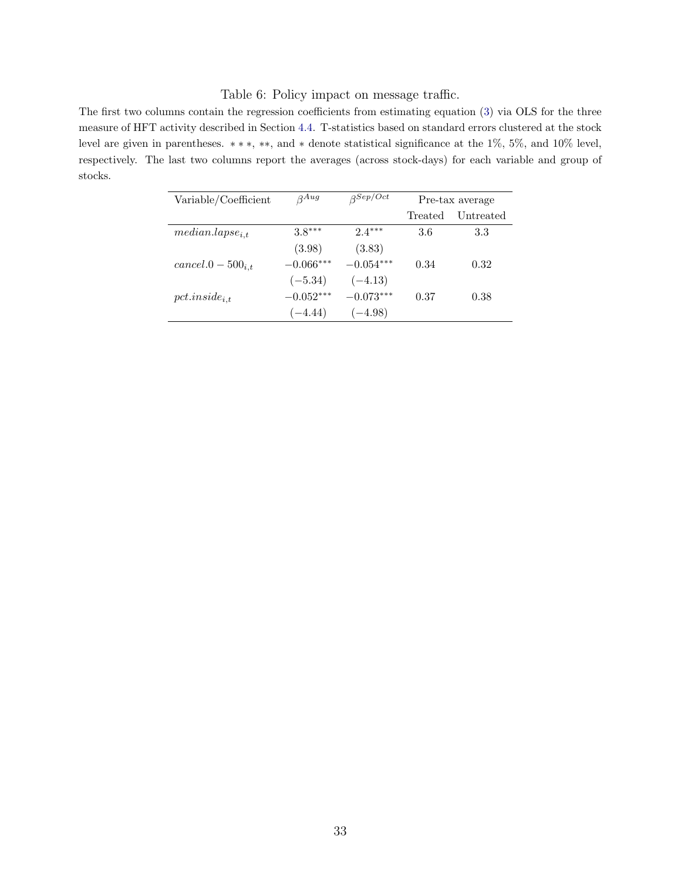Table 6: Policy impact on message traffic.

The first two columns contain the regression coefficients from estimating equation (3) via OLS for the three measure of HFT activity described in Section 4.4. T-statistics based on standard errors clustered at the stock level are given in parentheses. $***$, $**$, and $*$ denote statistical significance at the 1%, 5%, and 10% level, respectively. The last two columns report the averages (across stock-days) for each variable and group of stocks.

| Variable/Coefficient | $\beta^{Aug}$ | $\beta^{Sep/Oct}$ | Pre-tax average | |
|---|---|---|---|---|
| | | | Treated | Untreated |
| $median.lapse_{i,t}$ | $3.8^{***}$ | $2.4^{***}$ | 3.6 | 3.3 |
| | (3.98) | (3.83) | | |
| $cancel.0-500_{i,t}$ | $-0.066^{***}$ | $-0.054^{***}$ | 0.34 | 0.32 |
| | $(-5.34)$ | $(-4.13)$ | | |
| $pct.inside_{i,t}$ | $-0.052^{***}$ | $-0.073^{***}$ | 0.37 | 0.38 |
| | $(-4.44)$ | $(-4.98)$ | | |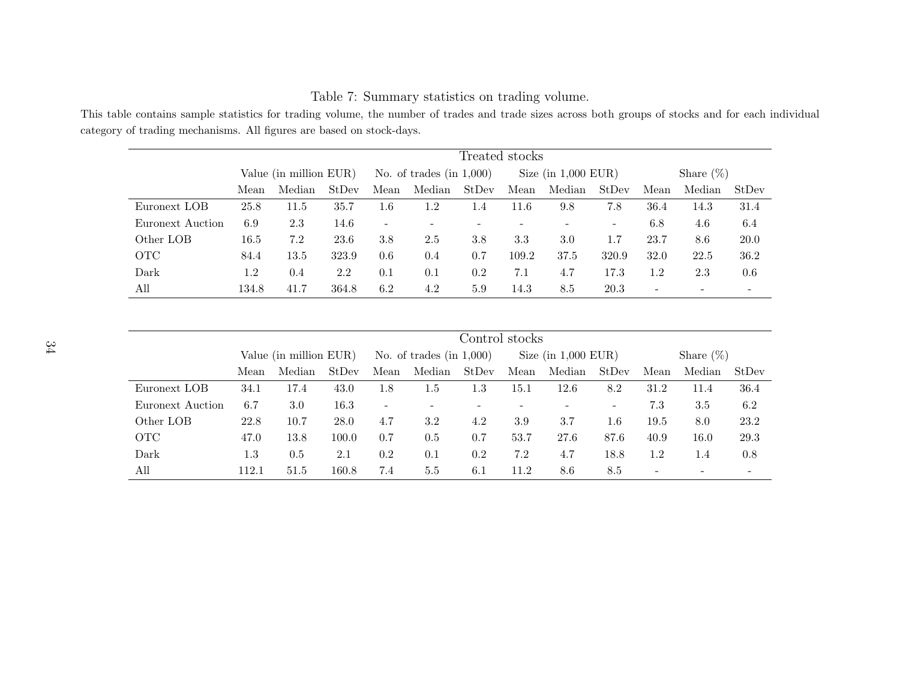Table 7: Summary statistics on trading volume.

This table contains sample statistics for trading volume, the number of trades and trade sizes across both groups of stocks and for each individual category of trading mechanisms. All figures are based on stock-days.

| | Treated stocks | | | | | | | | | | | |
|---|---|---|---|---|---|---|---|---|---|---|---|---|
| | Value (in million EUR) | | | No. of trades (in 1,000) | | | Size (in 1,000 EUR) | | | Share (%) | | |
| | Mean | Median | StDev | Mean | Median | StDev | Mean | Median | StDev | Mean | Median | StDev |
| Euronext LOB | 25.8 | 11.5 | 35.7 | 1.6 | 1.2 | 1.4 | 11.6 | 9.8 | 7.8 | 36.4 | 14.3 | 31.4 |
| Euronext Auction | 6.9 | 2.3 | 14.6 | - | - | - | - | - | - | 6.8 | 4.6 | 6.4 |
| Other LOB | 16.5 | 7.2 | 23.6 | 3.8 | 2.5 | 3.8 | 3.3 | 3.0 | 1.7 | 23.7 | 8.6 | 20.0 |
| OTC | 84.4 | 13.5 | 323.9 | 0.6 | 0.4 | 0.7 | 109.2 | 37.5 | 320.9 | 32.0 | 22.5 | 36.2 |
| Dark | 1.2 | 0.4 | 2.2 | 0.1 | 0.1 | 0.2 | 7.1 | 4.7 | 17.3 | 1.2 | 2.3 | 0.6 |
| All | 134.8 | 41.7 | 364.8 | 6.2 | 4.2 | 5.9 | 14.3 | 8.5 | 20.3 | - | - | - |

| | Control stocks | | | | | | | | | | | |
|---|---|---|---|---|---|---|---|---|---|---|---|---|
| | Value (in million EUR) | | | No. of trades (in 1,000) | | | Size (in 1,000 EUR) | | | Share (%) | | |
| | Mean | Median | StDev | Mean | Median | StDev | Mean | Median | StDev | Mean | Median | StDev |
| Euronext LOB | 34.1 | 17.4 | 43.0 | 1.8 | 1.5 | 1.3 | 15.1 | 12.6 | 8.2 | 31.2 | 11.4 | 36.4 |
| Euronext Auction | 6.7 | 3.0 | 16.3 | - | - | - | - | - | - | 7.3 | 3.5 | 6.2 |
| Other LOB | 22.8 | 10.7 | 28.0 | 4.7 | 3.2 | 4.2 | 3.9 | 3.7 | 1.6 | 19.5 | 8.0 | 23.2 |
| OTC | 47.0 | 13.8 | 100.0 | 0.7 | 0.5 | 0.7 | 53.7 | 27.6 | 87.6 | 40.9 | 16.0 | 29.3 |
| Dark | 1.3 | 0.5 | 2.1 | 0.2 | 0.1 | 0.2 | 7.2 | 4.7 | 18.8 | 1.2 | 1.4 | 0.8 |
| All | 112.1 | 51.5 | 160.8 | 7.4 | 5.5 | 6.1 | 11.2 | 8.6 | 8.5 | - | - | - |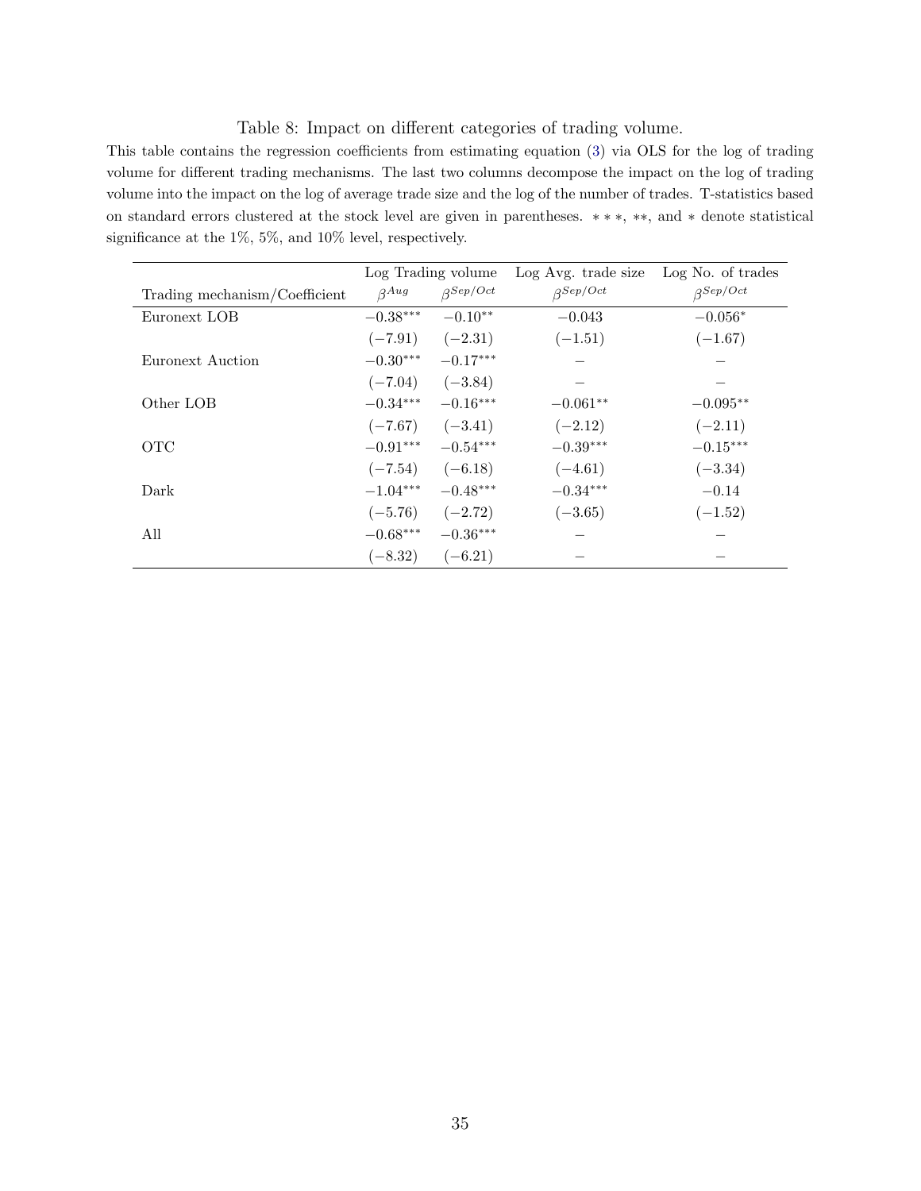Table 8: Impact on different categories of trading volume.

This table contains the regression coefficients from estimating equation (3) via OLS for the log of trading volume for different trading mechanisms. The last two columns decompose the impact on the log of trading volume into the impact on the log of average trade size and the log of the number of trades. T-statistics based on standard errors clustered at the stock level are given in parentheses. ∗ ∗ ∗, ∗∗, and ∗ denote statistical significance at the 1%, 5%, and 10% level, respectively.

| | Log Trading volume | | Log Avg. trade size | Log No. of trades |
|---|---|---|---|---|
| Trading mechanism/Coefficient | $\beta^{Aug}$ | $\beta^{Sep/Oct}$ | $\beta^{Sep/Oct}$ | $\beta^{Sep/Oct}$ |
| Euronext LOB | $-0.38^{***}$ | $-0.10^{**}$ | $-0.043$ | $-0.056^{*}$ |
| | $(-7.91)$ | $(-2.31)$ | $(-1.51)$ | $(-1.67)$ |
| Euronext Auction | $-0.30^{***}$ | $-0.17^{***}$ | – | – |
| | $(-7.04)$ | $(-3.84)$ | – | – |
| Other LOB | $-0.34^{***}$ | $-0.16^{***}$ | $-0.061^{**}$ | $-0.095^{**}$ |
| | $(-7.67)$ | $(-3.41)$ | $(-2.12)$ | $(-2.11)$ |
| OTC | $-0.91^{***}$ | $-0.54^{***}$ | $-0.39^{***}$ | $-0.15^{***}$ |
| | $(-7.54)$ | $(-6.18)$ | $(-4.61)$ | $(-3.34)$ |
| Dark | $-1.04^{***}$ | $-0.48^{***}$ | $-0.34^{***}$ | $-0.14$ |
| | $(-5.76)$ | $(-2.72)$ | $(-3.65)$ | $(-1.52)$ |
| All | $-0.68^{***}$ | $-0.36^{***}$ | – | – |
| | $(-8.32)$ | $(-6.21)$ | – | – |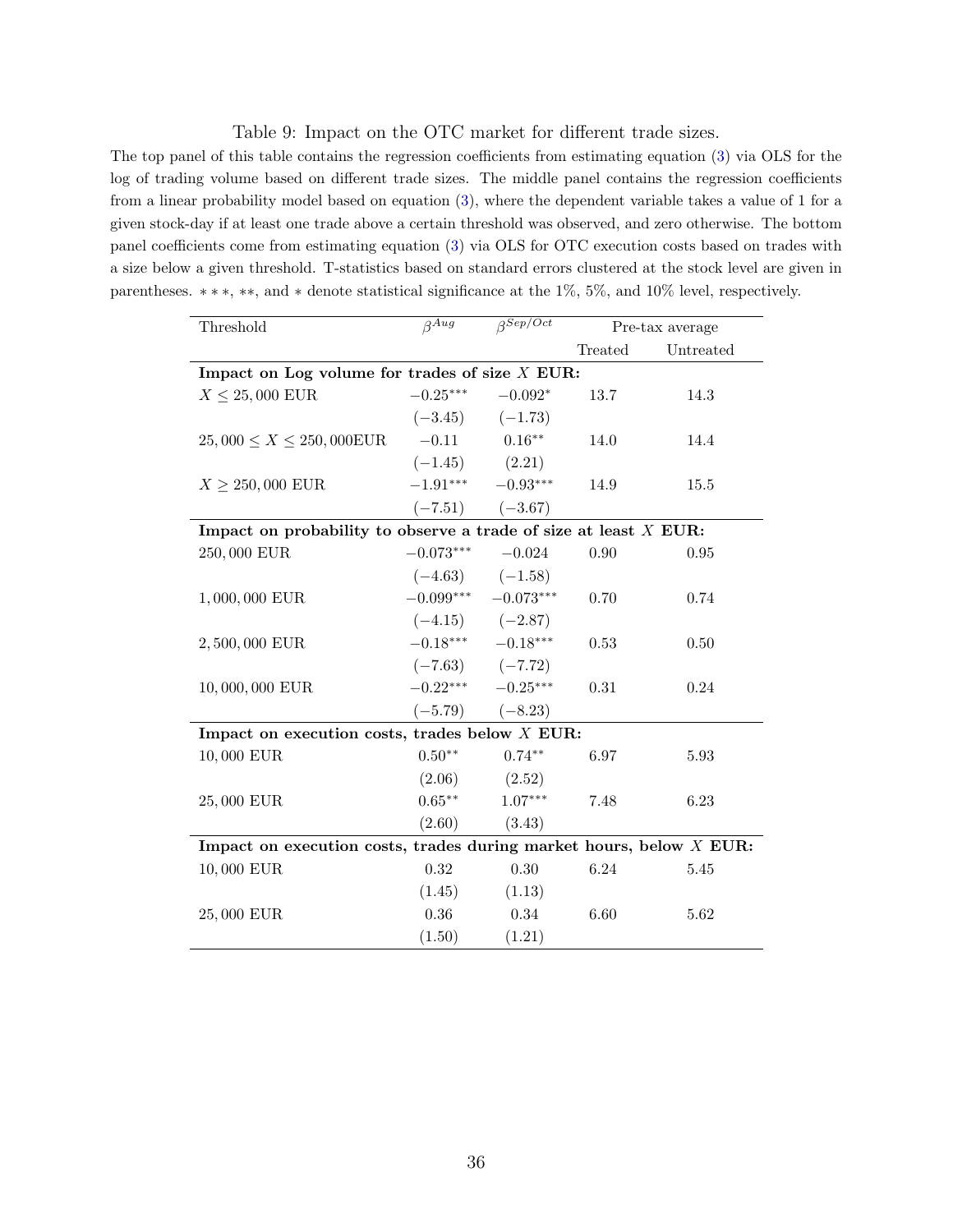Table 9: Impact on the OTC market for different trade sizes.

The top panel of this table contains the regression coefficients from estimating equation (3) via OLS for the log of trading volume based on different trade sizes. The middle panel contains the regression coefficients from a linear probability model based on equation (3), where the dependent variable takes a value of 1 for a given stock-day if at least one trade above a certain threshold was observed, and zero otherwise. The bottom panel coefficients come from estimating equation (3) via OLS for OTC execution costs based on trades with a size below a given threshold. T-statistics based on standard errors clustered at the stock level are given in parentheses. $***$, $**$, and $*$ denote statistical significance at the 1%, 5%, and 10% level, respectively.

| Threshold | $\beta^{Aug}$ | $\beta^{Sep/Oct}$ | Pre-tax average | |
|---|---|---|---|---|
| | | | Treated | Untreated |
| **Impact on Log volume for trades of size $X$ EUR:** | | | | |
| $X \leq 25,000$ EUR | $-0.25^{***}$ | $-0.092^{*}$ | 13.7 | 14.3 |
| | $(-3.45)$ | $(-1.73)$ | | |
| $25,000 \leq X \leq 250,000$EUR | $-0.11$ | $0.16^{**}$ | 14.0 | 14.4 |
| | $(-1.45)$ | $(2.21)$ | | |
| $X \geq 250,000$ EUR | $-1.91^{***}$ | $-0.93^{***}$ | 14.9 | 15.5 |
| | $(-7.51)$ | $(-3.67)$ | | |
| **Impact on probability to observe a trade of size at least $X$ EUR:** | | | | |
| 250,000 EUR | $-0.073^{***}$ | $-0.024$ | 0.90 | 0.95 |
| | $(-4.63)$ | $(-1.58)$ | | |
| 1,000,000 EUR | $-0.099^{***}$ | $-0.073^{***}$ | 0.70 | 0.74 |
| | $(-4.15)$ | $(-2.87)$ | | |
| 2,500,000 EUR | $-0.18^{***}$ | $-0.18^{***}$ | 0.53 | 0.50 |
| | $(-7.63)$ | $(-7.72)$ | | |
| 10,000,000 EUR | $-0.22^{***}$ | $-0.25^{***}$ | 0.31 | 0.24 |
| | $(-5.79)$ | $(-8.23)$ | | |
| **Impact on execution costs, trades below $X$ EUR:** | | | | |
| 10,000 EUR | $0.50^{**}$ | $0.74^{**}$ | 6.97 | 5.93 |
| | $(2.06)$ | $(2.52)$ | | |
| 25,000 EUR | $0.65^{**}$ | $1.07^{***}$ | 7.48 | 6.23 |
| | $(2.60)$ | $(3.43)$ | | |
| **Impact on execution costs, trades during market hours, below $X$ EUR:** | | | | |
| 10,000 EUR | 0.32 | 0.30 | 6.24 | 5.45 |
| | $(1.45)$ | $(1.13)$ | | |
| 25,000 EUR | 0.36 | 0.34 | 6.60 | 5.62 |
| | $(1.50)$ | $(1.21)$ | | |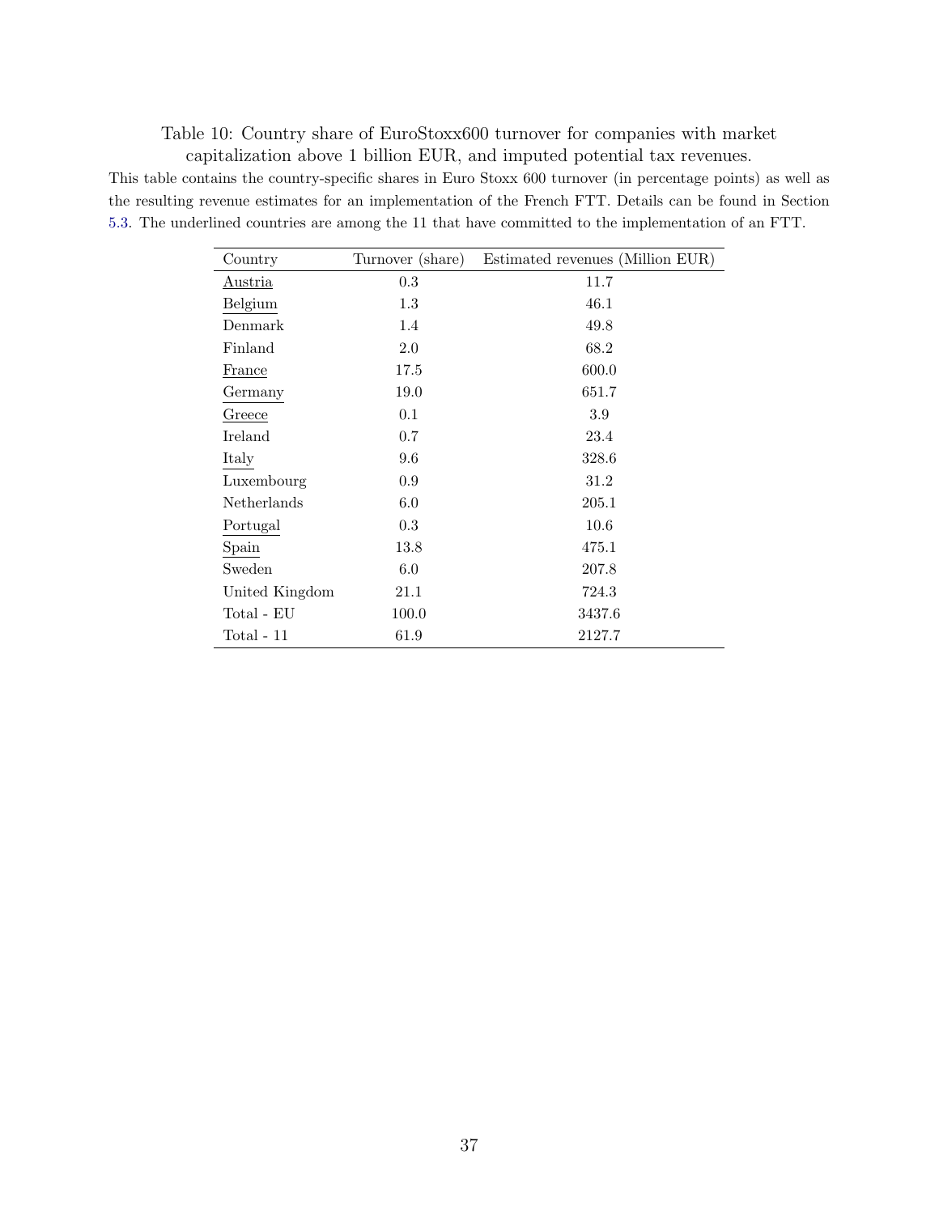Table 10: Country share of EuroStoxx600 turnover for companies with market capitalization above 1 billion EUR, and imputed potential tax revenues.

This table contains the country-specific shares in Euro Stoxx 600 turnover (in percentage points) as well as the resulting revenue estimates for an implementation of the French FTT. Details can be found in Section 5.3. The underlined countries are among the 11 that have committed to the implementation of an FTT.

| Country | Turnover (share) | Estimated revenues (Million EUR) |
|---|---|---|
| <u>Austria</u> | 0.3 | 11.7 |
| <u>Belgium</u> | 1.3 | 46.1 |
| Denmark | 1.4 | 49.8 |
| Finland | 2.0 | 68.2 |
| <u>France</u> | 17.5 | 600.0 |
| <u>Germany</u> | 19.0 | 651.7 |
| <u>Greece</u> | 0.1 | 3.9 |
| Ireland | 0.7 | 23.4 |
| <u>Italy</u> | 9.6 | 328.6 |
| Luxembourg | 0.9 | 31.2 |
| Netherlands | 6.0 | 205.1 |
| <u>Portugal</u> | 0.3 | 10.6 |
| <u>Spain</u> | 13.8 | 475.1 |
| Sweden | 6.0 | 207.8 |
| United Kingdom | 21.1 | 724.3 |
| Total - EU | 100.0 | 3437.6 |
| Total - 11 | 61.9 | 2127.7 |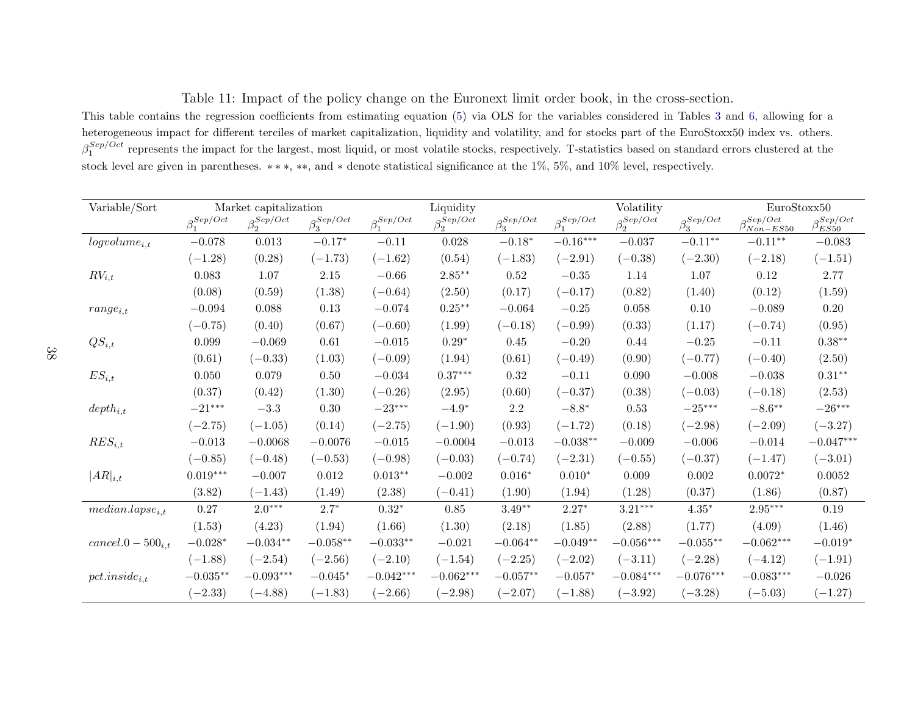Table 11: Impact of the policy change on the Euronext limit order book, in the cross-section.

This table contains the regression coefficients from estimating equation (5) via OLS for the variables considered in Tables 3 and 6, allowing for a heterogeneous impact for different terciles of market capitalization, liquidity and volatility, and for stocks part of the EuroStoxx50 index vs. others. $\beta_1^{Sep/Oct}$ represents the impact for the largest, most liquid, or most volatile stocks, respectively. T-statistics based on standard errors clustered at the stock level are given in parentheses. $***$, $**$, and $*$ denote statistical significance at the 1%, 5%, and 10% level, respectively.

| Variable/Sort | Market capitalization | | | Liquidity | | | Volatility | | | EuroStoxx50 | |
|---|---|---|---|---|---|---|---|---|---|---|---|
| | $\beta_1^{Sep/Oct}$ | $\beta_2^{Sep/Oct}$ | $\beta_3^{Sep/Oct}$ | $\beta_1^{Sep/Oct}$ | $\beta_2^{Sep/Oct}$ | $\beta_3^{Sep/Oct}$ | $\beta_1^{Sep/Oct}$ | $\beta_2^{Sep/Oct}$ | $\beta_3^{Sep/Oct}$ | $\beta_{Non-ES50}^{Sep/Oct}$ | $\beta_{ES50}^{Sep/Oct}$ |
| $logvolume_{i,t}$ | $-0.078$ | $0.013$ | $-0.17^{*}$ | $-0.11$ | $0.028$ | $-0.18^{*}$ | $-0.16^{***}$ | $-0.037$ | $-0.11^{**}$ | $-0.11^{**}$ | $-0.083$ |
| | $(-1.28)$ | $(0.28)$ | $(-1.73)$ | $(-1.62)$ | $(0.54)$ | $(-1.83)$ | $(-2.91)$ | $(-0.38)$ | $(-2.30)$ | $(-2.18)$ | $(-1.51)$ |
| $RV_{i,t}$ | $0.083$ | $1.07$ | $2.15$ | $-0.66$ | $2.85^{**}$ | $0.52$ | $-0.35$ | $1.14$ | $1.07$ | $0.12$ | $2.77$ |
| | $(0.08)$ | $(0.59)$ | $(1.38)$ | $(-0.64)$ | $(2.50)$ | $(0.17)$ | $(-0.17)$ | $(0.82)$ | $(1.40)$ | $(0.12)$ | $(1.59)$ |
| $range_{i,t}$ | $-0.094$ | $0.088$ | $0.13$ | $-0.074$ | $0.25^{**}$ | $-0.064$ | $-0.25$ | $0.058$ | $0.10$ | $-0.089$ | $0.20$ |
| | $(-0.75)$ | $(0.40)$ | $(0.67)$ | $(-0.60)$ | $(1.99)$ | $(-0.18)$ | $(-0.99)$ | $(0.33)$ | $(1.17)$ | $(-0.74)$ | $(0.95)$ |
| $QS_{i,t}$ | $0.099$ | $-0.069$ | $0.61$ | $-0.015$ | $0.29^{*}$ | $0.45$ | $-0.20$ | $0.44$ | $-0.25$ | $-0.11$ | $0.38^{**}$ |
| | $(0.61)$ | $(-0.33)$ | $(1.03)$ | $(-0.09)$ | $(1.94)$ | $(0.61)$ | $(-0.49)$ | $(0.90)$ | $(-0.77)$ | $(-0.40)$ | $(2.50)$ |
| $ES_{i,t}$ | $0.050$ | $0.079$ | $0.50$ | $-0.034$ | $0.37^{***}$ | $0.32$ | $-0.11$ | $0.090$ | $-0.008$ | $-0.038$ | $0.31^{**}$ |
| | $(0.37)$ | $(0.42)$ | $(1.30)$ | $(-0.26)$ | $(2.95)$ | $(0.60)$ | $(-0.37)$ | $(0.38)$ | $(-0.03)$ | $(-0.18)$ | $(2.53)$ |
| $depth_{i,t}$ | $-21^{***}$ | $-3.3$ | $0.30$ | $-23^{***}$ | $-4.9^{*}$ | $2.2$ | $-8.8^{*}$ | $0.53$ | $-25^{***}$ | $-8.6^{**}$ | $-26^{***}$ |
| | $(-2.75)$ | $(-1.05)$ | $(0.14)$ | $(-2.75)$ | $(-1.90)$ | $(0.93)$ | $(-1.72)$ | $(0.18)$ | $(-2.98)$ | $(-2.09)$ | $(-3.27)$ |
| $RES_{i,t}$ | $-0.013$ | $-0.0068$ | $-0.0076$ | $-0.015$ | $-0.0004$ | $-0.013$ | $-0.038^{**}$ | $-0.009$ | $-0.006$ | $-0.014$ | $-0.047^{***}$ |
| | $(-0.85)$ | $(-0.48)$ | $(-0.53)$ | $(-0.98)$ | $(-0.03)$ | $(-0.74)$ | $(-2.31)$ | $(-0.55)$ | $(-0.37)$ | $(-1.47)$ | $(-3.01)$ |
| $\lvert AR\rvert_{i,t}$ | $0.019^{***}$ | $-0.007$ | $0.012$ | $0.013^{**}$ | $-0.002$ | $0.016^{*}$ | $0.010^{*}$ | $0.009$ | $0.002$ | $0.0072^{*}$ | $0.0052$ |
| | $(3.82)$ | $(-1.43)$ | $(1.49)$ | $(2.38)$ | $(-0.41)$ | $(1.90)$ | $(1.94)$ | $(1.28)$ | $(0.37)$ | $(1.86)$ | $(0.87)$ |
| $median.lapse_{i,t}$ | $0.27$ | $2.0^{***}$ | $2.7^{*}$ | $0.32^{*}$ | $0.85$ | $3.49^{**}$ | $2.27^{*}$ | $3.21^{***}$ | $4.35^{*}$ | $2.95^{***}$ | $0.19$ |
| | $(1.53)$ | $(4.23)$ | $(1.94)$ | $(1.66)$ | $(1.30)$ | $(2.18)$ | $(1.85)$ | $(2.88)$ | $(1.77)$ | $(4.09)$ | $(1.46)$ |
| $cancel.0-500_{i,t}$ | $-0.028^{*}$ | $-0.034^{**}$ | $-0.058^{**}$ | $-0.033^{**}$ | $-0.021$ | $-0.064^{**}$ | $-0.049^{**}$ | $-0.056^{***}$ | $-0.055^{**}$ | $-0.062^{***}$ | $-0.019^{*}$ |
| | $(-1.88)$ | $(-2.54)$ | $(-2.56)$ | $(-2.10)$ | $(-1.54)$ | $(-2.25)$ | $(-2.02)$ | $(-3.11)$ | $(-2.28)$ | $(-4.12)$ | $(-1.91)$ |
| $pct.inside_{i,t}$ | $-0.035^{**}$ | $-0.093^{***}$ | $-0.045^{*}$ | $-0.042^{***}$ | $-0.062^{***}$ | $-0.057^{**}$ | $-0.057^{*}$ | $-0.084^{***}$ | $-0.076^{***}$ | $-0.083^{***}$ | $-0.026$ |
| | $(-2.33)$ | $(-4.88)$ | $(-1.83)$ | $(-2.66)$ | $(-2.98)$ | $(-2.07)$ | $(-1.88)$ | $(-3.92)$ | $(-3.28)$ | $(-5.03)$ | $(-1.27)$ |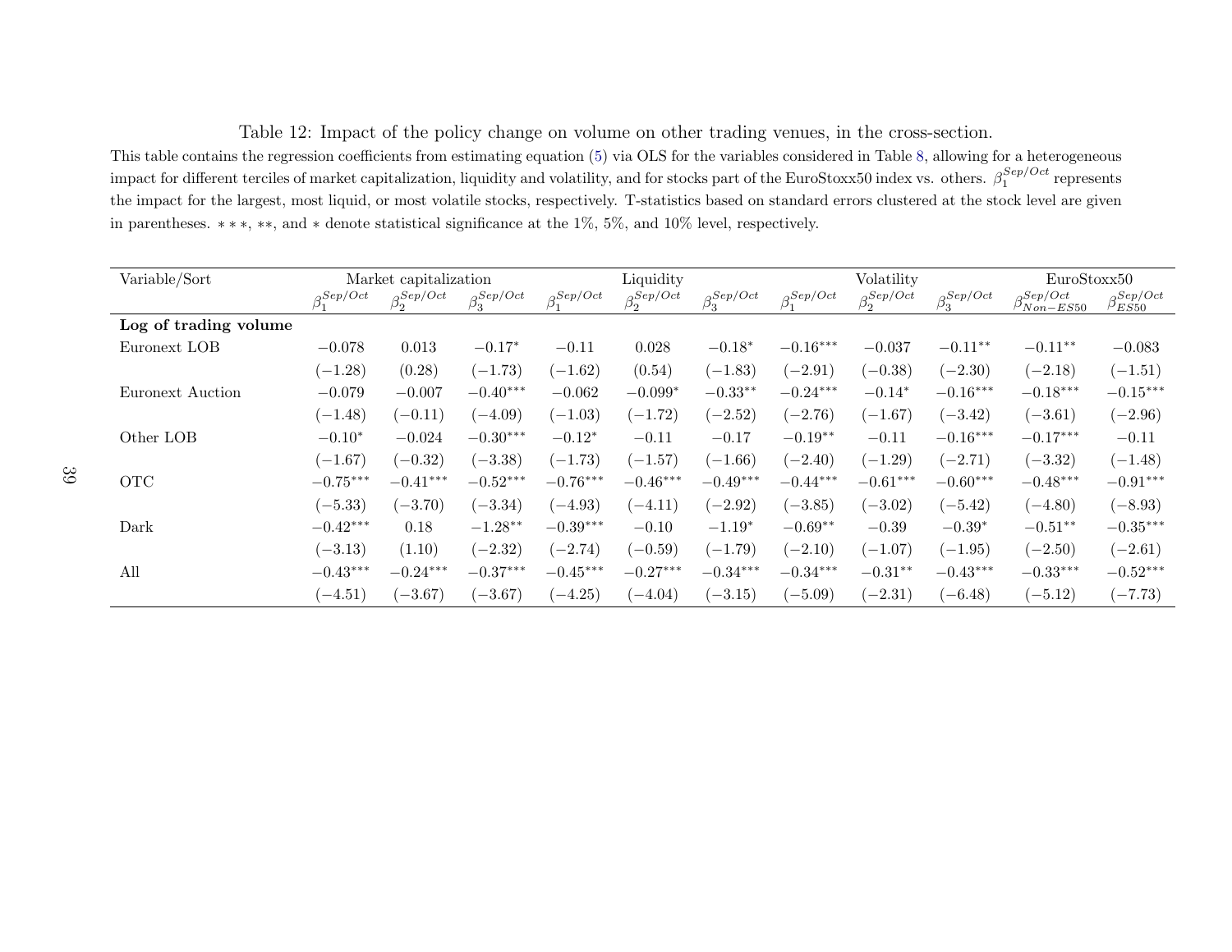Table 12: Impact of the policy change on volume on other trading venues, in the cross-section.

This table contains the regression coefficients from estimating equation (5) via OLS for the variables considered in Table 8, allowing for a heterogeneous impact for different terciles of market capitalization, liquidity and volatility, and for stocks part of the EuroStoxx50 index vs. others. $\beta_1^{Sep/Oct}$ represents the impact for the largest, most liquid, or most volatile stocks, respectively. T-statistics based on standard errors clustered at the stock level are given in parentheses. $***$, $**$, and $*$ denote statistical significance at the 1%, 5%, and 10% level, respectively.

| Variable/Sort | Market capitalization | | | Liquidity | | | Volatility | | | EuroStoxx50 | |
|---|---|---|---|---|---|---|---|---|---|---|---|
| | $\beta_1^{Sep/Oct}$ | $\beta_2^{Sep/Oct}$ | $\beta_3^{Sep/Oct}$ | $\beta_1^{Sep/Oct}$ | $\beta_2^{Sep/Oct}$ | $\beta_3^{Sep/Oct}$ | $\beta_1^{Sep/Oct}$ | $\beta_2^{Sep/Oct}$ | $\beta_3^{Sep/Oct}$ | $\beta_{Non-ES50}^{Sep/Oct}$ | $\beta_{ES50}^{Sep/Oct}$ |
| **Log of trading volume** | | | | | | | | | | | |
| Euronext LOB | $-0.078$ | $0.013$ | $-0.17^{*}$ | $-0.11$ | $0.028$ | $-0.18^{*}$ | $-0.16^{***}$ | $-0.037$ | $-0.11^{**}$ | $-0.11^{**}$ | $-0.083$ |
| | $(-1.28)$ | $(0.28)$ | $(-1.73)$ | $(-1.62)$ | $(0.54)$ | $(-1.83)$ | $(-2.91)$ | $(-0.38)$ | $(-2.30)$ | $(-2.18)$ | $(-1.51)$ |
| Euronext Auction | $-0.079$ | $-0.007$ | $-0.40^{***}$ | $-0.062$ | $-0.099^{*}$ | $-0.33^{**}$ | $-0.24^{***}$ | $-0.14^{*}$ | $-0.16^{***}$ | $-0.18^{***}$ | $-0.15^{***}$ |
| | $(-1.48)$ | $(-0.11)$ | $(-4.09)$ | $(-1.03)$ | $(-1.72)$ | $(-2.52)$ | $(-2.76)$ | $(-1.67)$ | $(-3.42)$ | $(-3.61)$ | $(-2.96)$ |
| Other LOB | $-0.10^{*}$ | $-0.024$ | $-0.30^{***}$ | $-0.12^{*}$ | $-0.11$ | $-0.17$ | $-0.19^{**}$ | $-0.11$ | $-0.16^{***}$ | $-0.17^{***}$ | $-0.11$ |
| | $(-1.67)$ | $(-0.32)$ | $(-3.38)$ | $(-1.73)$ | $(-1.57)$ | $(-1.66)$ | $(-2.40)$ | $(-1.29)$ | $(-2.71)$ | $(-3.32)$ | $(-1.48)$ |
| OTC | $-0.75^{***}$ | $-0.41^{***}$ | $-0.52^{***}$ | $-0.76^{***}$ | $-0.46^{***}$ | $-0.49^{***}$ | $-0.44^{***}$ | $-0.61^{***}$ | $-0.60^{***}$ | $-0.48^{***}$ | $-0.91^{***}$ |
| | $(-5.33)$ | $(-3.70)$ | $(-3.34)$ | $(-4.93)$ | $(-4.11)$ | $(-2.92)$ | $(-3.85)$ | $(-3.02)$ | $(-5.42)$ | $(-4.80)$ | $(-8.93)$ |
| Dark | $-0.42^{***}$ | $0.18$ | $-1.28^{**}$ | $-0.39^{***}$ | $-0.10$ | $-1.19^{*}$ | $-0.69^{**}$ | $-0.39$ | $-0.39^{*}$ | $-0.51^{**}$ | $-0.35^{***}$ |
| | $(-3.13)$ | $(1.10)$ | $(-2.32)$ | $(-2.74)$ | $(-0.59)$ | $(-1.79)$ | $(-2.10)$ | $(-1.07)$ | $(-1.95)$ | $(-2.50)$ | $(-2.61)$ |
| All | $-0.43^{***}$ | $-0.24^{***}$ | $-0.37^{***}$ | $-0.45^{***}$ | $-0.27^{***}$ | $-0.34^{***}$ | $-0.34^{***}$ | $-0.31^{**}$ | $-0.43^{***}$ | $-0.33^{***}$ | $-0.52^{***}$ |
| | $(-4.51)$ | $(-3.67)$ | $(-3.67)$ | $(-4.25)$ | $(-4.04)$ | $(-3.15)$ | $(-5.09)$ | $(-2.31)$ | $(-6.48)$ | $(-5.12)$ | $(-7.73)$ |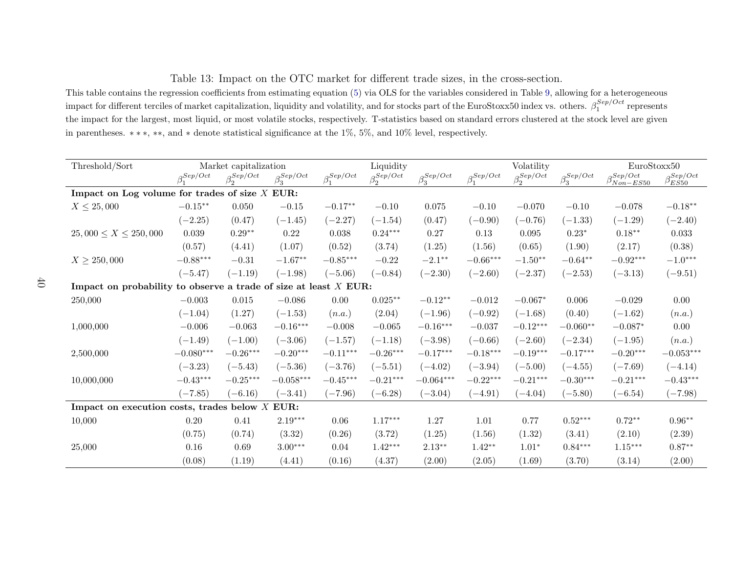Table 13: Impact on the OTC market for different trade sizes, in the cross-section.

This table contains the regression coefficients from estimating equation (5) via OLS for the variables considered in Table 9, allowing for a heterogeneous impact for different terciles of market capitalization, liquidity and volatility, and for stocks part of the EuroStoxx50 index vs. others. $\beta_1^{Sep/Oct}$ represents the impact for the largest, most liquid, or most volatile stocks, respectively. T-statistics based on standard errors clustered at the stock level are given in parentheses. $***$, $**$, and $*$ denote statistical significance at the 1%, 5%, and 10% level, respectively.

| Threshold/Sort | Market capitalization | | | Liquidity | | | Volatility | | | EuroStoxx50 | |
|---|---|---|---|---|---|---|---|---|---|---|---|
| | $\beta_1^{Sep/Oct}$ | $\beta_2^{Sep/Oct}$ | $\beta_3^{Sep/Oct}$ | $\beta_1^{Sep/Oct}$ | $\beta_2^{Sep/Oct}$ | $\beta_3^{Sep/Oct}$ | $\beta_1^{Sep/Oct}$ | $\beta_2^{Sep/Oct}$ | $\beta_3^{Sep/Oct}$ | $\beta_{Non-ES50}^{Sep/Oct}$ | $\beta_{ES50}^{Sep/Oct}$ |
| **Impact on Log volume for trades of size $X$ EUR:** | | | | | | | | | | | |
| $X \leq 25,000$ | $-0.15^{**}$ | 0.050 | $-0.15$ | $-0.17^{**}$ | $-0.10$ | 0.075 | $-0.10$ | $-0.070$ | $-0.10$ | $-0.078$ | $-0.18^{**}$ |
| | $(-2.25)$ | $(0.47)$ | $(-1.45)$ | $(-2.27)$ | $(-1.54)$ | $(0.47)$ | $(-0.90)$ | $(-0.76)$ | $(-1.33)$ | $(-1.29)$ | $(-2.40)$ |
| $25,000 \leq X \leq 250,000$ | 0.039 | $0.29^{**}$ | 0.22 | 0.038 | $0.24^{***}$ | 0.27 | 0.13 | 0.095 | $0.23^{*}$ | $0.18^{**}$ | 0.033 |
| | $(0.57)$ | $(4.41)$ | $(1.07)$ | $(0.52)$ | $(3.74)$ | $(1.25)$ | $(1.56)$ | $(0.65)$ | $(1.90)$ | $(2.17)$ | $(0.38)$ |
| $X \geq 250,000$ | $-0.88^{***}$ | $-0.31$ | $-1.67^{**}$ | $-0.85^{***}$ | $-0.22$ | $-2.1^{**}$ | $-0.66^{***}$ | $-1.50^{**}$ | $-0.64^{**}$ | $-0.92^{***}$ | $-1.0^{***}$ |
| | $(-5.47)$ | $(-1.19)$ | $(-1.98)$ | $(-5.06)$ | $(-0.84)$ | $(-2.30)$ | $(-2.60)$ | $(-2.37)$ | $(-2.53)$ | $(-3.13)$ | $(-9.51)$ |
| **Impact on probability to observe a trade of size at least $X$ EUR:** | | | | | | | | | | | |
| 250,000 | $-0.003$ | 0.015 | $-0.086$ | 0.00 | $0.025^{**}$ | $-0.12^{**}$ | $-0.012$ | $-0.067^{*}$ | 0.006 | $-0.029$ | 0.00 |
| | $(-1.04)$ | $(1.27)$ | $(-1.53)$ | $(n.a.)$ | $(2.04)$ | $(-1.96)$ | $(-0.92)$ | $(-1.68)$ | $(0.40)$ | $(-1.62)$ | $(n.a.)$ |
| 1,000,000 | $-0.006$ | $-0.063$ | $-0.16^{***}$ | $-0.008$ | $-0.065$ | $-0.16^{***}$ | $-0.037$ | $-0.12^{***}$ | $-0.060^{**}$ | $-0.087^{*}$ | 0.00 |
| | $(-1.49)$ | $(-1.00)$ | $(-3.06)$ | $(-1.57)$ | $(-1.18)$ | $(-3.98)$ | $(-0.66)$ | $(-2.60)$ | $(-2.34)$ | $(-1.95)$ | $(n.a.)$ |
| 2,500,000 | $-0.080^{***}$ | $-0.26^{***}$ | $-0.20^{***}$ | $-0.11^{***}$ | $-0.26^{***}$ | $-0.17^{***}$ | $-0.18^{***}$ | $-0.19^{***}$ | $-0.17^{***}$ | $-0.20^{***}$ | $-0.053^{***}$ |
| | $(-3.23)$ | $(-5.43)$ | $(-5.36)$ | $(-3.76)$ | $(-5.51)$ | $(-4.02)$ | $(-3.94)$ | $(-5.00)$ | $(-4.55)$ | $(-7.69)$ | $(-4.14)$ |
| 10,000,000 | $-0.43^{***}$ | $-0.25^{***}$ | $-0.058^{***}$ | $-0.45^{***}$ | $-0.21^{***}$ | $-0.064^{***}$ | $-0.22^{***}$ | $-0.21^{***}$ | $-0.30^{***}$ | $-0.21^{***}$ | $-0.43^{***}$ |
| | $(-7.85)$ | $(-6.16)$ | $(-3.41)$ | $(-7.96)$ | $(-6.28)$ | $(-3.04)$ | $(-4.91)$ | $(-4.04)$ | $(-5.80)$ | $(-6.54)$ | $(-7.98)$ |
| **Impact on execution costs, trades below $X$ EUR:** | | | | | | | | | | | |
| 10,000 | 0.20 | 0.41 | $2.19^{***}$ | 0.06 | $1.17^{***}$ | 1.27 | 1.01 | 0.77 | $0.52^{***}$ | $0.72^{**}$ | $0.96^{**}$ |
| | $(0.75)$ | $(0.74)$ | $(3.32)$ | $(0.26)$ | $(3.72)$ | $(1.25)$ | $(1.56)$ | $(1.32)$ | $(3.41)$ | $(2.10)$ | $(2.39)$ |
| 25,000 | 0.16 | 0.69 | $3.00^{***}$ | 0.04 | $1.42^{***}$ | $2.13^{**}$ | $1.42^{**}$ | $1.01^{*}$ | $0.84^{***}$ | $1.15^{***}$ | $0.87^{**}$ |
| | $(0.08)$ | $(1.19)$ | $(4.41)$ | $(0.16)$ | $(4.37)$ | $(2.00)$ | $(2.05)$ | $(1.69)$ | $(3.70)$ | $(3.14)$ | $(2.00)$ |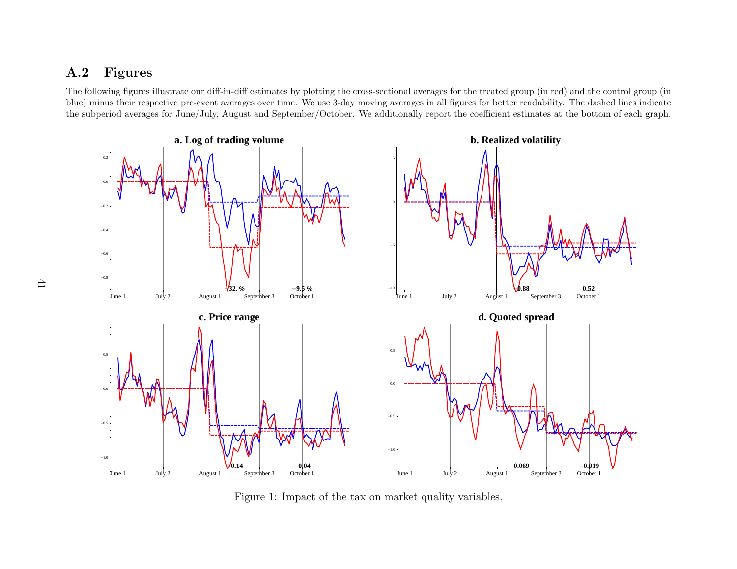## A.2 Figures

The following figures illustrate our diff-in-diff estimates by plotting the cross-sectional averages for the treated group (in red) and the control group (in blue) minus their respective pre-event averages over time. We use 3-day moving averages in all figures for better readability. The dashed lines indicate the subperiod averages for June/July, August and September/October. We additionally report the coefficient estimates at the bottom of each graph.

Figure 1: Impact of the tax on market quality variables.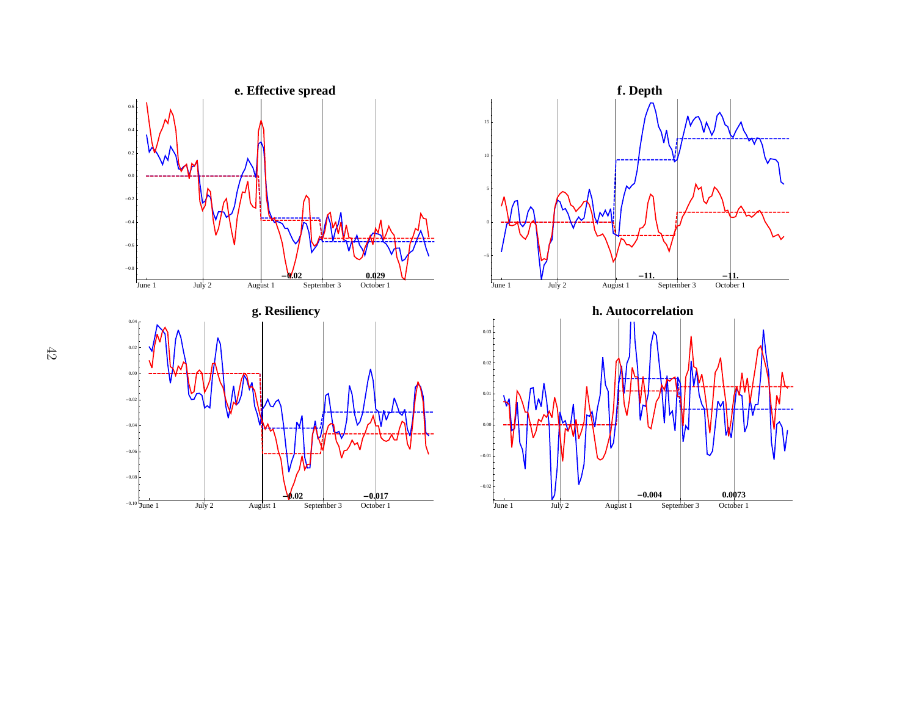**e. Effective spread**

**f. Depth**

**g. Resiliency**

**h. Autocorrelation**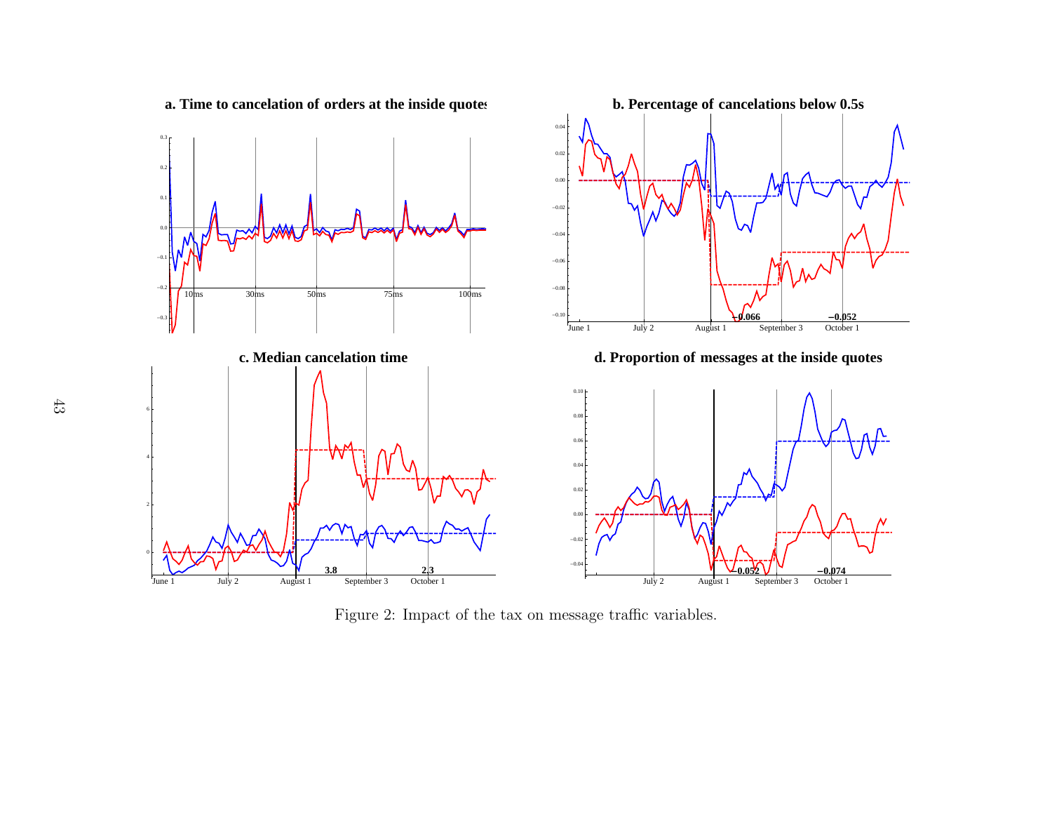Figure 2: Impact of the tax on message traffic variables.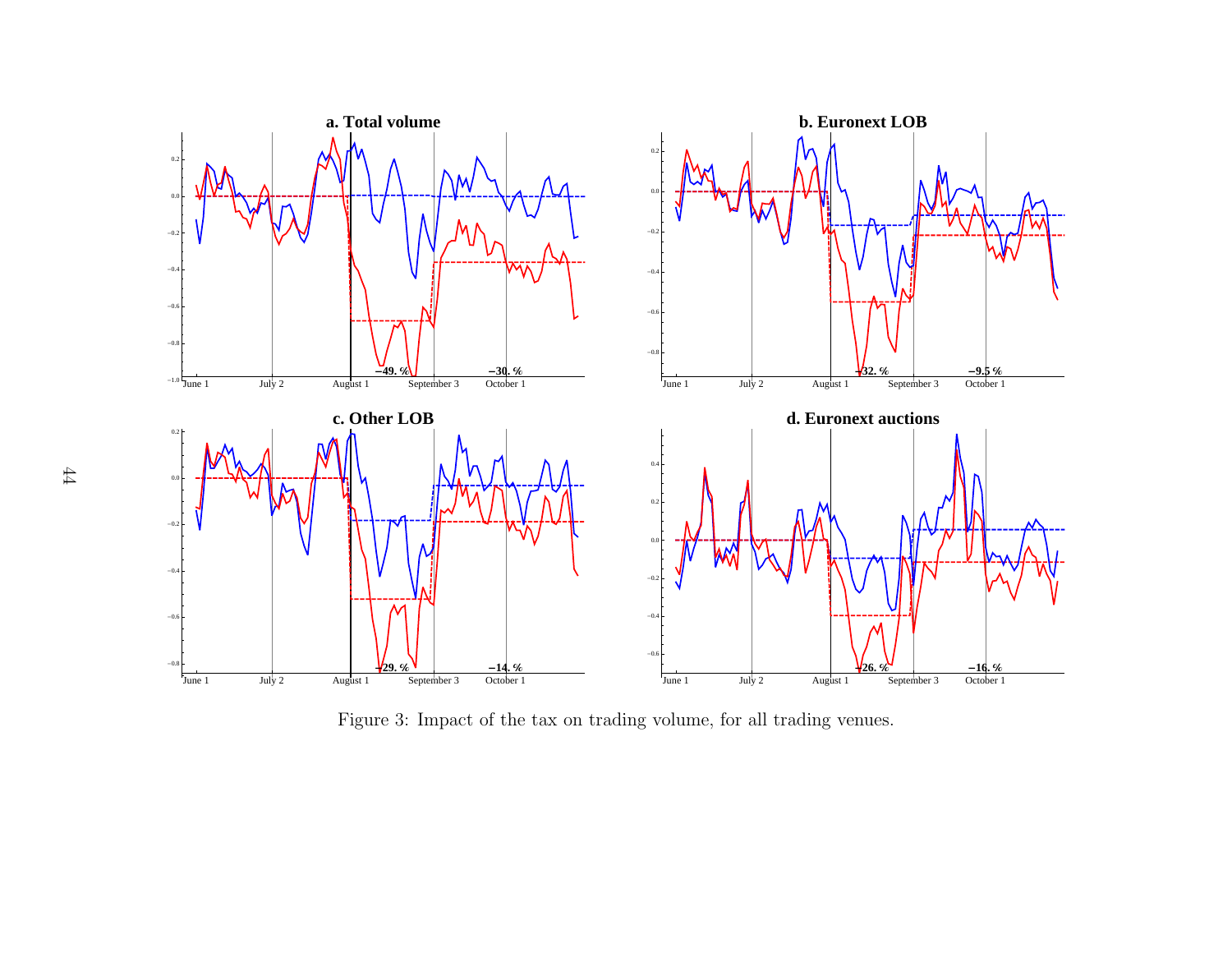Figure 3: Impact of the tax on trading volume, for all trading venues.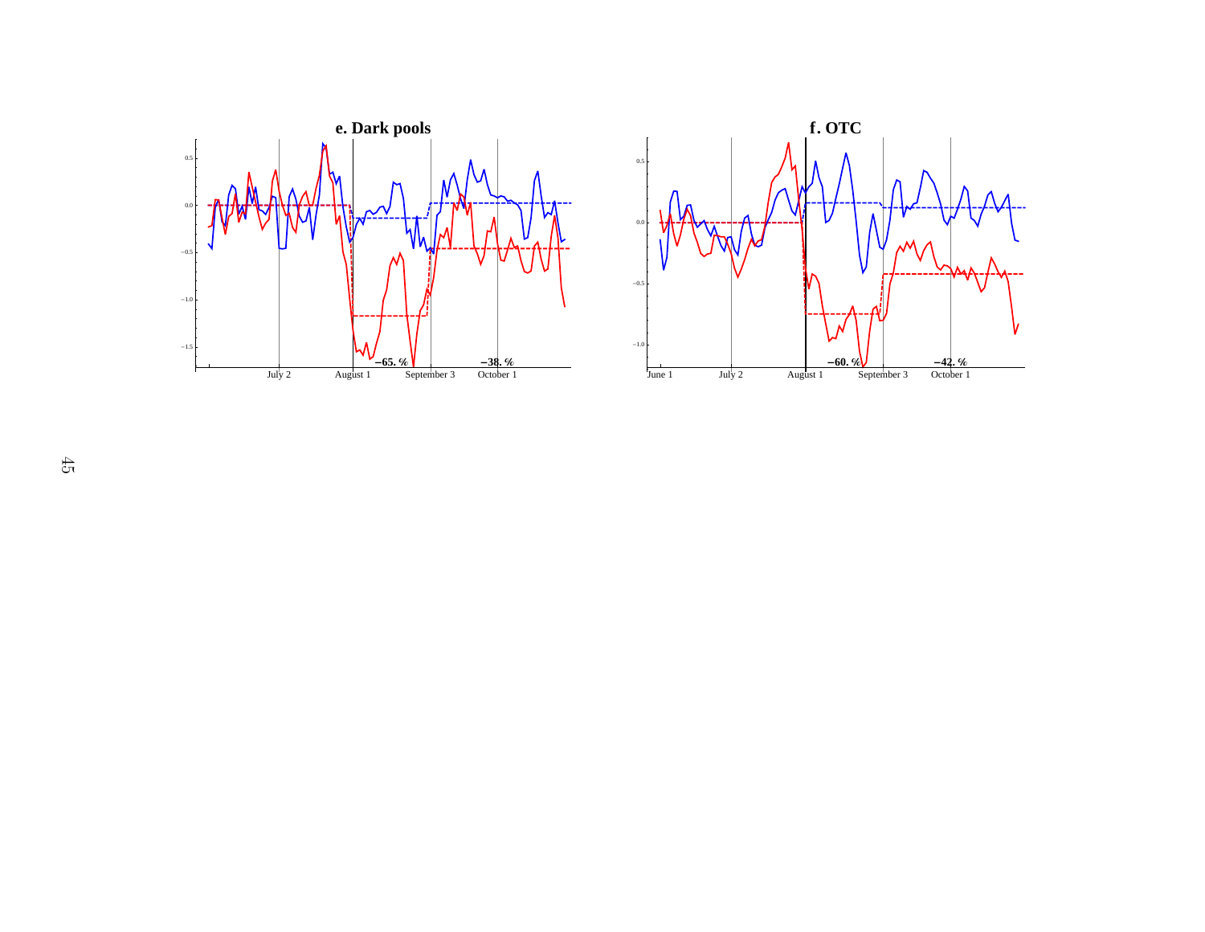## e. Dark pools

## f. OTC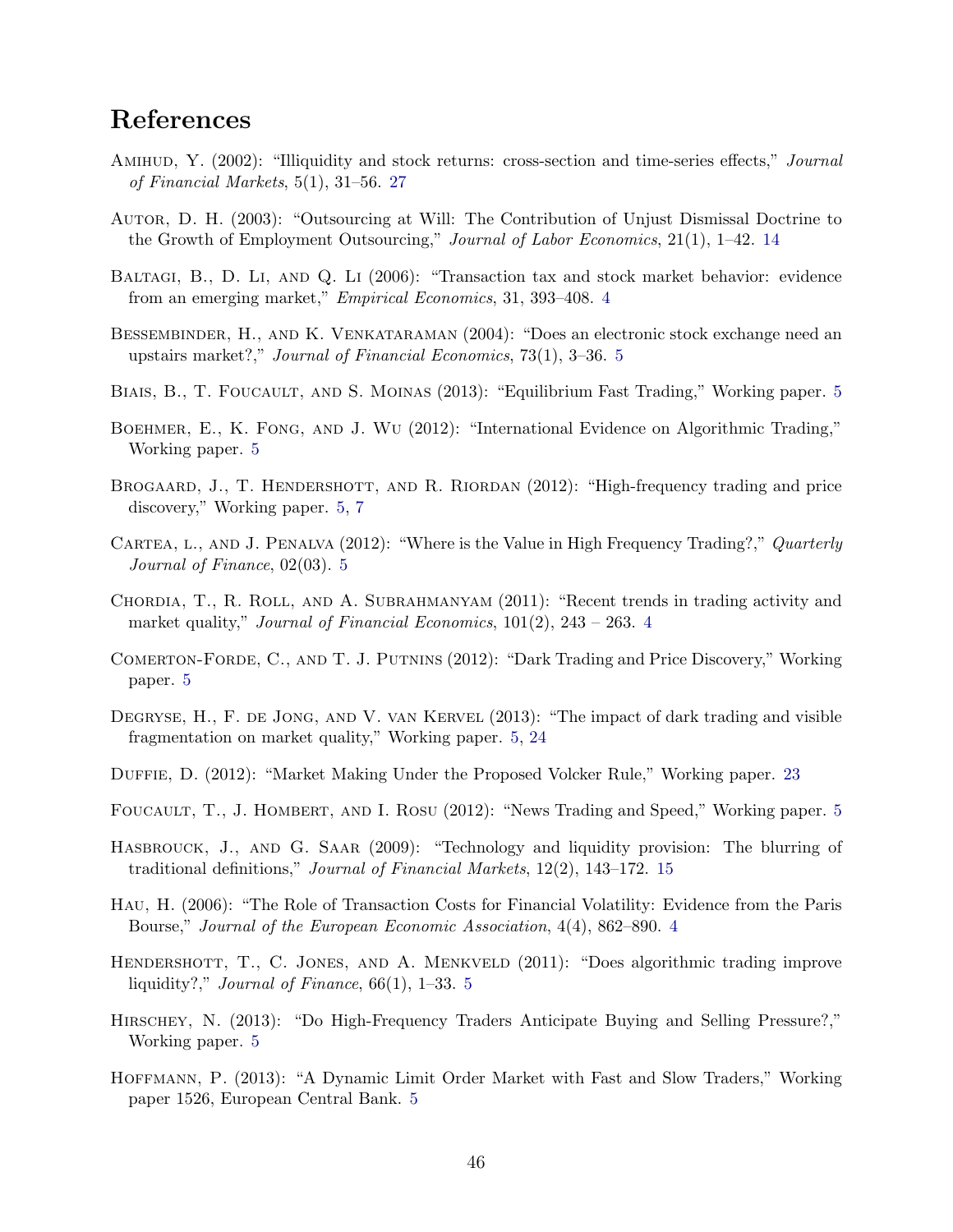# References

Amihud, Y. (2002): "Illiquidity and stock returns: cross-section and time-series effects," *Journal of Financial Markets*, 5(1), 31–56. 27

Autor, D. H. (2003): "Outsourcing at Will: The Contribution of Unjust Dismissal Doctrine to the Growth of Employment Outsourcing," *Journal of Labor Economics*, 21(1), 1–42. 14

Baltagi, B., D. Li, and Q. Li (2006): "Transaction tax and stock market behavior: evidence from an emerging market," *Empirical Economics*, 31, 393–408. 4

Bessembinder, H., and K. Venkataraman (2004): "Does an electronic stock exchange need an upstairs market?," *Journal of Financial Economics*, 73(1), 3–36. 5

Biais, B., T. Foucault, and S. Moinas (2013): "Equilibrium Fast Trading," Working paper. 5

Boehmer, E., K. Fong, and J. Wu (2012): "International Evidence on Algorithmic Trading," Working paper. 5

Brogaard, J., T. Hendershott, and R. Riordan (2012): "High-frequency trading and price discovery," Working paper. 5, 7

Cartea, l., and J. Penalva (2012): "Where is the Value in High Frequency Trading?," *Quarterly Journal of Finance*, 02(03). 5

Chordia, T., R. Roll, and A. Subrahmanyam (2011): "Recent trends in trading activity and market quality," *Journal of Financial Economics*, 101(2), 243 – 263. 4

Comerton-Forde, C., and T. J. Putnins (2012): "Dark Trading and Price Discovery," Working paper. 5

Degryse, H., F. de Jong, and V. van Kervel (2013): "The impact of dark trading and visible fragmentation on market quality," Working paper. 5, 24

Duffie, D. (2012): "Market Making Under the Proposed Volcker Rule," Working paper. 23

Foucault, T., J. Hombert, and I. Rosu (2012): "News Trading and Speed," Working paper. 5

Hasbrouck, J., and G. Saar (2009): "Technology and liquidity provision: The blurring of traditional definitions," *Journal of Financial Markets*, 12(2), 143–172. 15

Hau, H. (2006): "The Role of Transaction Costs for Financial Volatility: Evidence from the Paris Bourse," *Journal of the European Economic Association*, 4(4), 862–890. 4

Hendershott, T., C. Jones, and A. Menkveld (2011): "Does algorithmic trading improve liquidity?," *Journal of Finance*, 66(1), 1–33. 5

Hirschey, N. (2013): "Do High-Frequency Traders Anticipate Buying and Selling Pressure?," Working paper. 5

Hoffmann, P. (2013): "A Dynamic Limit Order Market with Fast and Slow Traders," Working paper 1526, European Central Bank. 5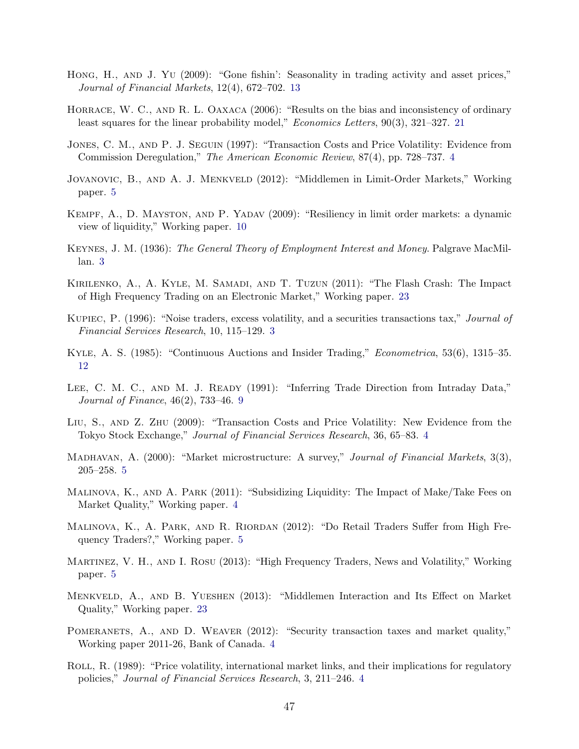Hong, H., and J. Yu (2009): "Gone fishin': Seasonality in trading activity and asset prices," *Journal of Financial Markets*, 12(4), 672–702. 13

Horrace, W. C., and R. L. Oaxaca (2006): "Results on the bias and inconsistency of ordinary least squares for the linear probability model," *Economics Letters*, 90(3), 321–327. 21

Jones, C. M., and P. J. Seguin (1997): "Transaction Costs and Price Volatility: Evidence from Commission Deregulation," *The American Economic Review*, 87(4), pp. 728–737. 4

Jovanovic, B., and A. J. Menkveld (2012): "Middlemen in Limit-Order Markets," Working paper. 5

Kempf, A., D. Mayston, and P. Yadav (2009): "Resiliency in limit order markets: a dynamic view of liquidity," Working paper. 10

Keynes, J. M. (1936): *The General Theory of Employment Interest and Money*. Palgrave MacMillan. 3

Kirilenko, A., A. Kyle, M. Samadi, and T. Tuzun (2011): "The Flash Crash: The Impact of High Frequency Trading on an Electronic Market," Working paper. 23

Kupiec, P. (1996): "Noise traders, excess volatility, and a securities transactions tax," *Journal of Financial Services Research*, 10, 115–129. 3

Kyle, A. S. (1985): "Continuous Auctions and Insider Trading," *Econometrica*, 53(6), 1315–35. 12

Lee, C. M. C., and M. J. Ready (1991): "Inferring Trade Direction from Intraday Data," *Journal of Finance*, 46(2), 733–46. 9

Liu, S., and Z. Zhu (2009): "Transaction Costs and Price Volatility: New Evidence from the Tokyo Stock Exchange," *Journal of Financial Services Research*, 36, 65–83. 4

Madhavan, A. (2000): "Market microstructure: A survey," *Journal of Financial Markets*, 3(3), 205–258. 5

Malinova, K., and A. Park (2011): "Subsidizing Liquidity: The Impact of Make/Take Fees on Market Quality," Working paper. 4

Malinova, K., A. Park, and R. Riordan (2012): "Do Retail Traders Suffer from High Frequency Traders?," Working paper. 5

Martinez, V. H., and I. Rosu (2013): "High Frequency Traders, News and Volatility," Working paper. 5

Menkveld, A., and B. Yueshen (2013): "Middlemen Interaction and Its Effect on Market Quality," Working paper. 23

Pomeranets, A., and D. Weaver (2012): "Security transaction taxes and market quality," Working paper 2011-26, Bank of Canada. 4

Roll, R. (1989): "Price volatility, international market links, and their implications for regulatory policies," *Journal of Financial Services Research*, 3, 211–246. 4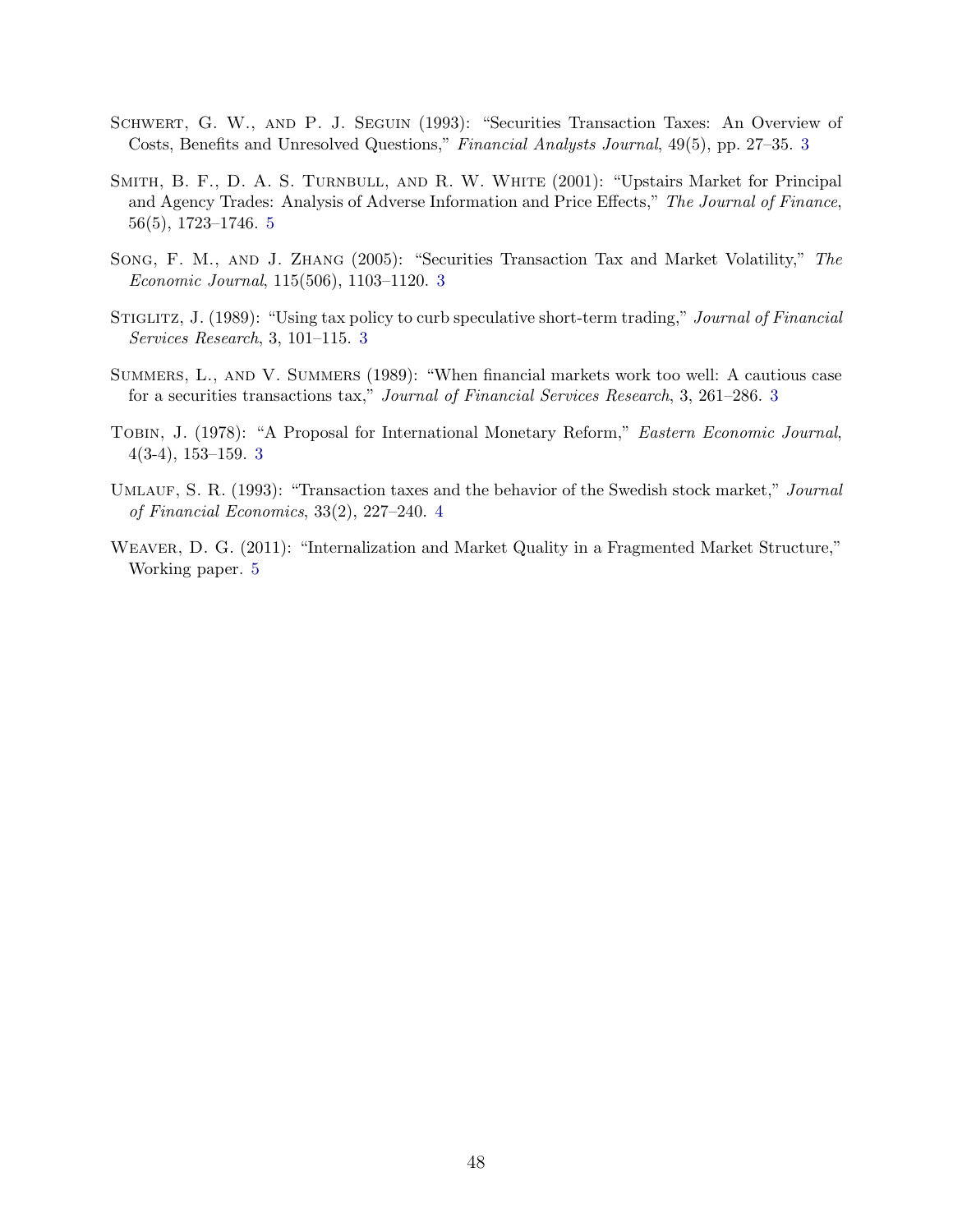Schwert, G. W., and P. J. Seguin (1993): "Securities Transaction Taxes: An Overview of Costs, Benefits and Unresolved Questions," *Financial Analysts Journal*, 49(5), pp. 27–35. 3

Smith, B. F., D. A. S. Turnbull, and R. W. White (2001): "Upstairs Market for Principal and Agency Trades: Analysis of Adverse Information and Price Effects," *The Journal of Finance*, 56(5), 1723–1746. 5

Song, F. M., and J. Zhang (2005): "Securities Transaction Tax and Market Volatility," *The Economic Journal*, 115(506), 1103–1120. 3

Stiglitz, J. (1989): "Using tax policy to curb speculative short-term trading," *Journal of Financial Services Research*, 3, 101–115. 3

Summers, L., and V. Summers (1989): "When financial markets work too well: A cautious case for a securities transactions tax," *Journal of Financial Services Research*, 3, 261–286. 3

Tobin, J. (1978): "A Proposal for International Monetary Reform," *Eastern Economic Journal*, 4(3-4), 153–159. 3

Umlauf, S. R. (1993): "Transaction taxes and the behavior of the Swedish stock market," *Journal of Financial Economics*, 33(2), 227–240. 4

Weaver, D. G. (2011): "Internalization and Market Quality in a Fragmented Market Structure," Working paper. 5